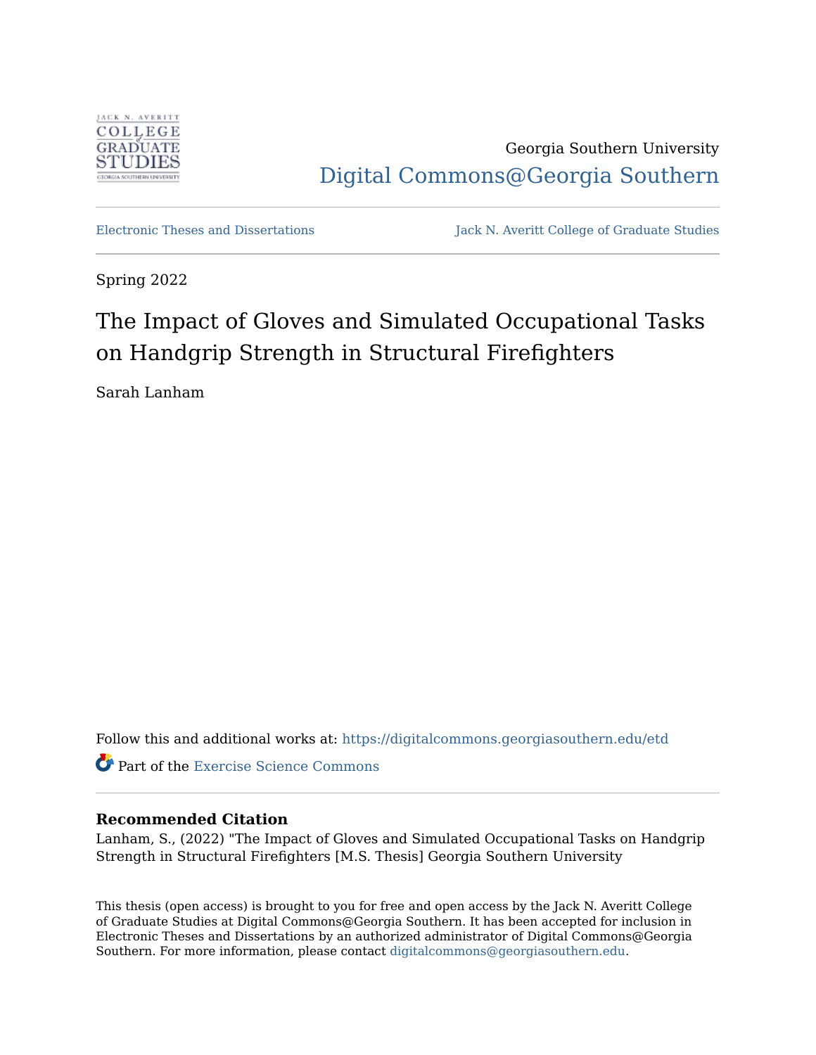Georgia Southern University

Digital Commons@Georgia Southern

Electronic Theses and Dissertations

Jack N. Averitt College of Graduate Studies

Spring 2022

# The Impact of Gloves and Simulated Occupational Tasks on Handgrip Strength in Structural Firefighters

Sarah Lanham

Follow this and additional works at: https://digitalcommons.georgiasouthern.edu/etd

Part of the Exercise Science Commons

**Recommended Citation**

Lanham, S., (2022) "The Impact of Gloves and Simulated Occupational Tasks on Handgrip Strength in Structural Firefighters [M.S. Thesis] Georgia Southern University

This thesis (open access) is brought to you for free and open access by the Jack N. Averitt College of Graduate Studies at Digital Commons@Georgia Southern. It has been accepted for inclusion in Electronic Theses and Dissertations by an authorized administrator of Digital Commons@Georgia Southern. For more information, please contact digitalcommons@georgiasouthern.edu.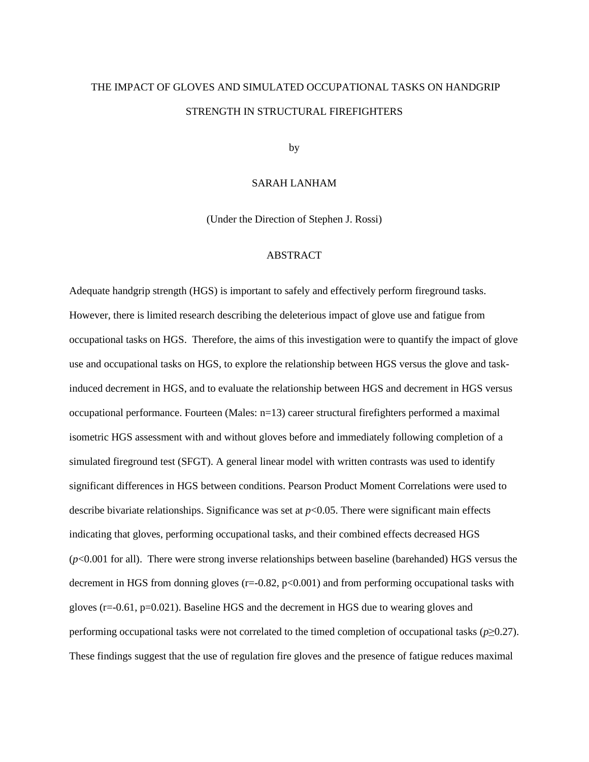THE IMPACT OF GLOVES AND SIMULATED OCCUPATIONAL TASKS ON HANDGRIP STRENGTH IN STRUCTURAL FIREFIGHTERS

by

SARAH LANHAM

(Under the Direction of Stephen J. Rossi)

## ABSTRACT

Adequate handgrip strength (HGS) is important to safely and effectively perform fireground tasks. However, there is limited research describing the deleterious impact of glove use and fatigue from occupational tasks on HGS. Therefore, the aims of this investigation were to quantify the impact of glove use and occupational tasks on HGS, to explore the relationship between HGS versus the glove and task-induced decrement in HGS, and to evaluate the relationship between HGS and decrement in HGS versus occupational performance. Fourteen (Males: n=13) career structural firefighters performed a maximal isometric HGS assessment with and without gloves before and immediately following completion of a simulated fireground test (SFGT). A general linear model with written contrasts was used to identify significant differences in HGS between conditions. Pearson Product Moment Correlations were used to describe bivariate relationships. Significance was set at $p<0.05$. There were significant main effects indicating that gloves, performing occupational tasks, and their combined effects decreased HGS ($p<0.001$ for all). There were strong inverse relationships between baseline (barehanded) HGS versus the decrement in HGS from donning gloves ($r=-0.82$, $p<0.001$) and from performing occupational tasks with gloves ($r=-0.61$, $p=0.021$). Baseline HGS and the decrement in HGS due to wearing gloves and performing occupational tasks were not correlated to the timed completion of occupational tasks ($p\geq0.27$). These findings suggest that the use of regulation fire gloves and the presence of fatigue reduces maximal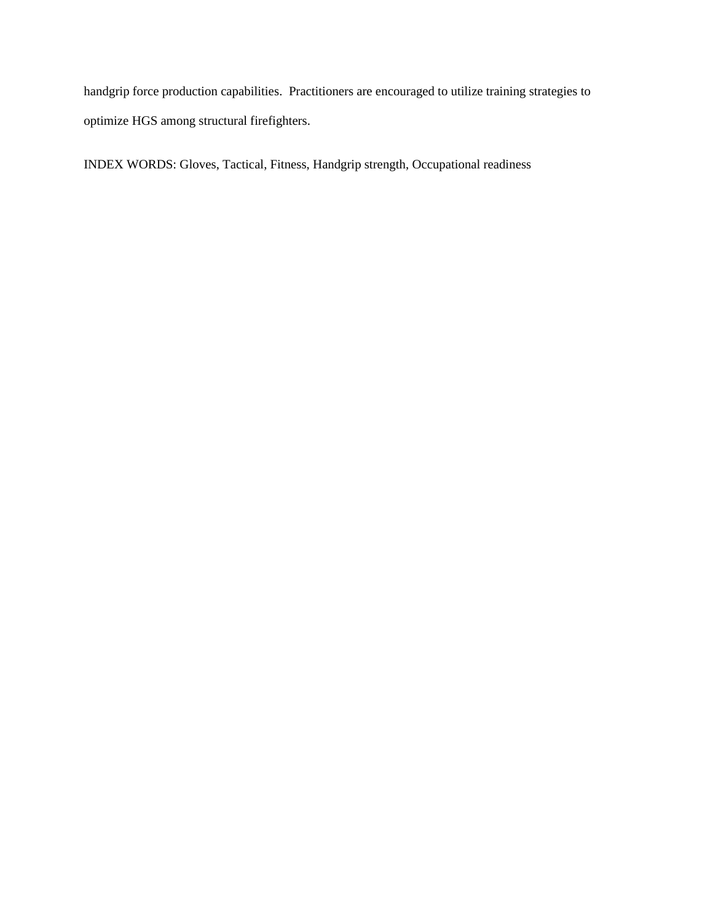handgrip force production capabilities. Practitioners are encouraged to utilize training strategies to optimize HGS among structural firefighters.

INDEX WORDS: Gloves, Tactical, Fitness, Handgrip strength, Occupational readiness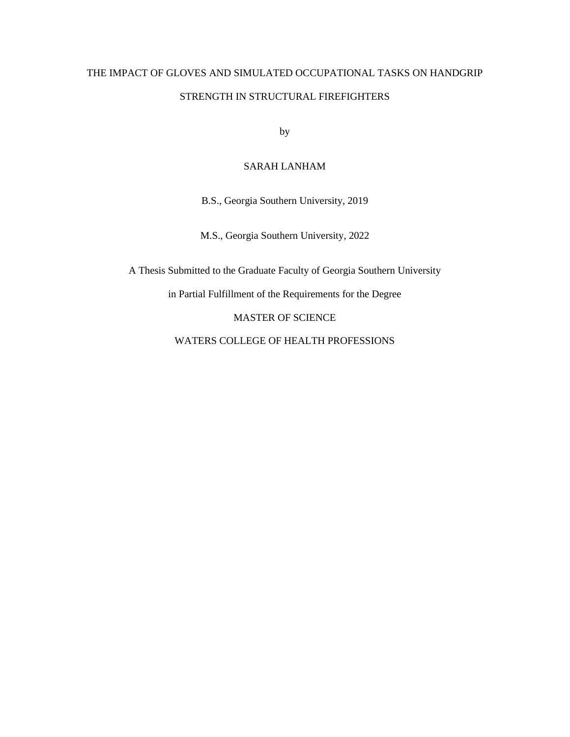# THE IMPACT OF GLOVES AND SIMULATED OCCUPATIONAL TASKS ON HANDGRIP STRENGTH IN STRUCTURAL FIREFIGHTERS

by

SARAH LANHAM

B.S., Georgia Southern University, 2019

M.S., Georgia Southern University, 2022

A Thesis Submitted to the Graduate Faculty of Georgia Southern University

in Partial Fulfillment of the Requirements for the Degree

MASTER OF SCIENCE

WATERS COLLEGE OF HEALTH PROFESSIONS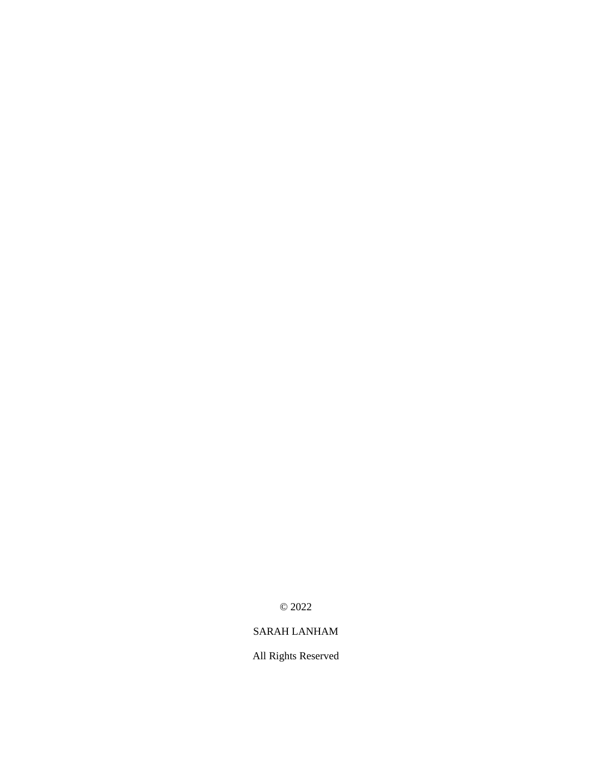© 2022

SARAH LANHAM

All Rights Reserved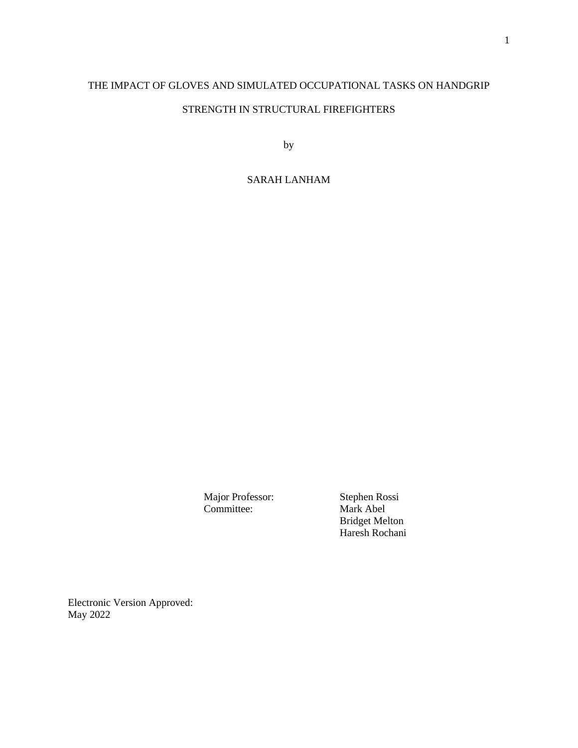THE IMPACT OF GLOVES AND SIMULATED OCCUPATIONAL TASKS ON HANDGRIP STRENGTH IN STRUCTURAL FIREFIGHTERS

by

SARAH LANHAM

Major Professor: Stephen Rossi
Committee: Mark Abel
Bridget Melton
Haresh Rochani

Electronic Version Approved:
May 2022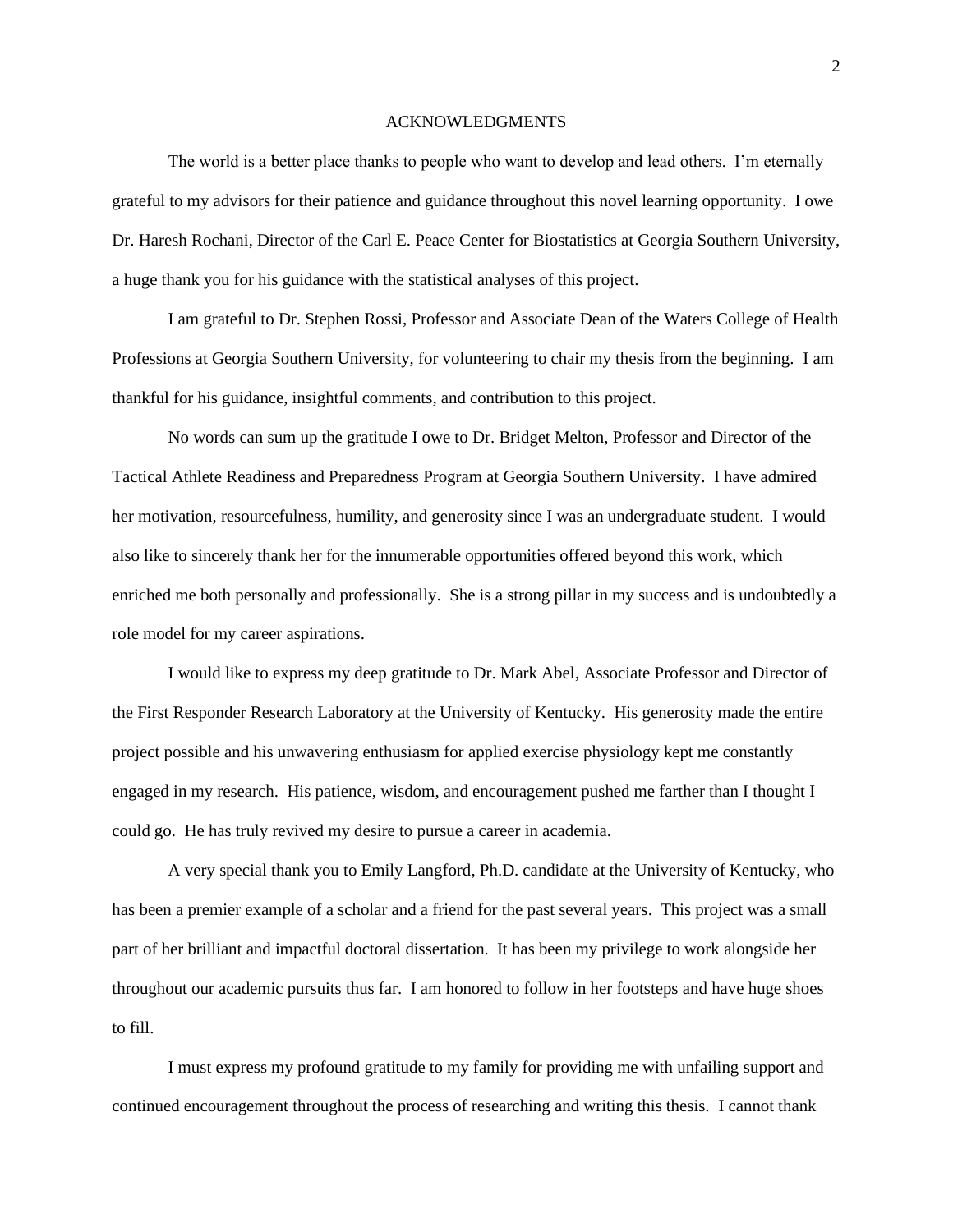# ACKNOWLEDGMENTS

The world is a better place thanks to people who want to develop and lead others. I'm eternally grateful to my advisors for their patience and guidance throughout this novel learning opportunity. I owe Dr. Haresh Rochani, Director of the Carl E. Peace Center for Biostatistics at Georgia Southern University, a huge thank you for his guidance with the statistical analyses of this project.

I am grateful to Dr. Stephen Rossi, Professor and Associate Dean of the Waters College of Health Professions at Georgia Southern University, for volunteering to chair my thesis from the beginning. I am thankful for his guidance, insightful comments, and contribution to this project.

No words can sum up the gratitude I owe to Dr. Bridget Melton, Professor and Director of the Tactical Athlete Readiness and Preparedness Program at Georgia Southern University. I have admired her motivation, resourcefulness, humility, and generosity since I was an undergraduate student. I would also like to sincerely thank her for the innumerable opportunities offered beyond this work, which enriched me both personally and professionally. She is a strong pillar in my success and is undoubtedly a role model for my career aspirations.

I would like to express my deep gratitude to Dr. Mark Abel, Associate Professor and Director of the First Responder Research Laboratory at the University of Kentucky. His generosity made the entire project possible and his unwavering enthusiasm for applied exercise physiology kept me constantly engaged in my research. His patience, wisdom, and encouragement pushed me farther than I thought I could go. He has truly revived my desire to pursue a career in academia.

A very special thank you to Emily Langford, Ph.D. candidate at the University of Kentucky, who has been a premier example of a scholar and a friend for the past several years. This project was a small part of her brilliant and impactful doctoral dissertation. It has been my privilege to work alongside her throughout our academic pursuits thus far. I am honored to follow in her footsteps and have huge shoes to fill.

I must express my profound gratitude to my family for providing me with unfailing support and continued encouragement throughout the process of researching and writing this thesis. I cannot thank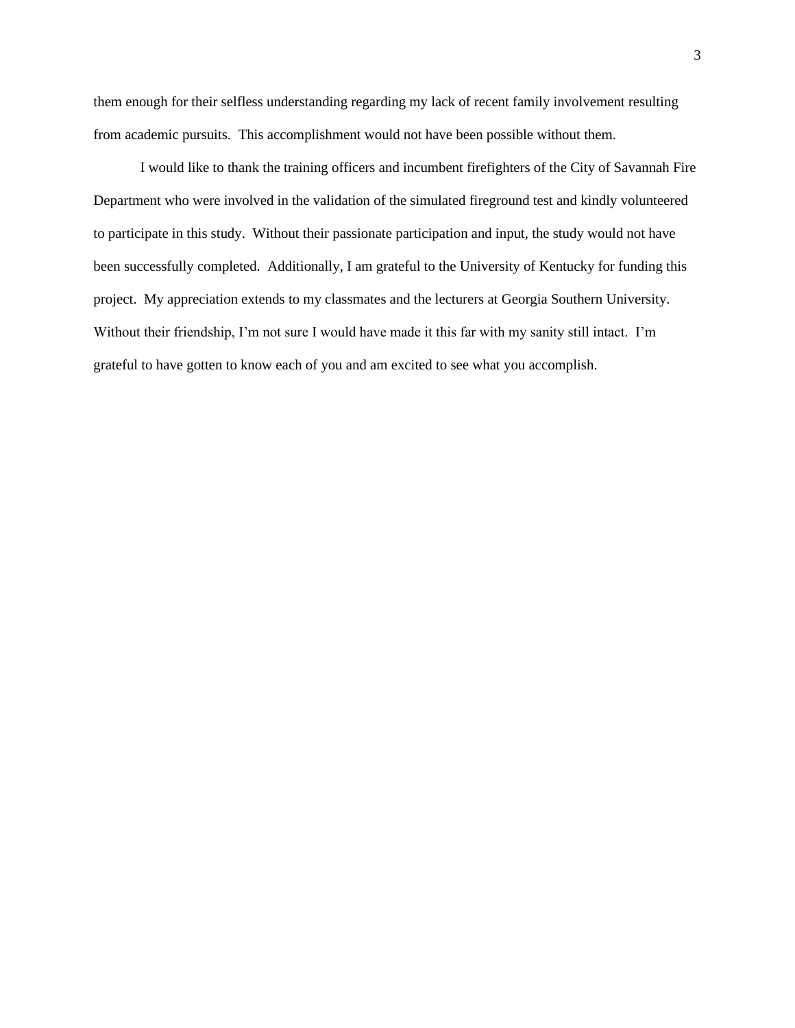them enough for their selfless understanding regarding my lack of recent family involvement resulting from academic pursuits. This accomplishment would not have been possible without them.

I would like to thank the training officers and incumbent firefighters of the City of Savannah Fire Department who were involved in the validation of the simulated fireground test and kindly volunteered to participate in this study. Without their passionate participation and input, the study would not have been successfully completed. Additionally, I am grateful to the University of Kentucky for funding this project. My appreciation extends to my classmates and the lecturers at Georgia Southern University. Without their friendship, I'm not sure I would have made it this far with my sanity still intact. I'm grateful to have gotten to know each of you and am excited to see what you accomplish.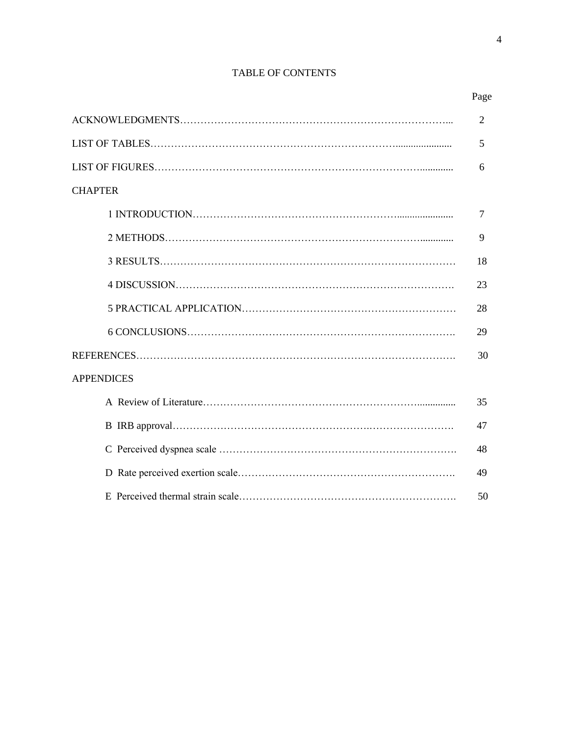# TABLE OF CONTENTS

| | Page |
|---|---|
| ACKNOWLEDGMENTS | 2 |
| LIST OF TABLES | 5 |
| LIST OF FIGURES | 6 |
| CHAPTER | |
| 1 INTRODUCTION | 7 |
| 2 METHODS | 9 |
| 3 RESULTS | 18 |
| 4 DISCUSSION | 23 |
| 5 PRACTICAL APPLICATION | 28 |
| 6 CONCLUSIONS | 29 |
| REFERENCES | 30 |
| APPENDICES | |
| A Review of Literature | 35 |
| B IRB approval | 47 |
| C Perceived dyspnea scale | 48 |
| D Rate perceived exertion scale | 49 |
| E Perceived thermal strain scale | 50 |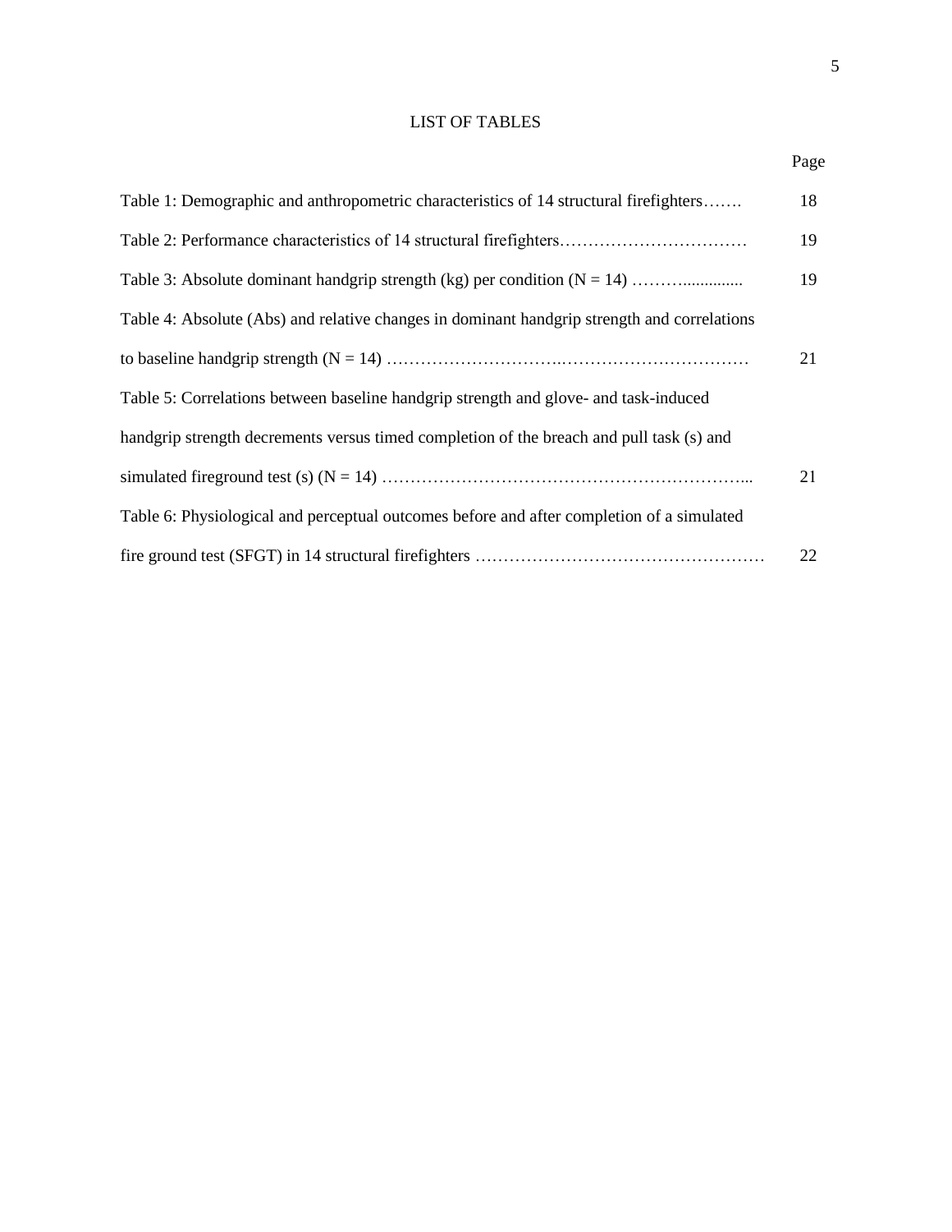# LIST OF TABLES

| | Page |
|---|---|
| Table 1: Demographic and anthropometric characteristics of 14 structural firefighters……. | 18 |
| Table 2: Performance characteristics of 14 structural firefighters…………………………… | 19 |
| Table 3: Absolute dominant handgrip strength (kg) per condition (N = 14) ……….............. | 19 |
| Table 4: Absolute (Abs) and relative changes in dominant handgrip strength and correlations to baseline handgrip strength (N = 14) …………………………..…………………………… | 21 |
| Table 5: Correlations between baseline handgrip strength and glove- and task-induced handgrip strength decrements versus timed completion of the breach and pull task (s) and simulated fireground test (s) (N = 14) ………………………………………………………... | 21 |
| Table 6: Physiological and perceptual outcomes before and after completion of a simulated fire ground test (SFGT) in 14 structural firefighters …………………………………………… | 22 |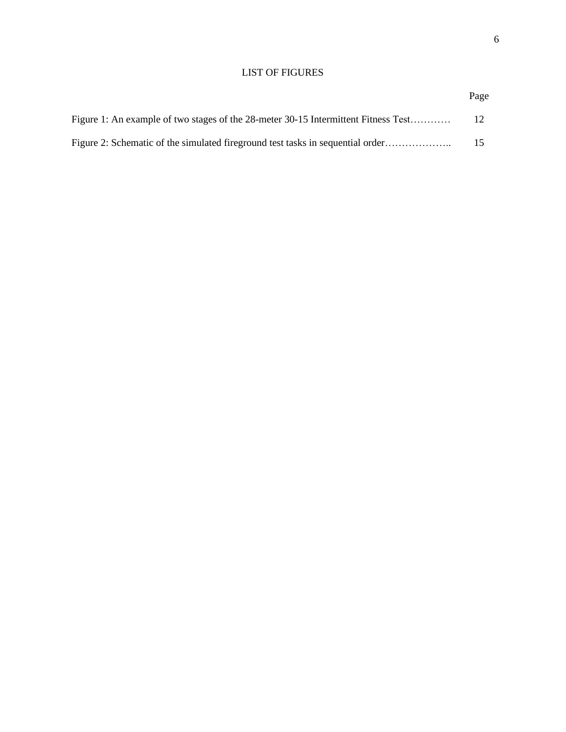# LIST OF FIGURES

| | Page |
|---|---|
| Figure 1: An example of two stages of the 28-meter 30-15 Intermittent Fitness Test………… | 12 |
| Figure 2: Schematic of the simulated fireground test tasks in sequential order……………….. | 15 |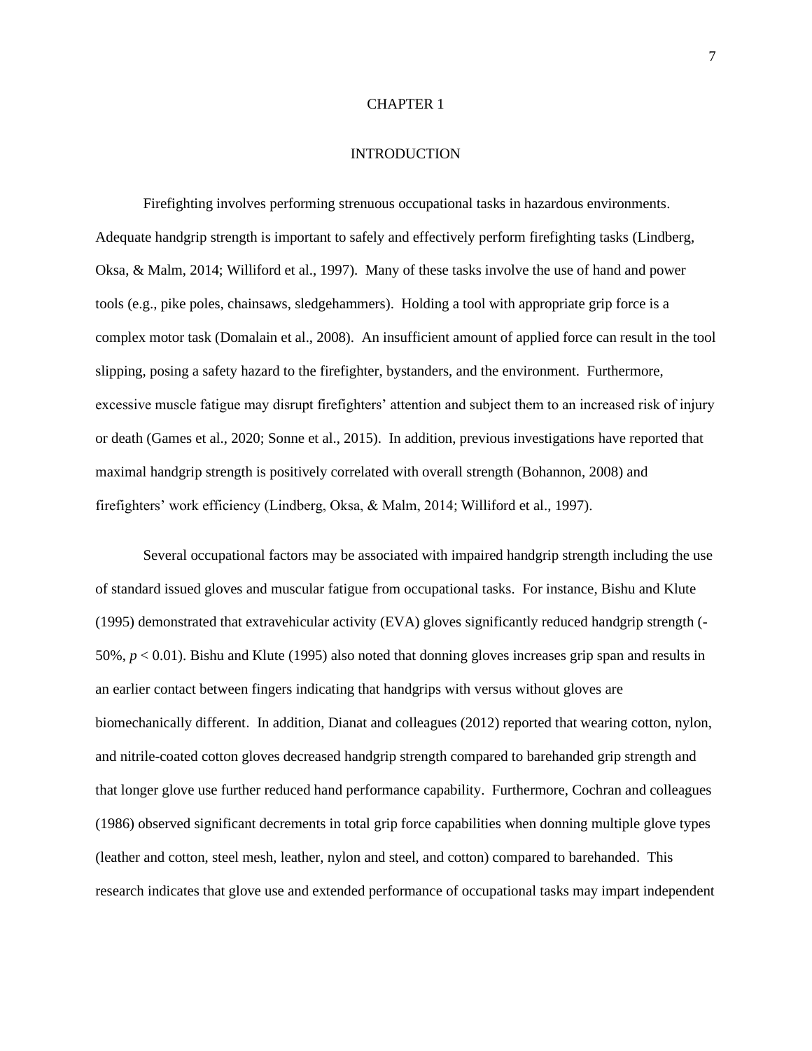# CHAPTER 1

## INTRODUCTION

Firefighting involves performing strenuous occupational tasks in hazardous environments. Adequate handgrip strength is important to safely and effectively perform firefighting tasks (Lindberg, Oksa, & Malm, 2014; Williford et al., 1997). Many of these tasks involve the use of hand and power tools (e.g., pike poles, chainsaws, sledgehammers). Holding a tool with appropriate grip force is a complex motor task (Domalain et al., 2008). An insufficient amount of applied force can result in the tool slipping, posing a safety hazard to the firefighter, bystanders, and the environment. Furthermore, excessive muscle fatigue may disrupt firefighters' attention and subject them to an increased risk of injury or death (Games et al., 2020; Sonne et al., 2015). In addition, previous investigations have reported that maximal handgrip strength is positively correlated with overall strength (Bohannon, 2008) and firefighters' work efficiency (Lindberg, Oksa, & Malm, 2014; Williford et al., 1997).

Several occupational factors may be associated with impaired handgrip strength including the use of standard issued gloves and muscular fatigue from occupational tasks. For instance, Bishu and Klute (1995) demonstrated that extravehicular activity (EVA) gloves significantly reduced handgrip strength (-50%, $p < 0.01$). Bishu and Klute (1995) also noted that donning gloves increases grip span and results in an earlier contact between fingers indicating that handgrips with versus without gloves are biomechanically different. In addition, Dianat and colleagues (2012) reported that wearing cotton, nylon, and nitrile-coated cotton gloves decreased handgrip strength compared to barehanded grip strength and that longer glove use further reduced hand performance capability. Furthermore, Cochran and colleagues (1986) observed significant decrements in total grip force capabilities when donning multiple glove types (leather and cotton, steel mesh, leather, nylon and steel, and cotton) compared to barehanded. This research indicates that glove use and extended performance of occupational tasks may impart independent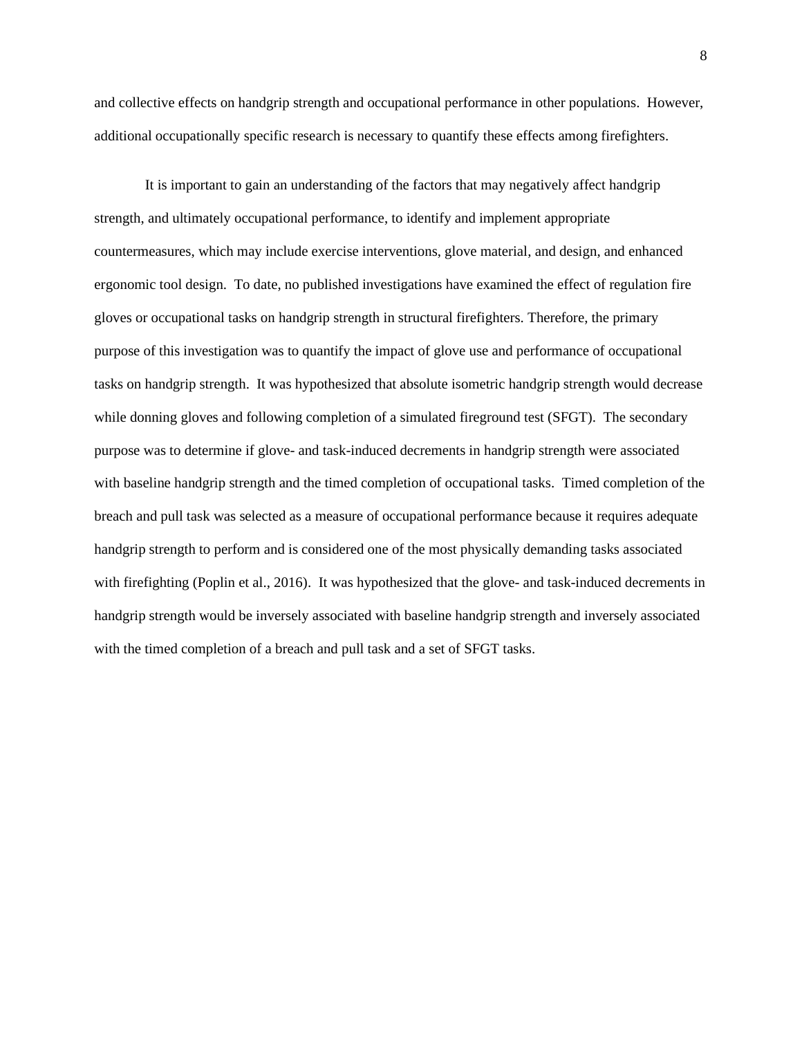and collective effects on handgrip strength and occupational performance in other populations. However, additional occupationally specific research is necessary to quantify these effects among firefighters.

It is important to gain an understanding of the factors that may negatively affect handgrip strength, and ultimately occupational performance, to identify and implement appropriate countermeasures, which may include exercise interventions, glove material, and design, and enhanced ergonomic tool design. To date, no published investigations have examined the effect of regulation fire gloves or occupational tasks on handgrip strength in structural firefighters. Therefore, the primary purpose of this investigation was to quantify the impact of glove use and performance of occupational tasks on handgrip strength. It was hypothesized that absolute isometric handgrip strength would decrease while donning gloves and following completion of a simulated fireground test (SFGT). The secondary purpose was to determine if glove- and task-induced decrements in handgrip strength were associated with baseline handgrip strength and the timed completion of occupational tasks. Timed completion of the breach and pull task was selected as a measure of occupational performance because it requires adequate handgrip strength to perform and is considered one of the most physically demanding tasks associated with firefighting (Poplin et al., 2016). It was hypothesized that the glove- and task-induced decrements in handgrip strength would be inversely associated with baseline handgrip strength and inversely associated with the timed completion of a breach and pull task and a set of SFGT tasks.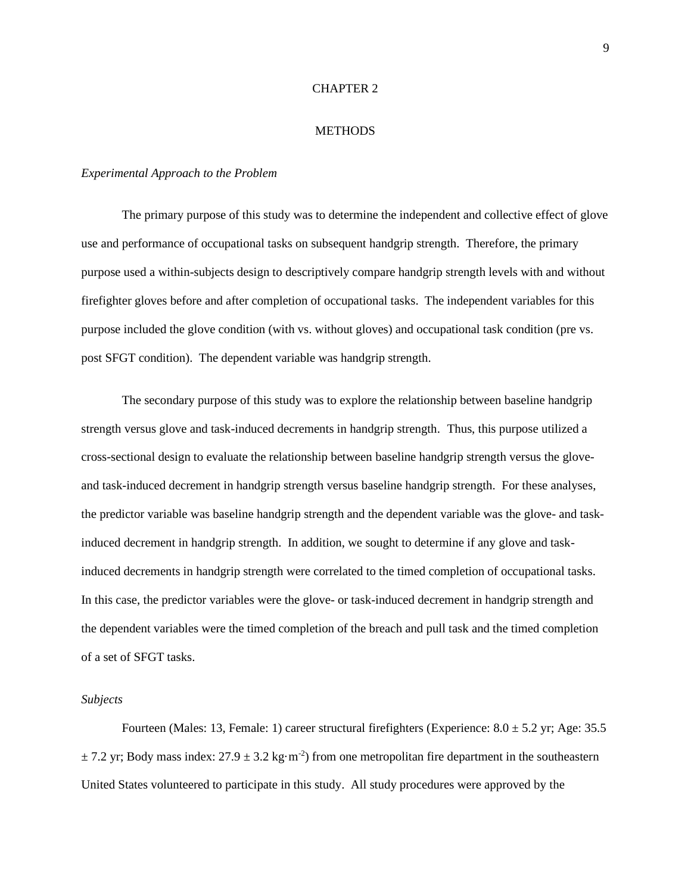# CHAPTER 2

# METHODS

*Experimental Approach to the Problem*

The primary purpose of this study was to determine the independent and collective effect of glove use and performance of occupational tasks on subsequent handgrip strength. Therefore, the primary purpose used a within-subjects design to descriptively compare handgrip strength levels with and without firefighter gloves before and after completion of occupational tasks. The independent variables for this purpose included the glove condition (with vs. without gloves) and occupational task condition (pre vs. post SFGT condition). The dependent variable was handgrip strength.

The secondary purpose of this study was to explore the relationship between baseline handgrip strength versus glove and task-induced decrements in handgrip strength. Thus, this purpose utilized a cross-sectional design to evaluate the relationship between baseline handgrip strength versus the glove- and task-induced decrement in handgrip strength versus baseline handgrip strength. For these analyses, the predictor variable was baseline handgrip strength and the dependent variable was the glove- and task-induced decrement in handgrip strength. In addition, we sought to determine if any glove and task-induced decrements in handgrip strength were correlated to the timed completion of occupational tasks. In this case, the predictor variables were the glove- or task-induced decrement in handgrip strength and the dependent variables were the timed completion of the breach and pull task and the timed completion of a set of SFGT tasks.

*Subjects*

Fourteen (Males: 13, Female: 1) career structural firefighters (Experience: 8.0 ± 5.2 yr; Age: 35.5 ± 7.2 yr; Body mass index: 27.9 ± 3.2 $kg \cdot m^{-2}$) from one metropolitan fire department in the southeastern United States volunteered to participate in this study. All study procedures were approved by the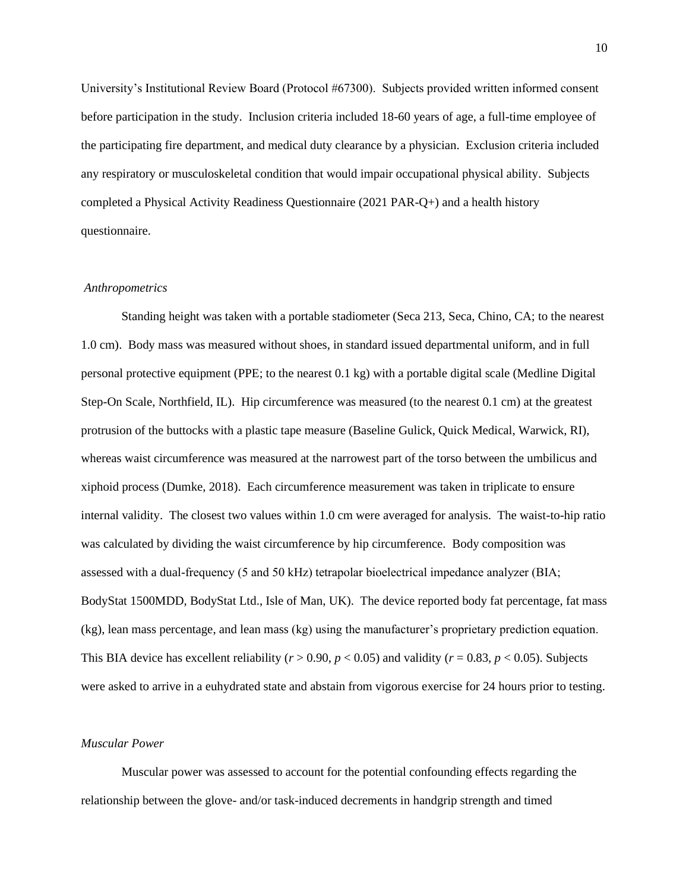University's Institutional Review Board (Protocol #67300). Subjects provided written informed consent before participation in the study. Inclusion criteria included 18-60 years of age, a full-time employee of the participating fire department, and medical duty clearance by a physician. Exclusion criteria included any respiratory or musculoskeletal condition that would impair occupational physical ability. Subjects completed a Physical Activity Readiness Questionnaire (2021 PAR-Q+) and a health history questionnaire.

### *Anthropometrics*

Standing height was taken with a portable stadiometer (Seca 213, Seca, Chino, CA; to the nearest 1.0 cm). Body mass was measured without shoes, in standard issued departmental uniform, and in full personal protective equipment (PPE; to the nearest 0.1 kg) with a portable digital scale (Medline Digital Step-On Scale, Northfield, IL). Hip circumference was measured (to the nearest 0.1 cm) at the greatest protrusion of the buttocks with a plastic tape measure (Baseline Gulick, Quick Medical, Warwick, RI), whereas waist circumference was measured at the narrowest part of the torso between the umbilicus and xiphoid process (Dumke, 2018). Each circumference measurement was taken in triplicate to ensure internal validity. The closest two values within 1.0 cm were averaged for analysis. The waist-to-hip ratio was calculated by dividing the waist circumference by hip circumference. Body composition was assessed with a dual-frequency (5 and 50 kHz) tetrapolar bioelectrical impedance analyzer (BIA; BodyStat 1500MDD, BodyStat Ltd., Isle of Man, UK). The device reported body fat percentage, fat mass (kg), lean mass percentage, and lean mass (kg) using the manufacturer's proprietary prediction equation. This BIA device has excellent reliability ($r > 0.90$, $p < 0.05$) and validity ($r = 0.83$, $p < 0.05$). Subjects were asked to arrive in a euhydrated state and abstain from vigorous exercise for 24 hours prior to testing.

### *Muscular Power*

Muscular power was assessed to account for the potential confounding effects regarding the relationship between the glove- and/or task-induced decrements in handgrip strength and timed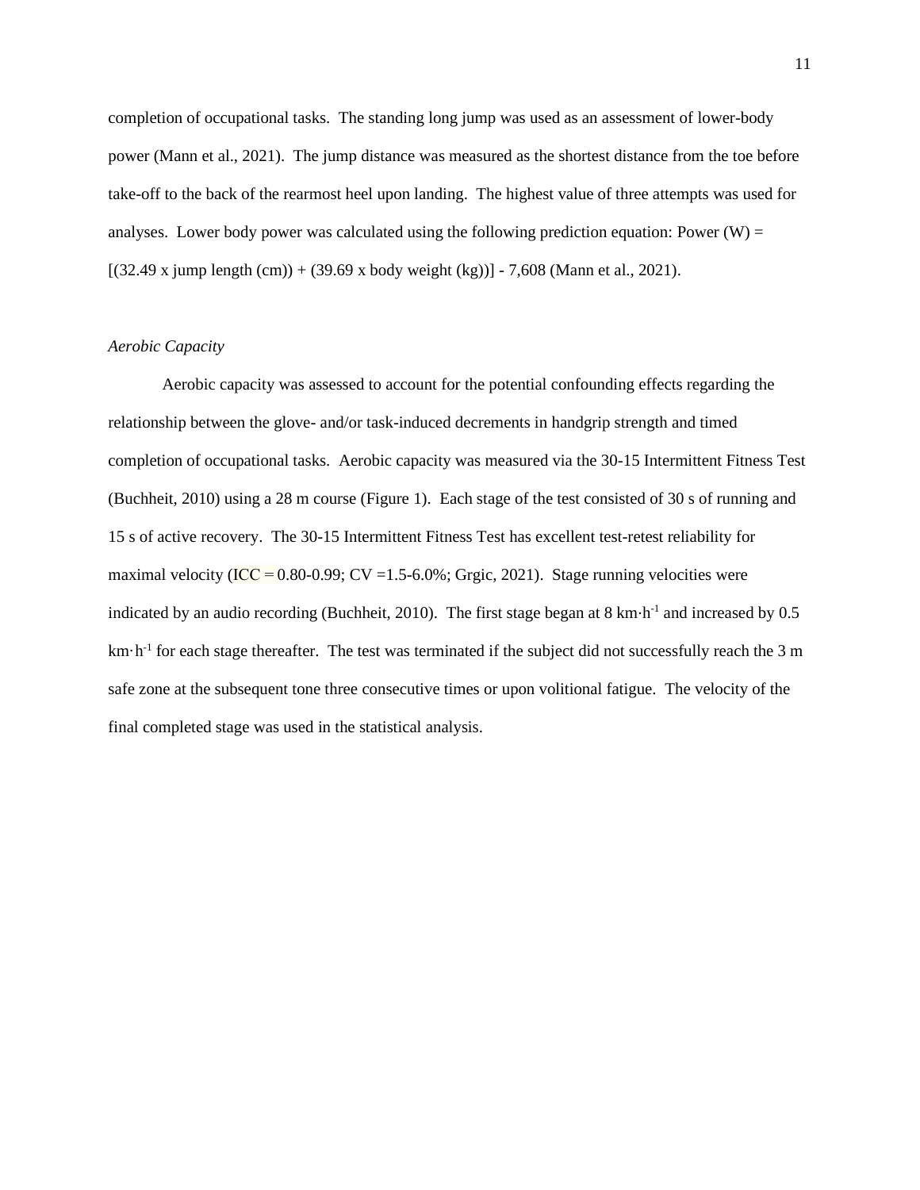completion of occupational tasks. The standing long jump was used as an assessment of lower-body power (Mann et al., 2021). The jump distance was measured as the shortest distance from the toe before take-off to the back of the rearmost heel upon landing. The highest value of three attempts was used for analyses. Lower body power was calculated using the following prediction equation: Power (W) = [(32.49 x jump length (cm)) + (39.69 x body weight (kg))] - 7,608 (Mann et al., 2021).

*Aerobic Capacity*

Aerobic capacity was assessed to account for the potential confounding effects regarding the relationship between the glove- and/or task-induced decrements in handgrip strength and timed completion of occupational tasks. Aerobic capacity was measured via the 30-15 Intermittent Fitness Test (Buchheit, 2010) using a 28 m course (Figure 1). Each stage of the test consisted of 30 s of running and 15 s of active recovery. The 30-15 Intermittent Fitness Test has excellent test-retest reliability for maximal velocity (ICC = 0.80-0.99; CV =1.5-6.0%; Grgic, 2021). Stage running velocities were indicated by an audio recording (Buchheit, 2010). The first stage began at 8 $km \cdot h^{-1}$ and increased by 0.5 $km \cdot h^{-1}$ for each stage thereafter. The test was terminated if the subject did not successfully reach the 3 m safe zone at the subsequent tone three consecutive times or upon volitional fatigue. The velocity of the final completed stage was used in the statistical analysis.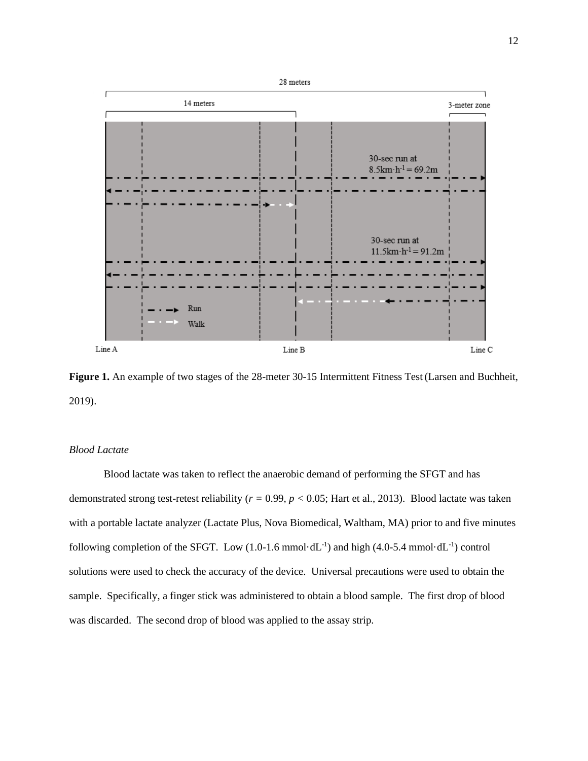**Figure 1.** An example of two stages of the 28-meter 30-15 Intermittent Fitness Test (Larsen and Buchheit, 2019).

*Blood Lactate*

Blood lactate was taken to reflect the anaerobic demand of performing the SFGT and has demonstrated strong test-retest reliability ($r$ = 0.99, $p$ < 0.05; Hart et al., 2013). Blood lactate was taken with a portable lactate analyzer (Lactate Plus, Nova Biomedical, Waltham, MA) prior to and five minutes following completion of the SFGT. Low (1.0-1.6 $mmol \cdot dL^{-1}$) and high (4.0-5.4 $mmol \cdot dL^{-1}$) control solutions were used to check the accuracy of the device. Universal precautions were used to obtain the sample. Specifically, a finger stick was administered to obtain a blood sample. The first drop of blood was discarded. The second drop of blood was applied to the assay strip.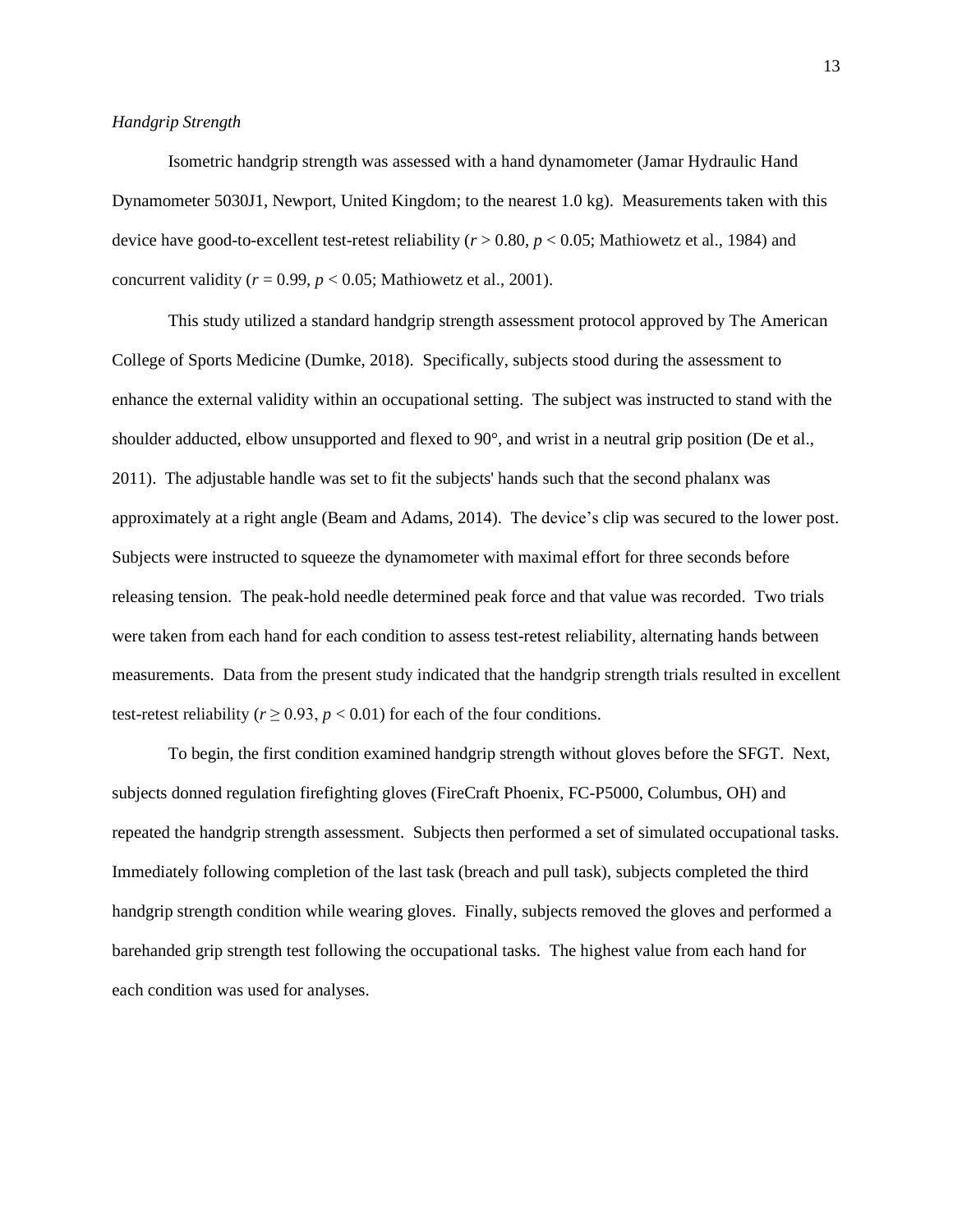*Handgrip Strength*

Isometric handgrip strength was assessed with a hand dynamometer (Jamar Hydraulic Hand Dynamometer 5030J1, Newport, United Kingdom; to the nearest 1.0 kg). Measurements taken with this device have good-to-excellent test-retest reliability ($r > 0.80$, $p < 0.05$; Mathiowetz et al., 1984) and concurrent validity ($r = 0.99$, $p < 0.05$; Mathiowetz et al., 2001).

This study utilized a standard handgrip strength assessment protocol approved by The American College of Sports Medicine (Dumke, 2018). Specifically, subjects stood during the assessment to enhance the external validity within an occupational setting. The subject was instructed to stand with the shoulder adducted, elbow unsupported and flexed to 90°, and wrist in a neutral grip position (De et al., 2011). The adjustable handle was set to fit the subjects' hands such that the second phalanx was approximately at a right angle (Beam and Adams, 2014). The device's clip was secured to the lower post. Subjects were instructed to squeeze the dynamometer with maximal effort for three seconds before releasing tension. The peak-hold needle determined peak force and that value was recorded. Two trials were taken from each hand for each condition to assess test-retest reliability, alternating hands between measurements. Data from the present study indicated that the handgrip strength trials resulted in excellent test-retest reliability ($r \geq 0.93$, $p < 0.01$) for each of the four conditions.

To begin, the first condition examined handgrip strength without gloves before the SFGT. Next, subjects donned regulation firefighting gloves (FireCraft Phoenix, FC-P5000, Columbus, OH) and repeated the handgrip strength assessment. Subjects then performed a set of simulated occupational tasks. Immediately following completion of the last task (breach and pull task), subjects completed the third handgrip strength condition while wearing gloves. Finally, subjects removed the gloves and performed a barehanded grip strength test following the occupational tasks. The highest value from each hand for each condition was used for analyses.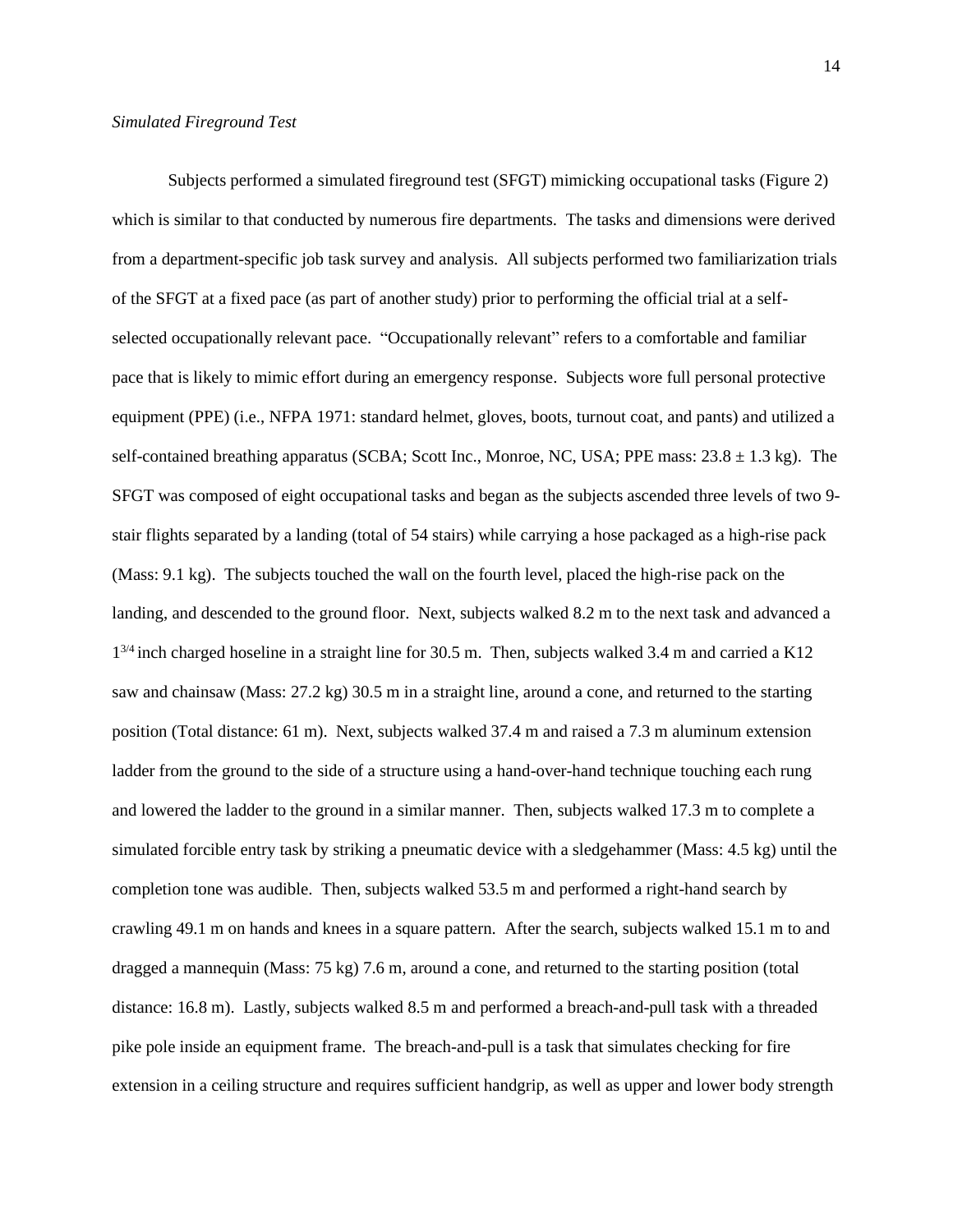*Simulated Fireground Test*

Subjects performed a simulated fireground test (SFGT) mimicking occupational tasks (Figure 2) which is similar to that conducted by numerous fire departments. The tasks and dimensions were derived from a department-specific job task survey and analysis. All subjects performed two familiarization trials of the SFGT at a fixed pace (as part of another study) prior to performing the official trial at a self-selected occupationally relevant pace. "Occupationally relevant" refers to a comfortable and familiar pace that is likely to mimic effort during an emergency response. Subjects wore full personal protective equipment (PPE) (i.e., NFPA 1971: standard helmet, gloves, boots, turnout coat, and pants) and utilized a self-contained breathing apparatus (SCBA; Scott Inc., Monroe, NC, USA; PPE mass: $23.8 \pm 1.3$ kg). The SFGT was composed of eight occupational tasks and began as the subjects ascended three levels of two 9-stair flights separated by a landing (total of 54 stairs) while carrying a hose packaged as a high-rise pack (Mass: 9.1 kg). The subjects touched the wall on the fourth level, placed the high-rise pack on the landing, and descended to the ground floor. Next, subjects walked 8.2 m to the next task and advanced a $1^{3/4}$ inch charged hoseline in a straight line for 30.5 m. Then, subjects walked 3.4 m and carried a K12 saw and chainsaw (Mass: 27.2 kg) 30.5 m in a straight line, around a cone, and returned to the starting position (Total distance: 61 m). Next, subjects walked 37.4 m and raised a 7.3 m aluminum extension ladder from the ground to the side of a structure using a hand-over-hand technique touching each rung and lowered the ladder to the ground in a similar manner. Then, subjects walked 17.3 m to complete a simulated forcible entry task by striking a pneumatic device with a sledgehammer (Mass: 4.5 kg) until the completion tone was audible. Then, subjects walked 53.5 m and performed a right-hand search by crawling 49.1 m on hands and knees in a square pattern. After the search, subjects walked 15.1 m to and dragged a mannequin (Mass: 75 kg) 7.6 m, around a cone, and returned to the starting position (total distance: 16.8 m). Lastly, subjects walked 8.5 m and performed a breach-and-pull task with a threaded pike pole inside an equipment frame. The breach-and-pull is a task that simulates checking for fire extension in a ceiling structure and requires sufficient handgrip, as well as upper and lower body strength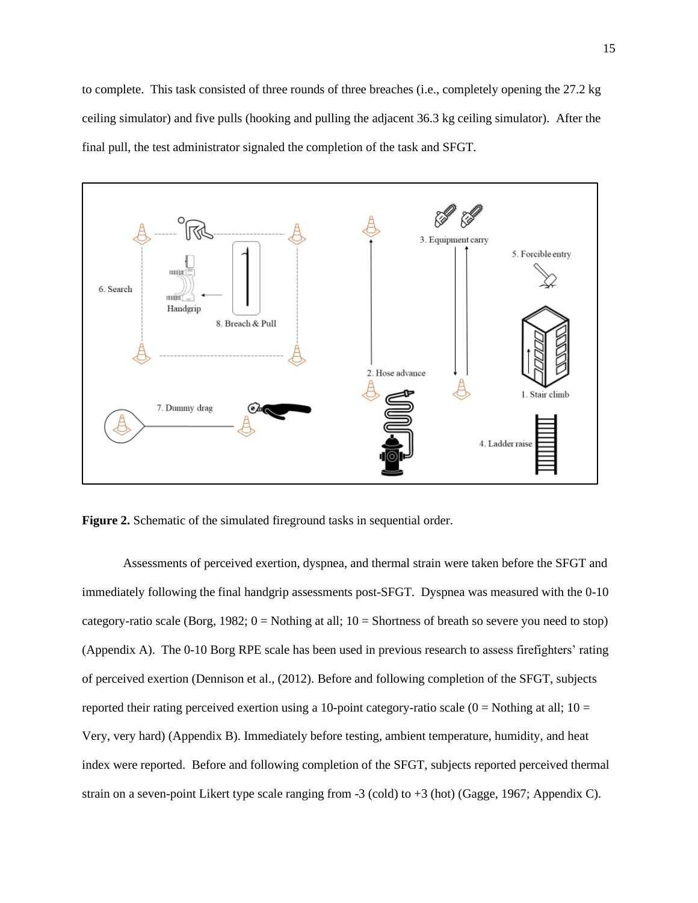to complete. This task consisted of three rounds of three breaches (i.e., completely opening the 27.2 kg ceiling simulator) and five pulls (hooking and pulling the adjacent 36.3 kg ceiling simulator). After the final pull, the test administrator signaled the completion of the task and SFGT.

**Figure 2.** Schematic of the simulated fireground tasks in sequential order.

Assessments of perceived exertion, dyspnea, and thermal strain were taken before the SFGT and immediately following the final handgrip assessments post-SFGT. Dyspnea was measured with the 0-10 category-ratio scale (Borg, 1982; 0 = Nothing at all; 10 = Shortness of breath so severe you need to stop) (Appendix A). The 0-10 Borg RPE scale has been used in previous research to assess firefighters' rating of perceived exertion (Dennison et al., (2012). Before and following completion of the SFGT, subjects reported their rating perceived exertion using a 10-point category-ratio scale (0 = Nothing at all; 10 = Very, very hard) (Appendix B). Immediately before testing, ambient temperature, humidity, and heat index were reported. Before and following completion of the SFGT, subjects reported perceived thermal strain on a seven-point Likert type scale ranging from -3 (cold) to +3 (hot) (Gagge, 1967; Appendix C).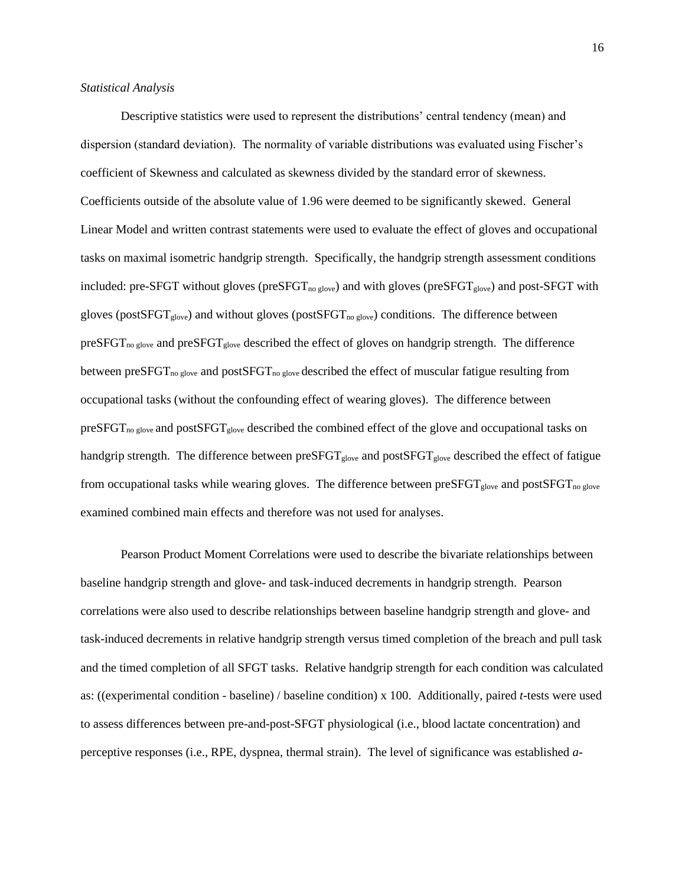*Statistical Analysis*

Descriptive statistics were used to represent the distributions' central tendency (mean) and dispersion (standard deviation). The normality of variable distributions was evaluated using Fischer's coefficient of Skewness and calculated as skewness divided by the standard error of skewness. Coefficients outside of the absolute value of 1.96 were deemed to be significantly skewed. General Linear Model and written contrast statements were used to evaluate the effect of gloves and occupational tasks on maximal isometric handgrip strength. Specifically, the handgrip strength assessment conditions included: pre-SFGT without gloves ($preSFGT_{no\ glove}$) and with gloves ($preSFGT_{glove}$) and post-SFGT with gloves ($postSFGT_{glove}$) and without gloves ($postSFGT_{no\ glove}$) conditions. The difference between $preSFGT_{no\ glove}$ and $preSFGT_{glove}$ described the effect of gloves on handgrip strength. The difference between $preSFGT_{no\ glove}$ and $postSFGT_{no\ glove}$ described the effect of muscular fatigue resulting from occupational tasks (without the confounding effect of wearing gloves). The difference between $preSFGT_{no\ glove}$ and $postSFGT_{glove}$ described the combined effect of the glove and occupational tasks on handgrip strength. The difference between $preSFGT_{glove}$ and $postSFGT_{glove}$ described the effect of fatigue from occupational tasks while wearing gloves. The difference between $preSFGT_{glove}$ and $postSFGT_{no\ glove}$ examined combined main effects and therefore was not used for analyses.

Pearson Product Moment Correlations were used to describe the bivariate relationships between baseline handgrip strength and glove- and task-induced decrements in handgrip strength. Pearson correlations were also used to describe relationships between baseline handgrip strength and glove- and task-induced decrements in relative handgrip strength versus timed completion of the breach and pull task and the timed completion of all SFGT tasks. Relative handgrip strength for each condition was calculated as: ((experimental condition - baseline) / baseline condition) x 100. Additionally, paired *t*-tests were used to assess differences between pre-and-post-SFGT physiological (i.e., blood lactate concentration) and perceptive responses (i.e., RPE, dyspnea, thermal strain). The level of significance was established *a*-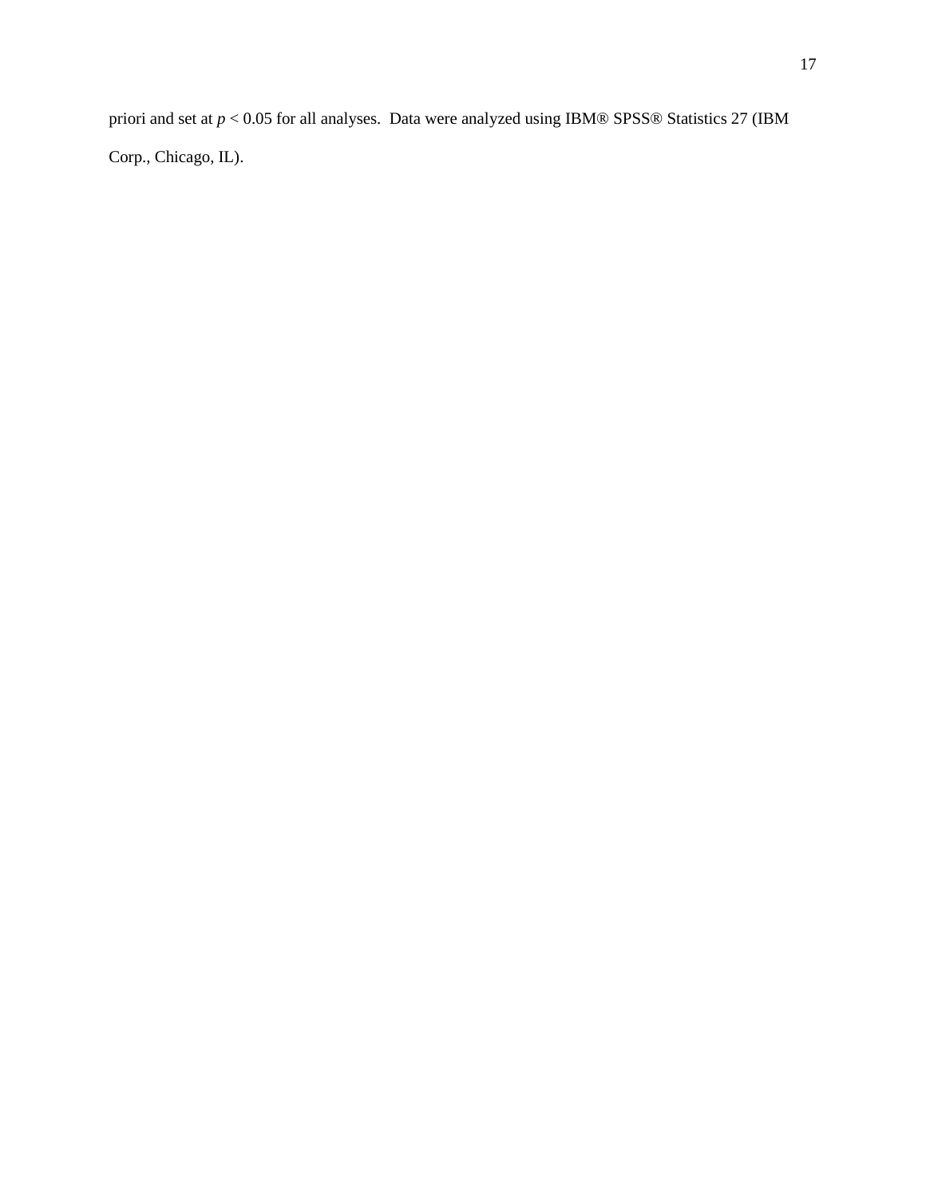priori and set at $p < 0.05$ for all analyses. Data were analyzed using IBM® SPSS® Statistics 27 (IBM Corp., Chicago, IL).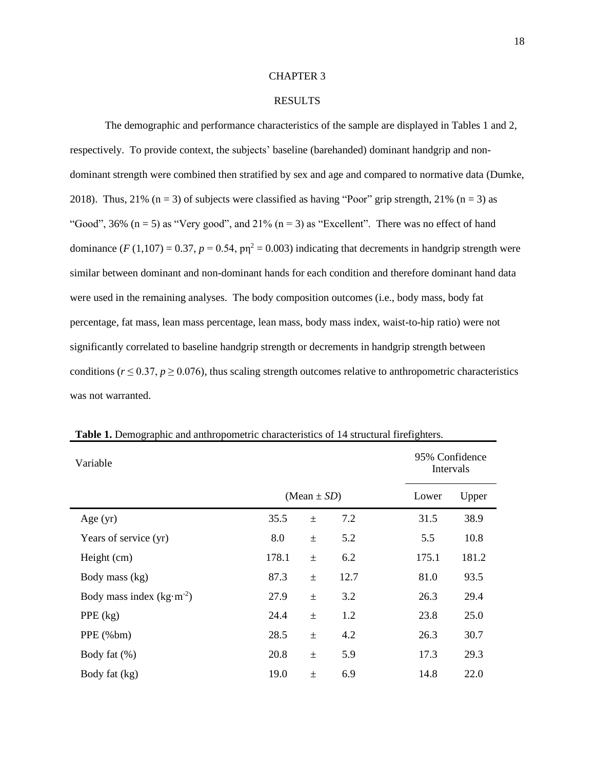# CHAPTER 3

# RESULTS

The demographic and performance characteristics of the sample are displayed in Tables 1 and 2, respectively. To provide context, the subjects' baseline (barehanded) dominant handgrip and non-dominant strength were combined then stratified by sex and age and compared to normative data (Dumke, 2018). Thus, 21% (n = 3) of subjects were classified as having "Poor" grip strength, 21% (n = 3) as "Good", 36% (n = 5) as "Very good", and 21% (n = 3) as "Excellent". There was no effect of hand dominance ($F$ (1,107) = 0.37, $p$ = 0.54, p$\eta^2$ = 0.003) indicating that decrements in handgrip strength were similar between dominant and non-dominant hands for each condition and therefore dominant hand data were used in the remaining analyses. The body composition outcomes (i.e., body mass, body fat percentage, fat mass, lean mass percentage, lean mass, body mass index, waist-to-hip ratio) were not significantly correlated to baseline handgrip strength or decrements in handgrip strength between conditions ($r \leq 0.37$, $p \geq 0.076$), thus scaling strength outcomes relative to anthropometric characteristics was not warranted.

**Table 1.** Demographic and anthropometric characteristics of 14 structural firefighters.

| Variable | | | | 95% Confidence Intervals | |
|---|---|---|---|---|---|
| | (Mean ± *SD*) | | | Lower | Upper |
| Age (yr) | 35.5 | ± | 7.2 | 31.5 | 38.9 |
| Years of service (yr) | 8.0 | ± | 5.2 | 5.5 | 10.8 |
| Height (cm) | 178.1 | ± | 6.2 | 175.1 | 181.2 |
| Body mass (kg) | 87.3 | ± | 12.7 | 81.0 | 93.5 |
| Body mass index (kg·m$^{-2}$) | 27.9 | ± | 3.2 | 26.3 | 29.4 |
| PPE (kg) | 24.4 | ± | 1.2 | 23.8 | 25.0 |
| PPE (%bm) | 28.5 | ± | 4.2 | 26.3 | 30.7 |
| Body fat (%) | 20.8 | ± | 5.9 | 17.3 | 29.3 |
| Body fat (kg) | 19.0 | ± | 6.9 | 14.8 | 22.0 |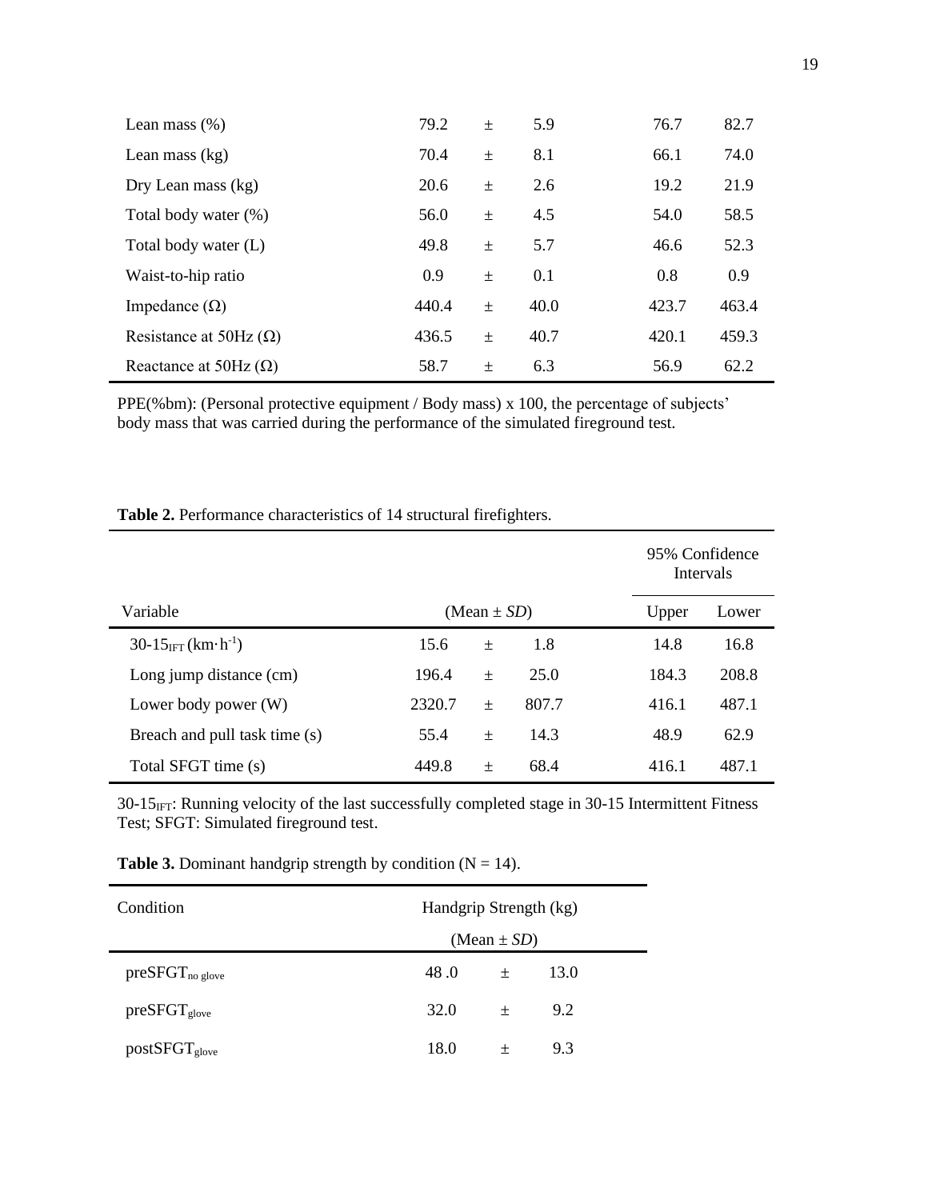| | | | | | |
|---|---|---|---|---|---|
| Lean mass (%) | 79.2 | ± | 5.9 | 76.7 | 82.7 |
| Lean mass (kg) | 70.4 | ± | 8.1 | 66.1 | 74.0 |
| Dry Lean mass (kg) | 20.6 | ± | 2.6 | 19.2 | 21.9 |
| Total body water (%) | 56.0 | ± | 4.5 | 54.0 | 58.5 |
| Total body water (L) | 49.8 | ± | 5.7 | 46.6 | 52.3 |
| Waist-to-hip ratio | 0.9 | ± | 0.1 | 0.8 | 0.9 |
| Impedance (Ω) | 440.4 | ± | 40.0 | 423.7 | 463.4 |
| Resistance at 50Hz (Ω) | 436.5 | ± | 40.7 | 420.1 | 459.3 |
| Reactance at 50Hz (Ω) | 58.7 | ± | 6.3 | 56.9 | 62.2 |

PPE(%bm): (Personal protective equipment / Body mass) x 100, the percentage of subjects' body mass that was carried during the performance of the simulated fireground test.

**Table 2.** Performance characteristics of 14 structural firefighters.

| | | | | 95% Confidence Intervals | |
|---|---|---|---|---|---|
| Variable | (Mean ± *SD*) | | | Upper | Lower |
| $30\text{-}15_{IFT}$ (km·h$^{-1}$) | 15.6 | ± | 1.8 | 14.8 | 16.8 |
| Long jump distance (cm) | 196.4 | ± | 25.0 | 184.3 | 208.8 |
| Lower body power (W) | 2320.7 | ± | 807.7 | 416.1 | 487.1 |
| Breach and pull task time (s) | 55.4 | ± | 14.3 | 48.9 | 62.9 |
| Total SFGT time (s) | 449.8 | ± | 68.4 | 416.1 | 487.1 |

$30\text{-}15_{IFT}$: Running velocity of the last successfully completed stage in 30-15 Intermittent Fitness Test; SFGT: Simulated fireground test.

**Table 3.** Dominant handgrip strength by condition (N = 14).

| Condition | Handgrip Strength (kg) (Mean ± *SD*) | | |
|---|---|---|---|
| $preSFGT_{no\ glove}$ | 48 .0 | ± | 13.0 |
| $preSFGT_{glove}$ | 32.0 | ± | 9.2 |
| $postSFGT_{glove}$ | 18.0 | ± | 9.3 |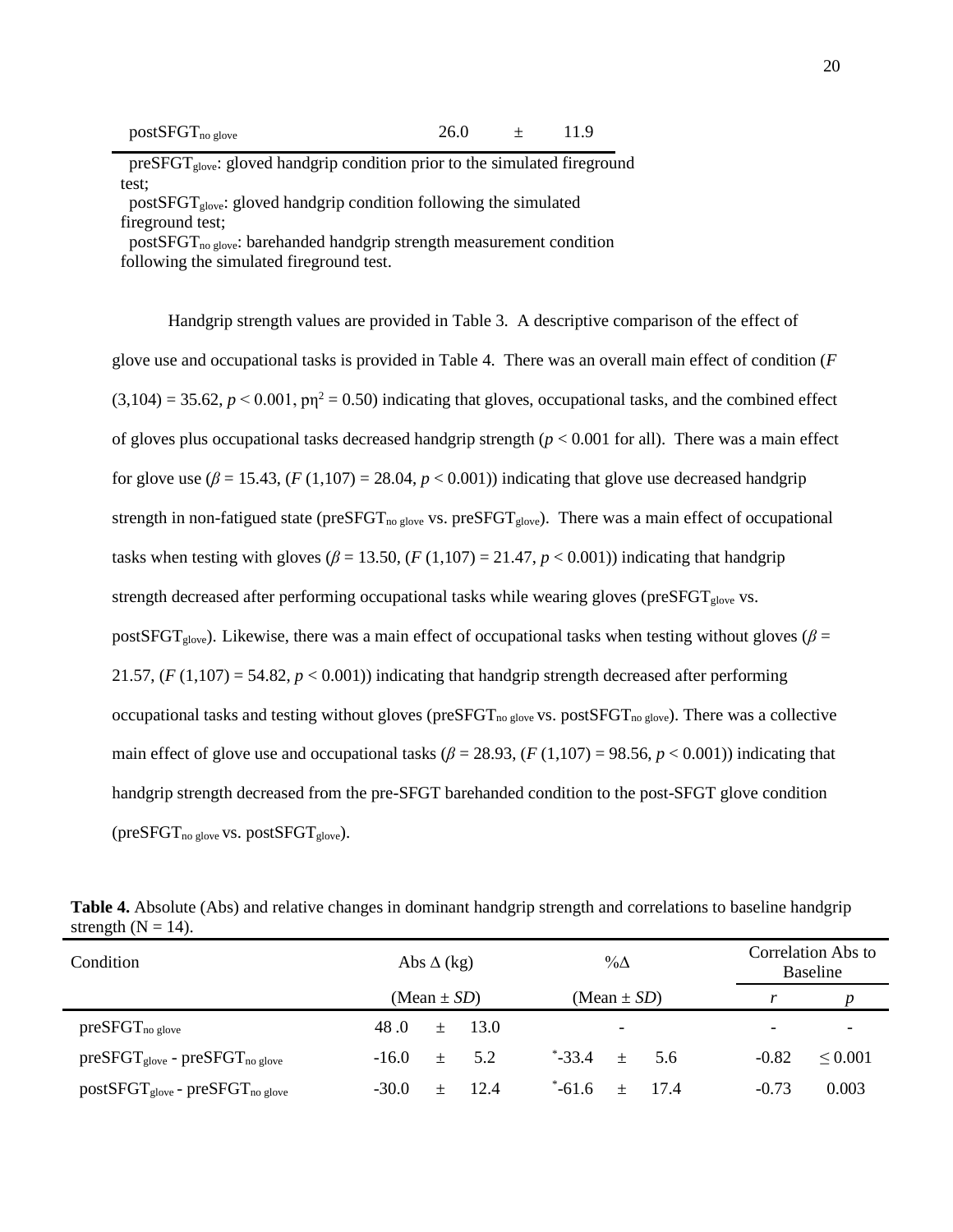| | | | |
|---|---|---|---|
| $postSFGT_{no\ glove}$ | 26.0 | ± | 11.9 |

$preSFGT_{glove}$: gloved handgrip condition prior to the simulated fireground test;
$postSFGT_{glove}$: gloved handgrip condition following the simulated fireground test;
$postSFGT_{no\ glove}$: barehanded handgrip strength measurement condition following the simulated fireground test.

Handgrip strength values are provided in Table 3. A descriptive comparison of the effect of glove use and occupational tasks is provided in Table 4. There was an overall main effect of condition ($F$ (3,104) = 35.62, $p < 0.001$, $p\eta^2 = 0.50$) indicating that gloves, occupational tasks, and the combined effect of gloves plus occupational tasks decreased handgrip strength ($p < 0.001$ for all). There was a main effect for glove use ($\beta = 15.43$, ($F$ (1,107) = 28.04, $p < 0.001$)) indicating that glove use decreased handgrip strength in non-fatigued state ($preSFGT_{no\ glove}$ vs. $preSFGT_{glove}$). There was a main effect of occupational tasks when testing with gloves ($\beta = 13.50$, ($F$ (1,107) = 21.47, $p < 0.001$)) indicating that handgrip strength decreased after performing occupational tasks while wearing gloves ($preSFGT_{glove}$ vs. $postSFGT_{glove}$). Likewise, there was a main effect of occupational tasks when testing without gloves ($\beta$ = 21.57, ($F$ (1,107) = 54.82, $p < 0.001$)) indicating that handgrip strength decreased after performing occupational tasks and testing without gloves ($preSFGT_{no\ glove}$ vs. $postSFGT_{no\ glove}$). There was a collective main effect of glove use and occupational tasks ($\beta = 28.93$, ($F$ (1,107) = 98.56, $p < 0.001$)) indicating that handgrip strength decreased from the pre-SFGT barehanded condition to the post-SFGT glove condition ($preSFGT_{no\ glove}$ vs. $postSFGT_{glove}$).

**Table 4.** Absolute (Abs) and relative changes in dominant handgrip strength and correlations to baseline handgrip strength (N = 14).

| Condition | Abs Δ (kg) | %Δ | Correlation Abs to Baseline | |
|---|---|---|---|---|
| | (Mean ± *SD*) | (Mean ± *SD*) | *r* | *p* |
| $preSFGT_{no\ glove}$ | 48.0 ± 13.0 | - | - | - |
| $preSFGT_{glove}$ - $preSFGT_{no\ glove}$ | -16.0 ± 5.2 | $^{*}$-33.4 ± 5.6 | -0.82 | ≤ 0.001 |
| $postSFGT_{glove}$ - $preSFGT_{no\ glove}$ | -30.0 ± 12.4 | $^{*}$-61.6 ± 17.4 | -0.73 | 0.003 |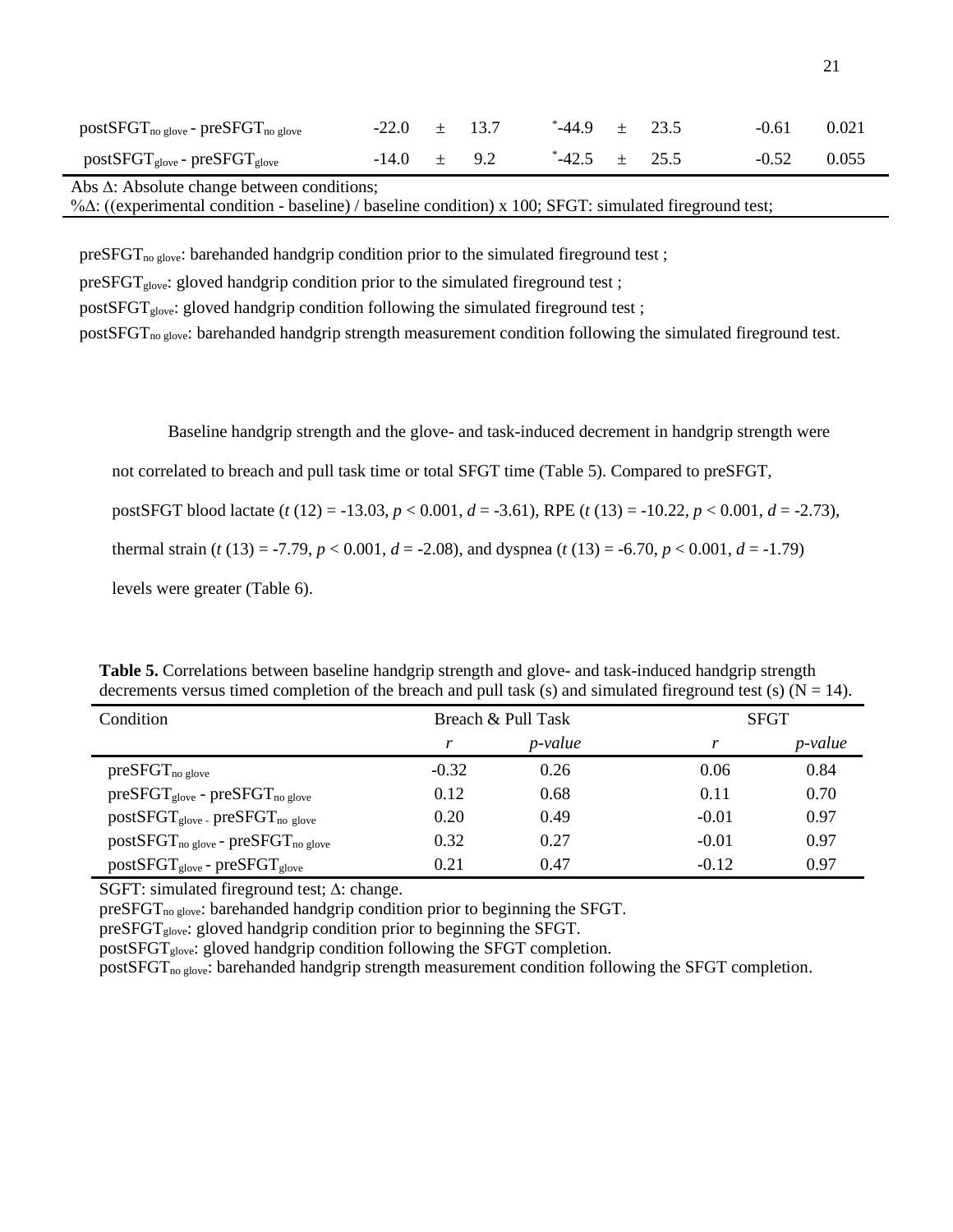| | | | | | | | | |
|---|---|---|---|---|---|---|---|---|
| $postSFGT_{no\ glove}$ - $preSFGT_{no\ glove}$ | -22.0 | ± | 13.7 | *-44.9 | ± | 23.5 | -0.61 | 0.021 |
| $postSFGT_{glove}$ - $preSFGT_{glove}$ | -14.0 | ± | 9.2 | *-42.5 | ± | 25.5 | -0.52 | 0.055 |

Abs Δ: Absolute change between conditions;
%Δ: ((experimental condition - baseline) / baseline condition) x 100; SFGT: simulated fireground test;

$preSFGT_{no\ glove}$: barehanded handgrip condition prior to the simulated fireground test ;
$preSFGT_{glove}$: gloved handgrip condition prior to the simulated fireground test ;
$postSFGT_{glove}$: gloved handgrip condition following the simulated fireground test ;
$postSFGT_{no\ glove}$: barehanded handgrip strength measurement condition following the simulated fireground test.

Baseline handgrip strength and the glove- and task-induced decrement in handgrip strength were not correlated to breach and pull task time or total SFGT time (Table 5). Compared to preSFGT, postSFGT blood lactate ($t$ (12) = -13.03, $p$ < 0.001, $d$ = -3.61), RPE ($t$ (13) = -10.22, $p$ < 0.001, $d$ = -2.73), thermal strain ($t$ (13) = -7.79, $p$ < 0.001, $d$ = -2.08), and dyspnea ($t$ (13) = -6.70, $p$ < 0.001, $d$ = -1.79) levels were greater (Table 6).

**Table 5.** Correlations between baseline handgrip strength and glove- and task-induced handgrip strength decrements versus timed completion of the breach and pull task (s) and simulated fireground test (s) (N = 14).

| Condition | Breach & Pull Task | | SFGT | |
|---|---|---|---|---|
| | *r* | *p-value* | *r* | *p-value* |
| $preSFGT_{no\ glove}$ | -0.32 | 0.26 | 0.06 | 0.84 |
| $preSFGT_{glove}$ - $preSFGT_{no\ glove}$ | 0.12 | 0.68 | 0.11 | 0.70 |
| $postSFGT_{glove}$ - $preSFGT_{no\ glove}$ | 0.20 | 0.49 | -0.01 | 0.97 |
| $postSFGT_{no\ glove}$ - $preSFGT_{no\ glove}$ | 0.32 | 0.27 | -0.01 | 0.97 |
| $postSFGT_{glove}$ - $preSFGT_{glove}$ | 0.21 | 0.47 | -0.12 | 0.97 |

SGFT: simulated fireground test; Δ: change.
$preSFGT_{no\ glove}$: barehanded handgrip condition prior to beginning the SFGT.
$preSFGT_{glove}$: gloved handgrip condition prior to beginning the SFGT.
$postSFGT_{glove}$: gloved handgrip condition following the SFGT completion.
$postSFGT_{no\ glove}$: barehanded handgrip strength measurement condition following the SFGT completion.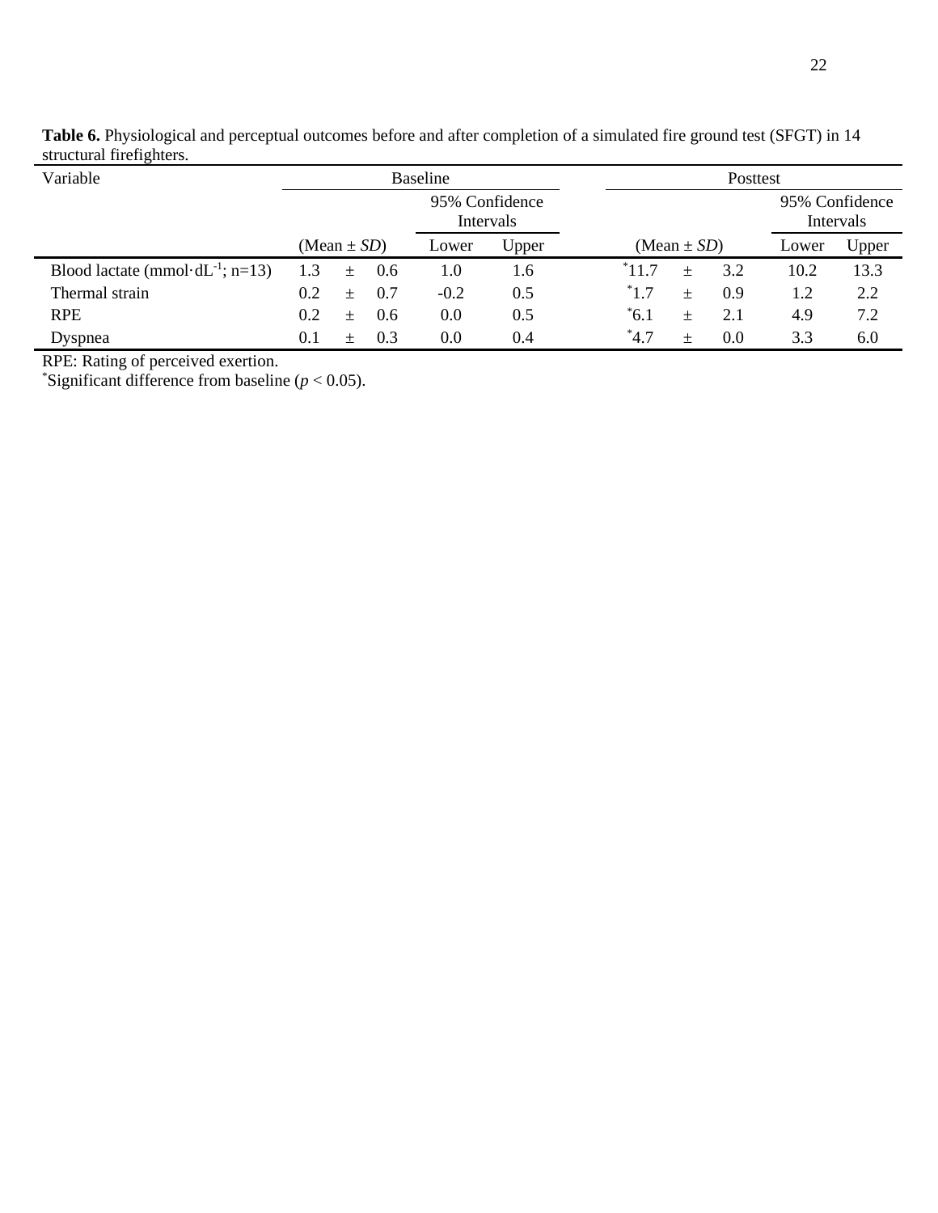**Table 6.** Physiological and perceptual outcomes before and after completion of a simulated fire ground test (SFGT) in 14 structural firefighters.

| Variable | Baseline | | | Posttest | | |
|---|---|---|---|---|---|---|
| | | 95% Confidence Intervals | | | 95% Confidence Intervals | |
| | (Mean ± *SD*) | Lower | Upper | (Mean ± *SD*) | Lower | Upper |
| Blood lactate ($mmol \cdot dL^{-1}$; n=13) | 1.3 ± 0.6 | 1.0 | 1.6 | *11.7 ± 3.2 | 10.2 | 13.3 |
| Thermal strain | 0.2 ± 0.7 | -0.2 | 0.5 | *1.7 ± 0.9 | 1.2 | 2.2 |
| RPE | 0.2 ± 0.6 | 0.0 | 0.5 | *6.1 ± 2.1 | 4.9 | 7.2 |
| Dyspnea | 0.1 ± 0.3 | 0.0 | 0.4 | *4.7 ± 0.0 | 3.3 | 6.0 |

RPE: Rating of perceived exertion.
*Significant difference from baseline ($p < 0.05$).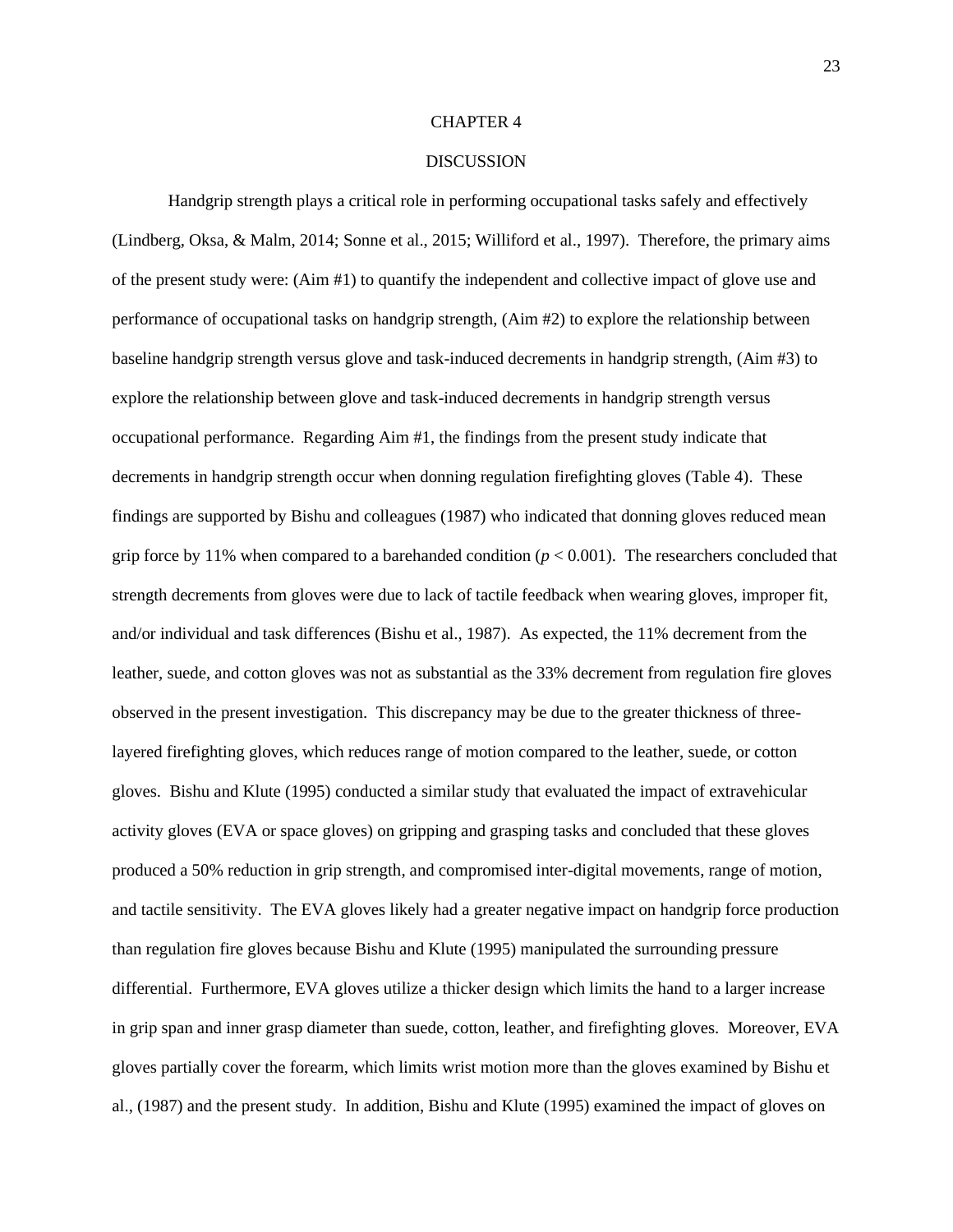# CHAPTER 4

## DISCUSSION

Handgrip strength plays a critical role in performing occupational tasks safely and effectively (Lindberg, Oksa, & Malm, 2014; Sonne et al., 2015; Williford et al., 1997). Therefore, the primary aims of the present study were: (Aim #1) to quantify the independent and collective impact of glove use and performance of occupational tasks on handgrip strength, (Aim #2) to explore the relationship between baseline handgrip strength versus glove and task-induced decrements in handgrip strength, (Aim #3) to explore the relationship between glove and task-induced decrements in handgrip strength versus occupational performance. Regarding Aim #1, the findings from the present study indicate that decrements in handgrip strength occur when donning regulation firefighting gloves (Table 4). These findings are supported by Bishu and colleagues (1987) who indicated that donning gloves reduced mean grip force by 11% when compared to a barehanded condition ($p < 0.001$). The researchers concluded that strength decrements from gloves were due to lack of tactile feedback when wearing gloves, improper fit, and/or individual and task differences (Bishu et al., 1987). As expected, the 11% decrement from the leather, suede, and cotton gloves was not as substantial as the 33% decrement from regulation fire gloves observed in the present investigation. This discrepancy may be due to the greater thickness of three-layered firefighting gloves, which reduces range of motion compared to the leather, suede, or cotton gloves. Bishu and Klute (1995) conducted a similar study that evaluated the impact of extravehicular activity gloves (EVA or space gloves) on gripping and grasping tasks and concluded that these gloves produced a 50% reduction in grip strength, and compromised inter-digital movements, range of motion, and tactile sensitivity. The EVA gloves likely had a greater negative impact on handgrip force production than regulation fire gloves because Bishu and Klute (1995) manipulated the surrounding pressure differential. Furthermore, EVA gloves utilize a thicker design which limits the hand to a larger increase in grip span and inner grasp diameter than suede, cotton, leather, and firefighting gloves. Moreover, EVA gloves partially cover the forearm, which limits wrist motion more than the gloves examined by Bishu et al., (1987) and the present study. In addition, Bishu and Klute (1995) examined the impact of gloves on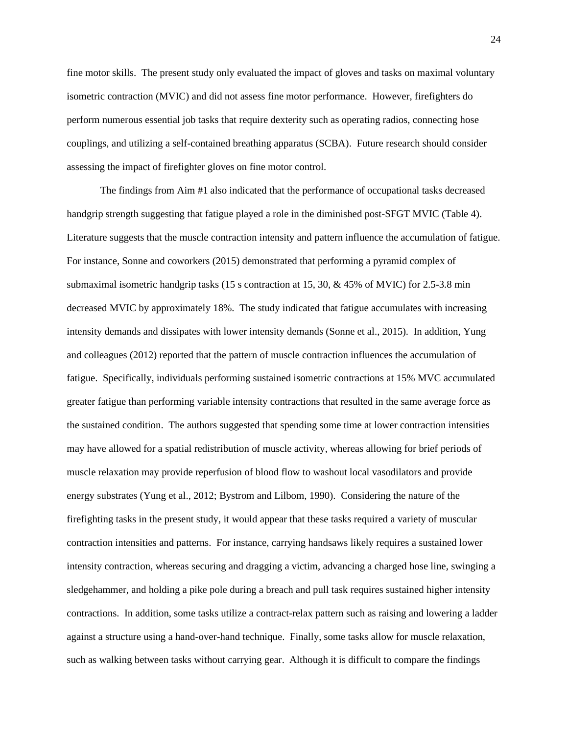fine motor skills. The present study only evaluated the impact of gloves and tasks on maximal voluntary isometric contraction (MVIC) and did not assess fine motor performance. However, firefighters do perform numerous essential job tasks that require dexterity such as operating radios, connecting hose couplings, and utilizing a self-contained breathing apparatus (SCBA). Future research should consider assessing the impact of firefighter gloves on fine motor control.

The findings from Aim #1 also indicated that the performance of occupational tasks decreased handgrip strength suggesting that fatigue played a role in the diminished post-SFGT MVIC (Table 4). Literature suggests that the muscle contraction intensity and pattern influence the accumulation of fatigue. For instance, Sonne and coworkers (2015) demonstrated that performing a pyramid complex of submaximal isometric handgrip tasks (15 s contraction at 15, 30, & 45% of MVIC) for 2.5-3.8 min decreased MVIC by approximately 18%. The study indicated that fatigue accumulates with increasing intensity demands and dissipates with lower intensity demands (Sonne et al., 2015). In addition, Yung and colleagues (2012) reported that the pattern of muscle contraction influences the accumulation of fatigue. Specifically, individuals performing sustained isometric contractions at 15% MVC accumulated greater fatigue than performing variable intensity contractions that resulted in the same average force as the sustained condition. The authors suggested that spending some time at lower contraction intensities may have allowed for a spatial redistribution of muscle activity, whereas allowing for brief periods of muscle relaxation may provide reperfusion of blood flow to washout local vasodilators and provide energy substrates (Yung et al., 2012; Bystrom and Lilbom, 1990). Considering the nature of the firefighting tasks in the present study, it would appear that these tasks required a variety of muscular contraction intensities and patterns. For instance, carrying handsaws likely requires a sustained lower intensity contraction, whereas securing and dragging a victim, advancing a charged hose line, swinging a sledgehammer, and holding a pike pole during a breach and pull task requires sustained higher intensity contractions. In addition, some tasks utilize a contract-relax pattern such as raising and lowering a ladder against a structure using a hand-over-hand technique. Finally, some tasks allow for muscle relaxation, such as walking between tasks without carrying gear. Although it is difficult to compare the findings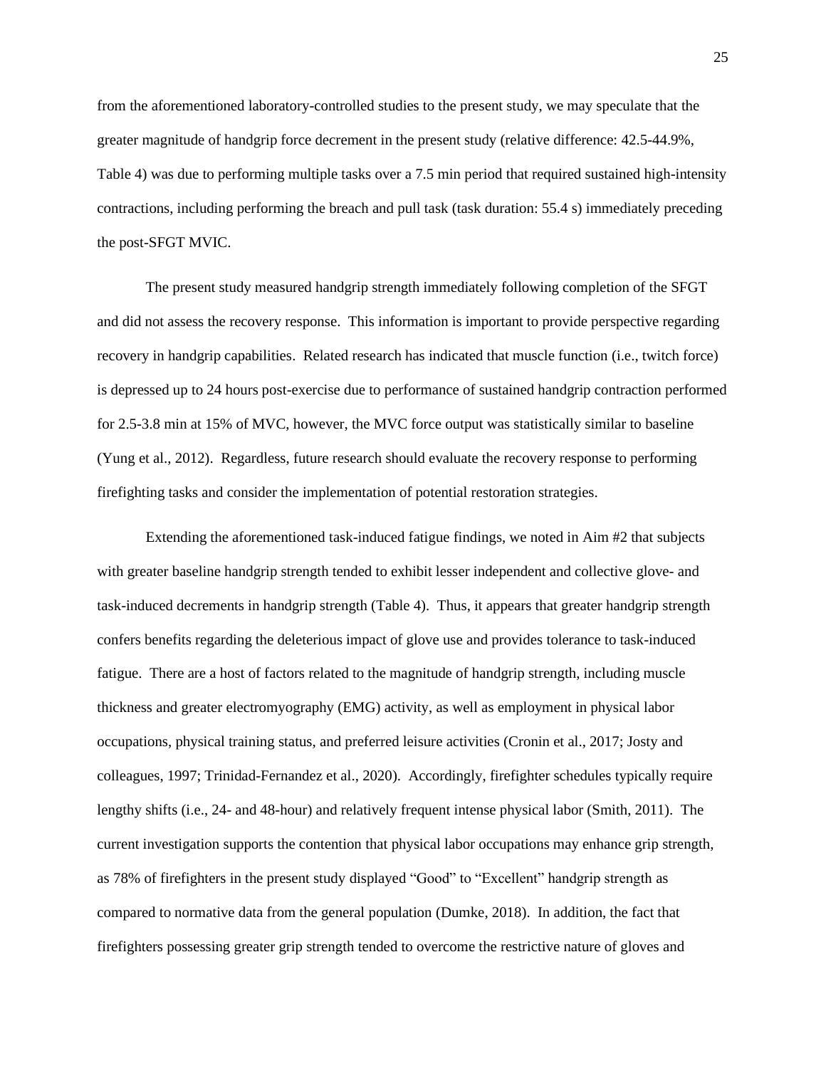from the aforementioned laboratory-controlled studies to the present study, we may speculate that the greater magnitude of handgrip force decrement in the present study (relative difference: 42.5-44.9%, Table 4) was due to performing multiple tasks over a 7.5 min period that required sustained high-intensity contractions, including performing the breach and pull task (task duration: 55.4 s) immediately preceding the post-SFGT MVIC.

The present study measured handgrip strength immediately following completion of the SFGT and did not assess the recovery response. This information is important to provide perspective regarding recovery in handgrip capabilities. Related research has indicated that muscle function (i.e., twitch force) is depressed up to 24 hours post-exercise due to performance of sustained handgrip contraction performed for 2.5-3.8 min at 15% of MVC, however, the MVC force output was statistically similar to baseline (Yung et al., 2012). Regardless, future research should evaluate the recovery response to performing firefighting tasks and consider the implementation of potential restoration strategies.

Extending the aforementioned task-induced fatigue findings, we noted in Aim #2 that subjects with greater baseline handgrip strength tended to exhibit lesser independent and collective glove- and task-induced decrements in handgrip strength (Table 4). Thus, it appears that greater handgrip strength confers benefits regarding the deleterious impact of glove use and provides tolerance to task-induced fatigue. There are a host of factors related to the magnitude of handgrip strength, including muscle thickness and greater electromyography (EMG) activity, as well as employment in physical labor occupations, physical training status, and preferred leisure activities (Cronin et al., 2017; Josty and colleagues, 1997; Trinidad-Fernandez et al., 2020). Accordingly, firefighter schedules typically require lengthy shifts (i.e., 24- and 48-hour) and relatively frequent intense physical labor (Smith, 2011). The current investigation supports the contention that physical labor occupations may enhance grip strength, as 78% of firefighters in the present study displayed "Good" to "Excellent" handgrip strength as compared to normative data from the general population (Dumke, 2018). In addition, the fact that firefighters possessing greater grip strength tended to overcome the restrictive nature of gloves and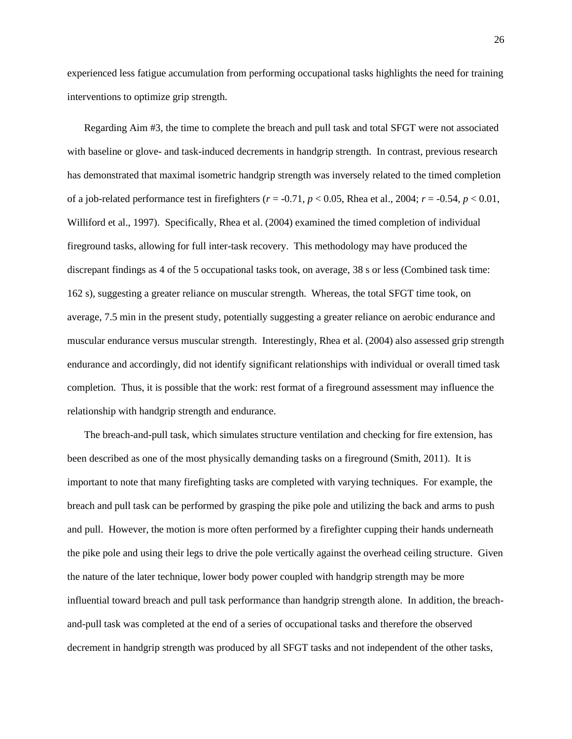experienced less fatigue accumulation from performing occupational tasks highlights the need for training interventions to optimize grip strength.

Regarding Aim #3, the time to complete the breach and pull task and total SFGT were not associated with baseline or glove- and task-induced decrements in handgrip strength. In contrast, previous research has demonstrated that maximal isometric handgrip strength was inversely related to the timed completion of a job-related performance test in firefighters ($r$ = -0.71, $p < 0.05$, Rhea et al., 2004; $r$ = -0.54, $p < 0.01$, Williford et al., 1997). Specifically, Rhea et al. (2004) examined the timed completion of individual fireground tasks, allowing for full inter-task recovery. This methodology may have produced the discrepant findings as 4 of the 5 occupational tasks took, on average, 38 s or less (Combined task time: 162 s), suggesting a greater reliance on muscular strength. Whereas, the total SFGT time took, on average, 7.5 min in the present study, potentially suggesting a greater reliance on aerobic endurance and muscular endurance versus muscular strength. Interestingly, Rhea et al. (2004) also assessed grip strength endurance and accordingly, did not identify significant relationships with individual or overall timed task completion. Thus, it is possible that the work: rest format of a fireground assessment may influence the relationship with handgrip strength and endurance.

The breach-and-pull task, which simulates structure ventilation and checking for fire extension, has been described as one of the most physically demanding tasks on a fireground (Smith, 2011). It is important to note that many firefighting tasks are completed with varying techniques. For example, the breach and pull task can be performed by grasping the pike pole and utilizing the back and arms to push and pull. However, the motion is more often performed by a firefighter cupping their hands underneath the pike pole and using their legs to drive the pole vertically against the overhead ceiling structure. Given the nature of the later technique, lower body power coupled with handgrip strength may be more influential toward breach and pull task performance than handgrip strength alone. In addition, the breach-and-pull task was completed at the end of a series of occupational tasks and therefore the observed decrement in handgrip strength was produced by all SFGT tasks and not independent of the other tasks,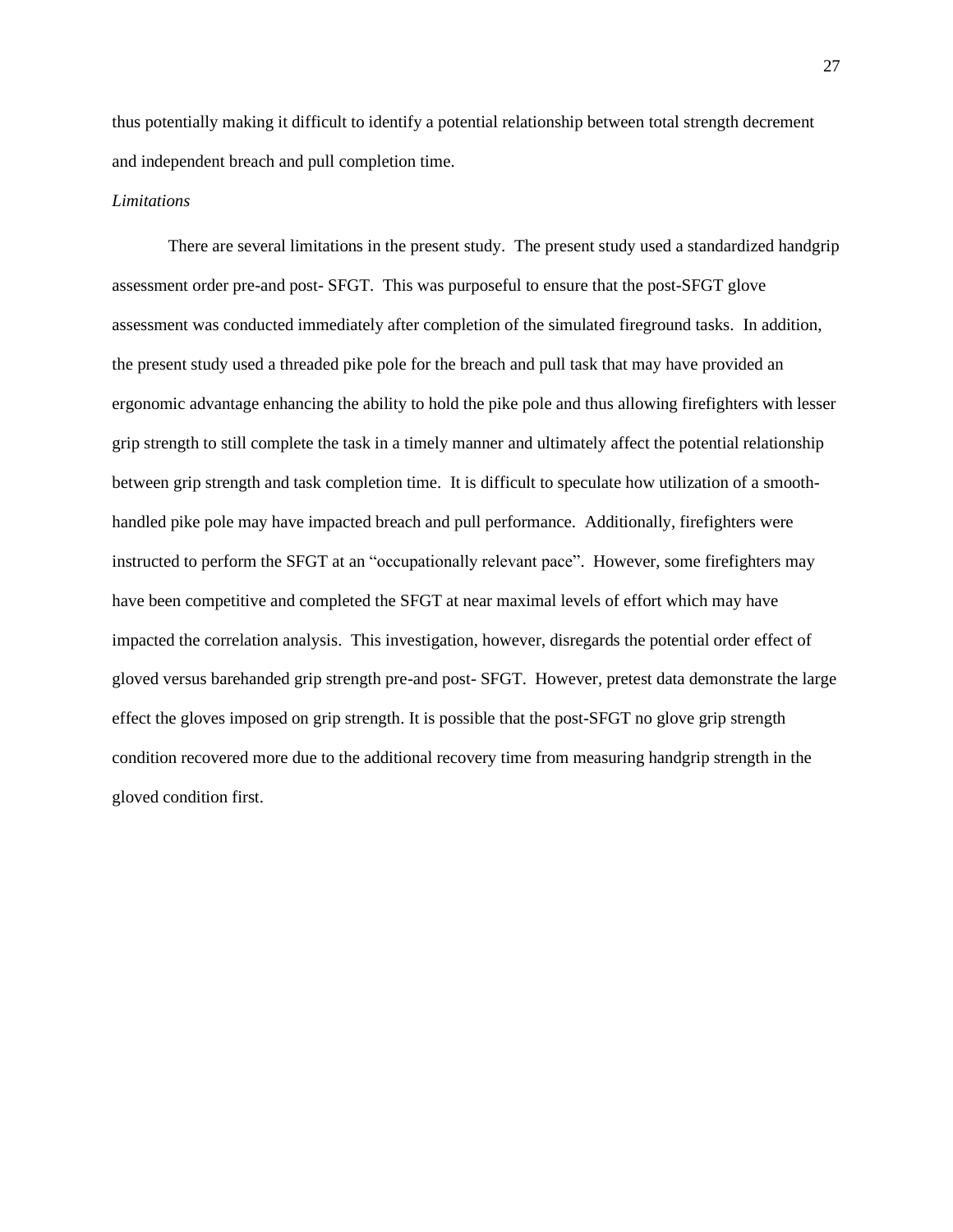thus potentially making it difficult to identify a potential relationship between total strength decrement and independent breach and pull completion time.

*Limitations*

There are several limitations in the present study. The present study used a standardized handgrip assessment order pre-and post- SFGT. This was purposeful to ensure that the post-SFGT glove assessment was conducted immediately after completion of the simulated fireground tasks. In addition, the present study used a threaded pike pole for the breach and pull task that may have provided an ergonomic advantage enhancing the ability to hold the pike pole and thus allowing firefighters with lesser grip strength to still complete the task in a timely manner and ultimately affect the potential relationship between grip strength and task completion time. It is difficult to speculate how utilization of a smooth-handled pike pole may have impacted breach and pull performance. Additionally, firefighters were instructed to perform the SFGT at an "occupationally relevant pace". However, some firefighters may have been competitive and completed the SFGT at near maximal levels of effort which may have impacted the correlation analysis. This investigation, however, disregards the potential order effect of gloved versus barehanded grip strength pre-and post- SFGT. However, pretest data demonstrate the large effect the gloves imposed on grip strength. It is possible that the post-SFGT no glove grip strength condition recovered more due to the additional recovery time from measuring handgrip strength in the gloved condition first.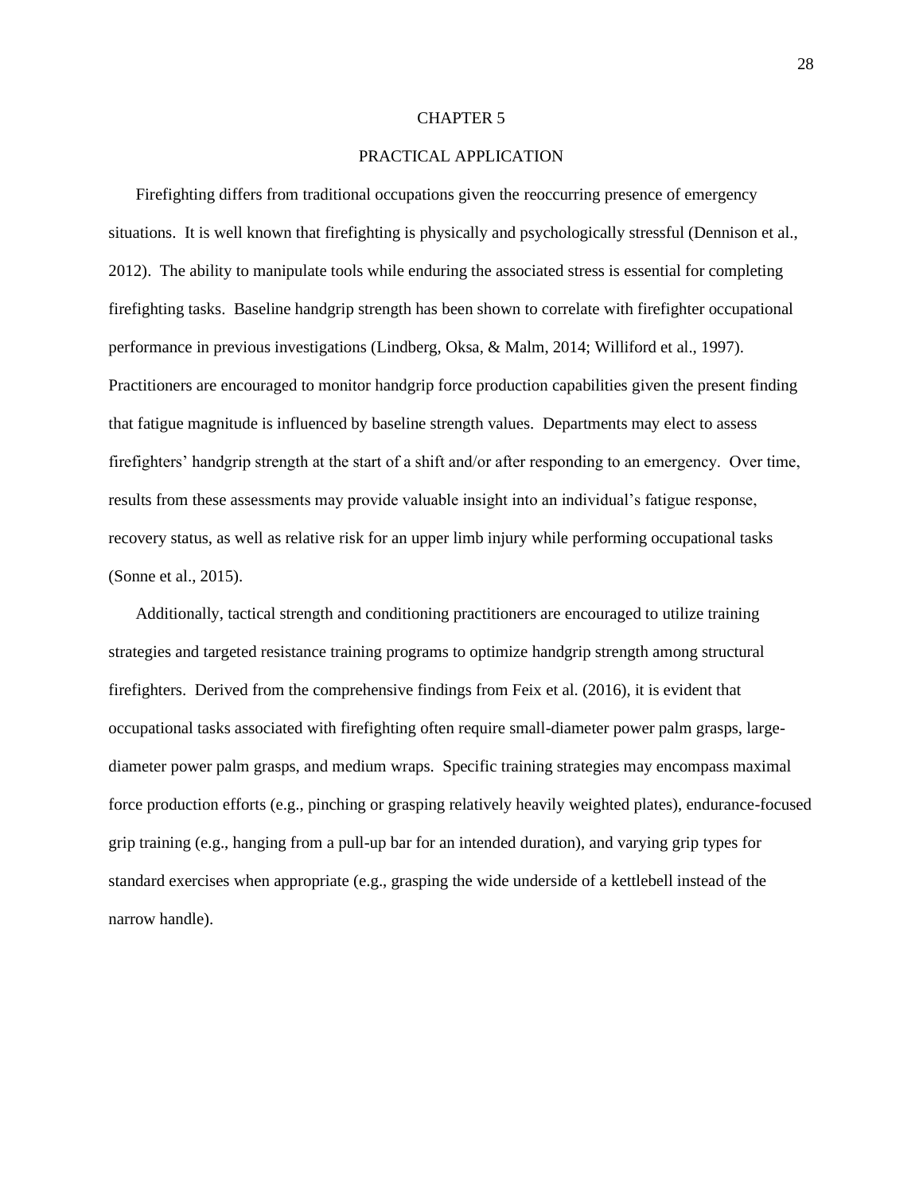# CHAPTER 5

## PRACTICAL APPLICATION

Firefighting differs from traditional occupations given the reoccurring presence of emergency situations. It is well known that firefighting is physically and psychologically stressful (Dennison et al., 2012). The ability to manipulate tools while enduring the associated stress is essential for completing firefighting tasks. Baseline handgrip strength has been shown to correlate with firefighter occupational performance in previous investigations (Lindberg, Oksa, & Malm, 2014; Williford et al., 1997). Practitioners are encouraged to monitor handgrip force production capabilities given the present finding that fatigue magnitude is influenced by baseline strength values. Departments may elect to assess firefighters' handgrip strength at the start of a shift and/or after responding to an emergency. Over time, results from these assessments may provide valuable insight into an individual's fatigue response, recovery status, as well as relative risk for an upper limb injury while performing occupational tasks (Sonne et al., 2015).

Additionally, tactical strength and conditioning practitioners are encouraged to utilize training strategies and targeted resistance training programs to optimize handgrip strength among structural firefighters. Derived from the comprehensive findings from Feix et al. (2016), it is evident that occupational tasks associated with firefighting often require small-diameter power palm grasps, large-diameter power palm grasps, and medium wraps. Specific training strategies may encompass maximal force production efforts (e.g., pinching or grasping relatively heavily weighted plates), endurance-focused grip training (e.g., hanging from a pull-up bar for an intended duration), and varying grip types for standard exercises when appropriate (e.g., grasping the wide underside of a kettlebell instead of the narrow handle).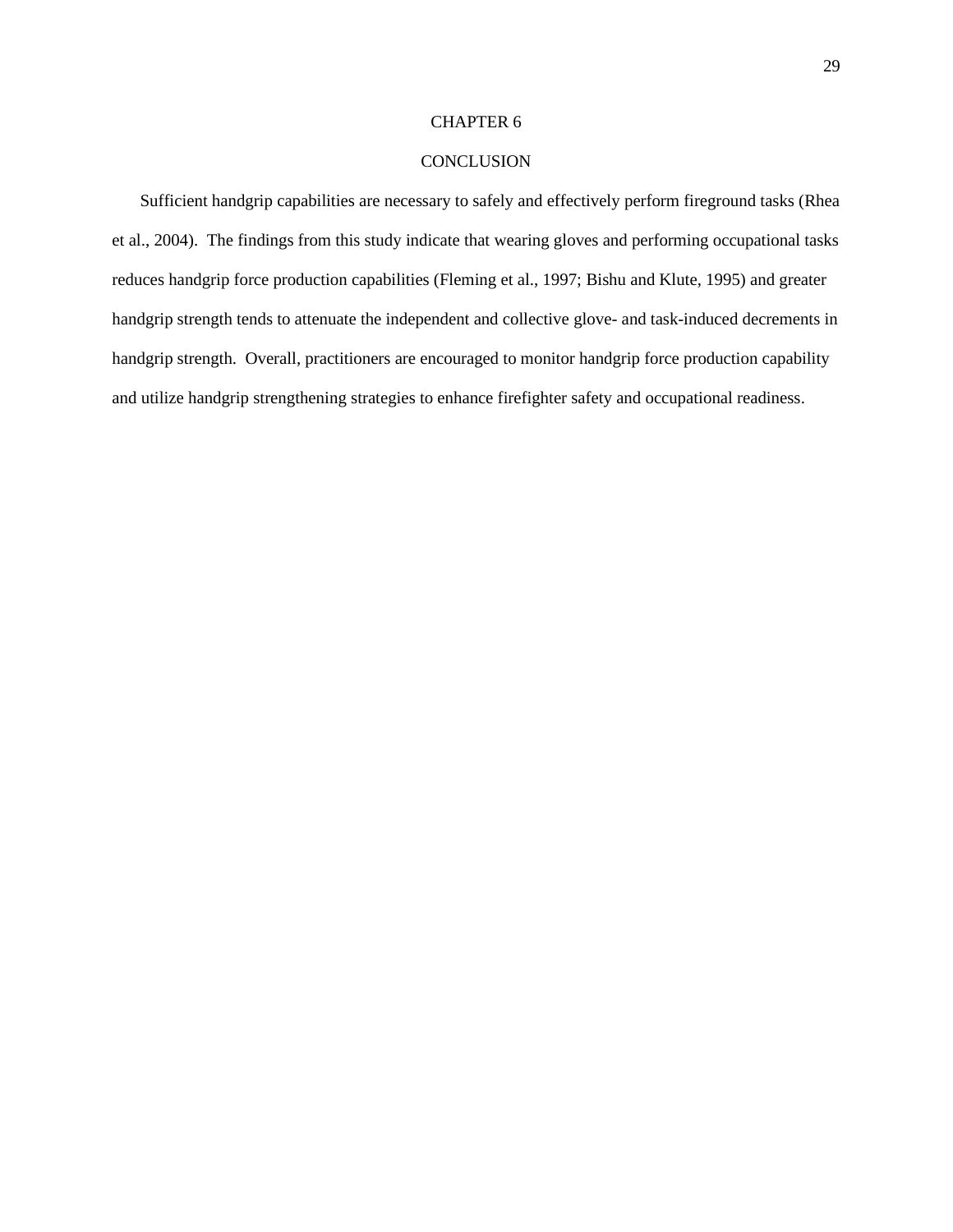# CHAPTER 6

# CONCLUSION

Sufficient handgrip capabilities are necessary to safely and effectively perform fireground tasks (Rhea et al., 2004). The findings from this study indicate that wearing gloves and performing occupational tasks reduces handgrip force production capabilities (Fleming et al., 1997; Bishu and Klute, 1995) and greater handgrip strength tends to attenuate the independent and collective glove- and task-induced decrements in handgrip strength. Overall, practitioners are encouraged to monitor handgrip force production capability and utilize handgrip strengthening strategies to enhance firefighter safety and occupational readiness.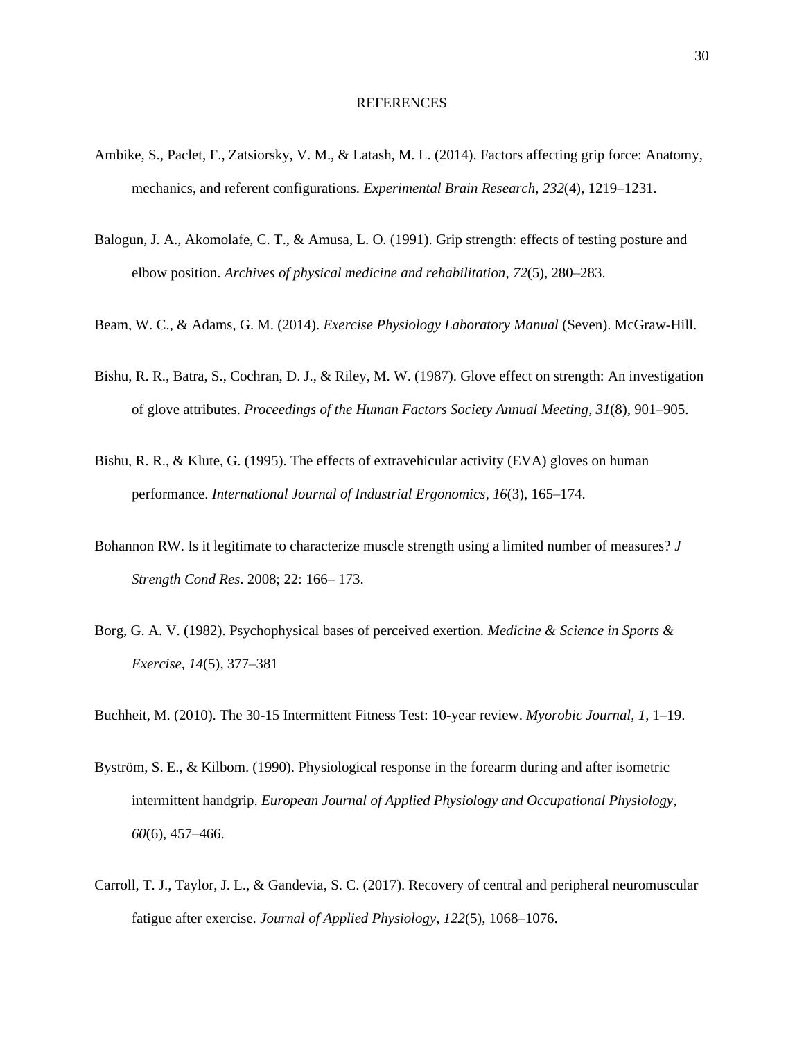# REFERENCES

Ambike, S., Paclet, F., Zatsiorsky, V. M., & Latash, M. L. (2014). Factors affecting grip force: Anatomy, mechanics, and referent configurations. *Experimental Brain Research*, *232*(4), 1219–1231.

Balogun, J. A., Akomolafe, C. T., & Amusa, L. O. (1991). Grip strength: effects of testing posture and elbow position. *Archives of physical medicine and rehabilitation*, *72*(5), 280–283.

Beam, W. C., & Adams, G. M. (2014). *Exercise Physiology Laboratory Manual* (Seven). McGraw-Hill.

Bishu, R. R., Batra, S., Cochran, D. J., & Riley, M. W. (1987). Glove effect on strength: An investigation of glove attributes. *Proceedings of the Human Factors Society Annual Meeting*, *31*(8), 901–905.

Bishu, R. R., & Klute, G. (1995). The effects of extravehicular activity (EVA) gloves on human performance. *International Journal of Industrial Ergonomics*, *16*(3), 165–174.

Bohannon RW. Is it legitimate to characterize muscle strength using a limited number of measures? *J Strength Cond Res*. 2008; 22: 166– 173.

Borg, G. A. V. (1982). Psychophysical bases of perceived exertion. *Medicine & Science in Sports & Exercise*, *14*(5), 377–381

Buchheit, M. (2010). The 30-15 Intermittent Fitness Test: 10-year review. *Myorobic Journal*, *1*, 1–19.

Byström, S. E., & Kilbom. (1990). Physiological response in the forearm during and after isometric intermittent handgrip. *European Journal of Applied Physiology and Occupational Physiology*, *60*(6), 457–466.

Carroll, T. J., Taylor, J. L., & Gandevia, S. C. (2017). Recovery of central and peripheral neuromuscular fatigue after exercise. *Journal of Applied Physiology*, *122*(5), 1068–1076.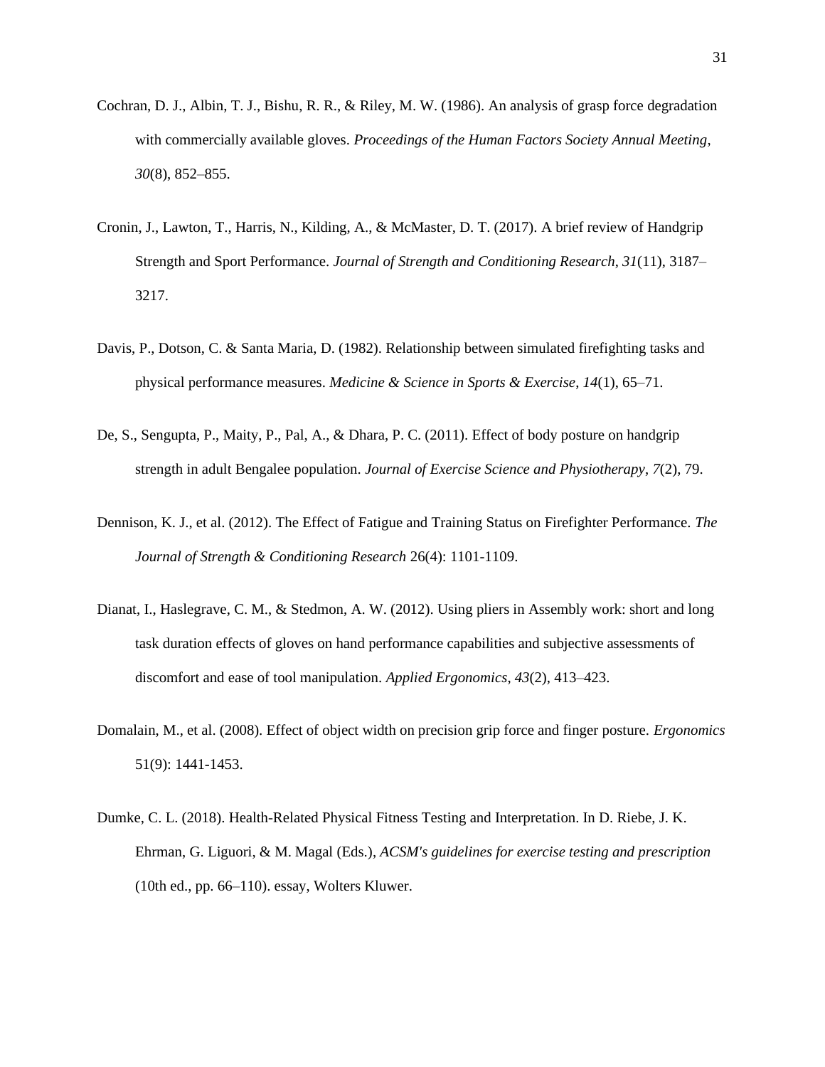Cochran, D. J., Albin, T. J., Bishu, R. R., & Riley, M. W. (1986). An analysis of grasp force degradation with commercially available gloves. *Proceedings of the Human Factors Society Annual Meeting*, *30*(8), 852–855.

Cronin, J., Lawton, T., Harris, N., Kilding, A., & McMaster, D. T. (2017). A brief review of Handgrip Strength and Sport Performance. *Journal of Strength and Conditioning Research*, *31*(11), 3187–3217.

Davis, P., Dotson, C. & Santa Maria, D. (1982). Relationship between simulated firefighting tasks and physical performance measures. *Medicine & Science in Sports & Exercise*, *14*(1), 65–71.

De, S., Sengupta, P., Maity, P., Pal, A., & Dhara, P. C. (2011). Effect of body posture on handgrip strength in adult Bengalee population. *Journal of Exercise Science and Physiotherapy*, *7*(2), 79.

Dennison, K. J., et al. (2012). The Effect of Fatigue and Training Status on Firefighter Performance. *The Journal of Strength & Conditioning Research* 26(4): 1101-1109.

Dianat, I., Haslegrave, C. M., & Stedmon, A. W. (2012). Using pliers in Assembly work: short and long task duration effects of gloves on hand performance capabilities and subjective assessments of discomfort and ease of tool manipulation. *Applied Ergonomics*, *43*(2), 413–423.

Domalain, M., et al. (2008). Effect of object width on precision grip force and finger posture. *Ergonomics* 51(9): 1441-1453.

Dumke, C. L. (2018). Health-Related Physical Fitness Testing and Interpretation. In D. Riebe, J. K. Ehrman, G. Liguori, & M. Magal (Eds.), *ACSM's guidelines for exercise testing and prescription* (10th ed., pp. 66–110). essay, Wolters Kluwer.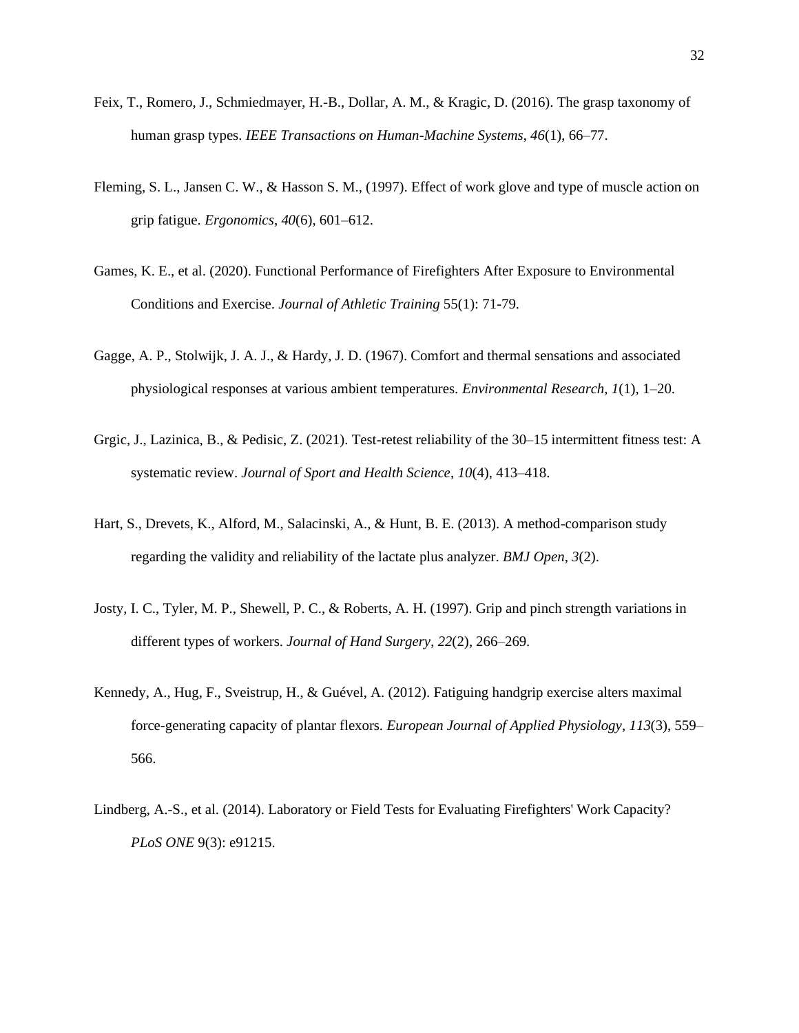Feix, T., Romero, J., Schmiedmayer, H.-B., Dollar, A. M., & Kragic, D. (2016). The grasp taxonomy of human grasp types. *IEEE Transactions on Human-Machine Systems*, *46*(1), 66–77.

Fleming, S. L., Jansen C. W., & Hasson S. M., (1997). Effect of work glove and type of muscle action on grip fatigue. *Ergonomics*, *40*(6), 601–612.

Games, K. E., et al. (2020). Functional Performance of Firefighters After Exposure to Environmental Conditions and Exercise. *Journal of Athletic Training* 55(1): 71-79.

Gagge, A. P., Stolwijk, J. A. J., & Hardy, J. D. (1967). Comfort and thermal sensations and associated physiological responses at various ambient temperatures. *Environmental Research*, *1*(1), 1–20.

Grgic, J., Lazinica, B., & Pedisic, Z. (2021). Test-retest reliability of the 30–15 intermittent fitness test: A systematic review. *Journal of Sport and Health Science*, *10*(4), 413–418.

Hart, S., Drevets, K., Alford, M., Salacinski, A., & Hunt, B. E. (2013). A method-comparison study regarding the validity and reliability of the lactate plus analyzer. *BMJ Open*, *3*(2).

Josty, I. C., Tyler, M. P., Shewell, P. C., & Roberts, A. H. (1997). Grip and pinch strength variations in different types of workers. *Journal of Hand Surgery*, *22*(2), 266–269.

Kennedy, A., Hug, F., Sveistrup, H., & Guével, A. (2012). Fatiguing handgrip exercise alters maximal force-generating capacity of plantar flexors. *European Journal of Applied Physiology*, *113*(3), 559–566.

Lindberg, A.-S., et al. (2014). Laboratory or Field Tests for Evaluating Firefighters' Work Capacity? *PLoS ONE* 9(3): e91215.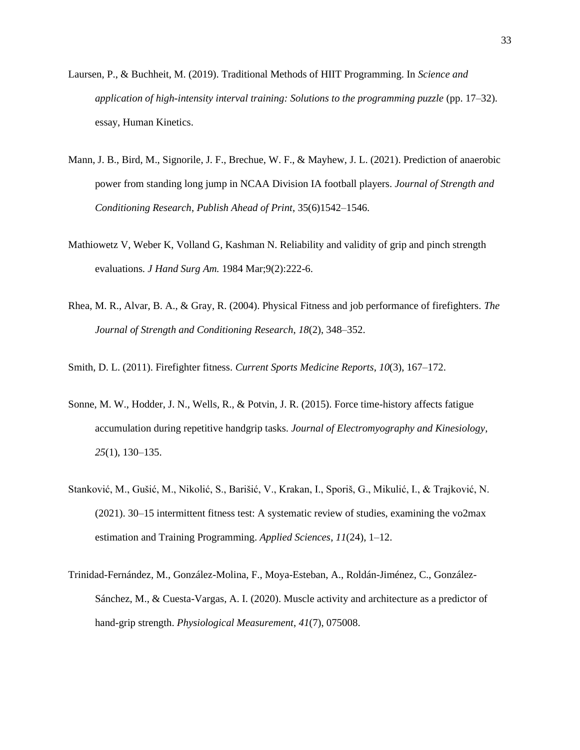Laursen, P., & Buchheit, M. (2019). Traditional Methods of HIIT Programming. In *Science and application of high-intensity interval training: Solutions to the programming puzzle* (pp. 17–32). essay, Human Kinetics.

Mann, J. B., Bird, M., Signorile, J. F., Brechue, W. F., & Mayhew, J. L. (2021). Prediction of anaerobic power from standing long jump in NCAA Division IA football players. *Journal of Strength and Conditioning Research*, *Publish Ahead of Print*, 35(6)1542–1546.

Mathiowetz V, Weber K, Volland G, Kashman N. Reliability and validity of grip and pinch strength evaluations. *J Hand Surg Am.* 1984 Mar;9(2):222-6.

Rhea, M. R., Alvar, B. A., & Gray, R. (2004). Physical Fitness and job performance of firefighters. *The Journal of Strength and Conditioning Research*, *18*(2), 348–352.

Smith, D. L. (2011). Firefighter fitness. *Current Sports Medicine Reports*, *10*(3), 167–172.

Sonne, M. W., Hodder, J. N., Wells, R., & Potvin, J. R. (2015). Force time-history affects fatigue accumulation during repetitive handgrip tasks. *Journal of Electromyography and Kinesiology*, *25*(1), 130–135.

Stanković, M., Gušić, M., Nikolić, S., Barišić, V., Krakan, I., Sporiš, G., Mikulić, I., & Trajković, N. (2021). 30–15 intermittent fitness test: A systematic review of studies, examining the vo2max estimation and Training Programming. *Applied Sciences*, *11*(24), 1–12.

Trinidad-Fernández, M., González-Molina, F., Moya-Esteban, A., Roldán-Jiménez, C., González-Sánchez, M., & Cuesta-Vargas, A. I. (2020). Muscle activity and architecture as a predictor of hand-grip strength. *Physiological Measurement*, *41*(7), 075008.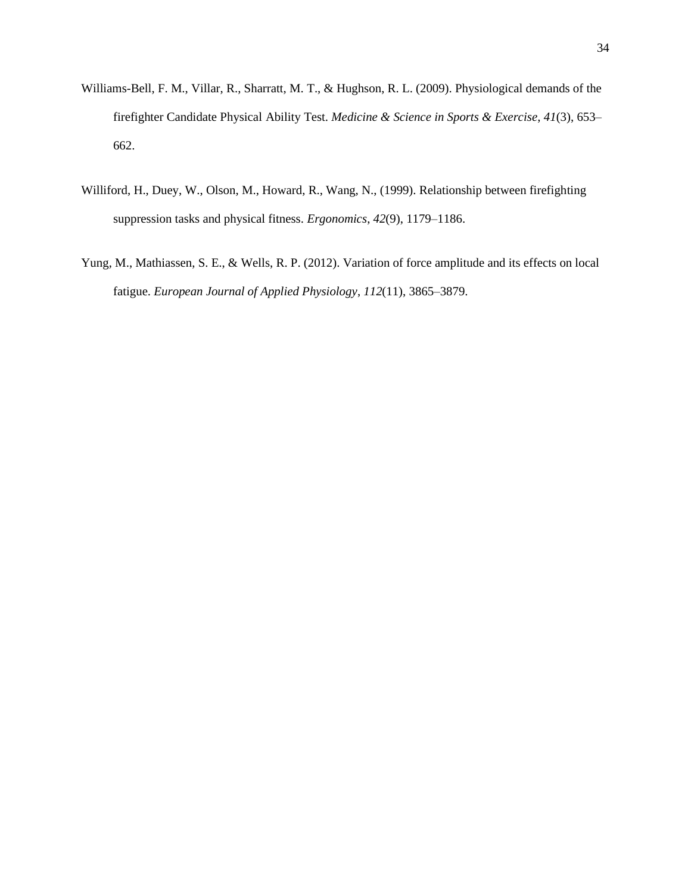Williams-Bell, F. M., Villar, R., Sharratt, M. T., & Hughson, R. L. (2009). Physiological demands of the firefighter Candidate Physical Ability Test. *Medicine & Science in Sports & Exercise*, *41*(3), 653–662.

Williford, H., Duey, W., Olson, M., Howard, R., Wang, N., (1999). Relationship between firefighting suppression tasks and physical fitness. *Ergonomics*, *42*(9), 1179–1186.

Yung, M., Mathiassen, S. E., & Wells, R. P. (2012). Variation of force amplitude and its effects on local fatigue. *European Journal of Applied Physiology*, *112*(11), 3865–3879.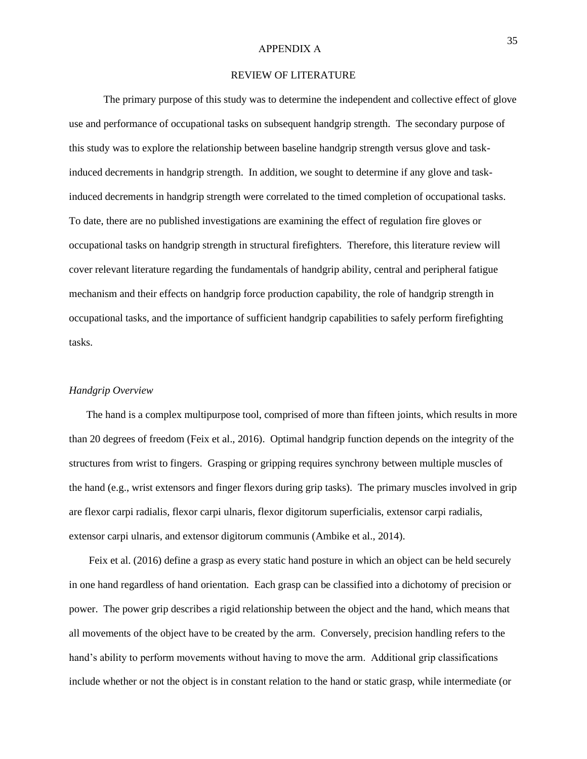# APPENDIX A

## REVIEW OF LITERATURE

The primary purpose of this study was to determine the independent and collective effect of glove use and performance of occupational tasks on subsequent handgrip strength. The secondary purpose of this study was to explore the relationship between baseline handgrip strength versus glove and task-induced decrements in handgrip strength. In addition, we sought to determine if any glove and task-induced decrements in handgrip strength were correlated to the timed completion of occupational tasks. To date, there are no published investigations are examining the effect of regulation fire gloves or occupational tasks on handgrip strength in structural firefighters. Therefore, this literature review will cover relevant literature regarding the fundamentals of handgrip ability, central and peripheral fatigue mechanism and their effects on handgrip force production capability, the role of handgrip strength in occupational tasks, and the importance of sufficient handgrip capabilities to safely perform firefighting tasks.

### *Handgrip Overview*

The hand is a complex multipurpose tool, comprised of more than fifteen joints, which results in more than 20 degrees of freedom (Feix et al., 2016). Optimal handgrip function depends on the integrity of the structures from wrist to fingers. Grasping or gripping requires synchrony between multiple muscles of the hand (e.g., wrist extensors and finger flexors during grip tasks). The primary muscles involved in grip are flexor carpi radialis, flexor carpi ulnaris, flexor digitorum superficialis, extensor carpi radialis, extensor carpi ulnaris, and extensor digitorum communis (Ambike et al., 2014).

Feix et al. (2016) define a grasp as every static hand posture in which an object can be held securely in one hand regardless of hand orientation. Each grasp can be classified into a dichotomy of precision or power. The power grip describes a rigid relationship between the object and the hand, which means that all movements of the object have to be created by the arm. Conversely, precision handling refers to the hand's ability to perform movements without having to move the arm. Additional grip classifications include whether or not the object is in constant relation to the hand or static grasp, while intermediate (or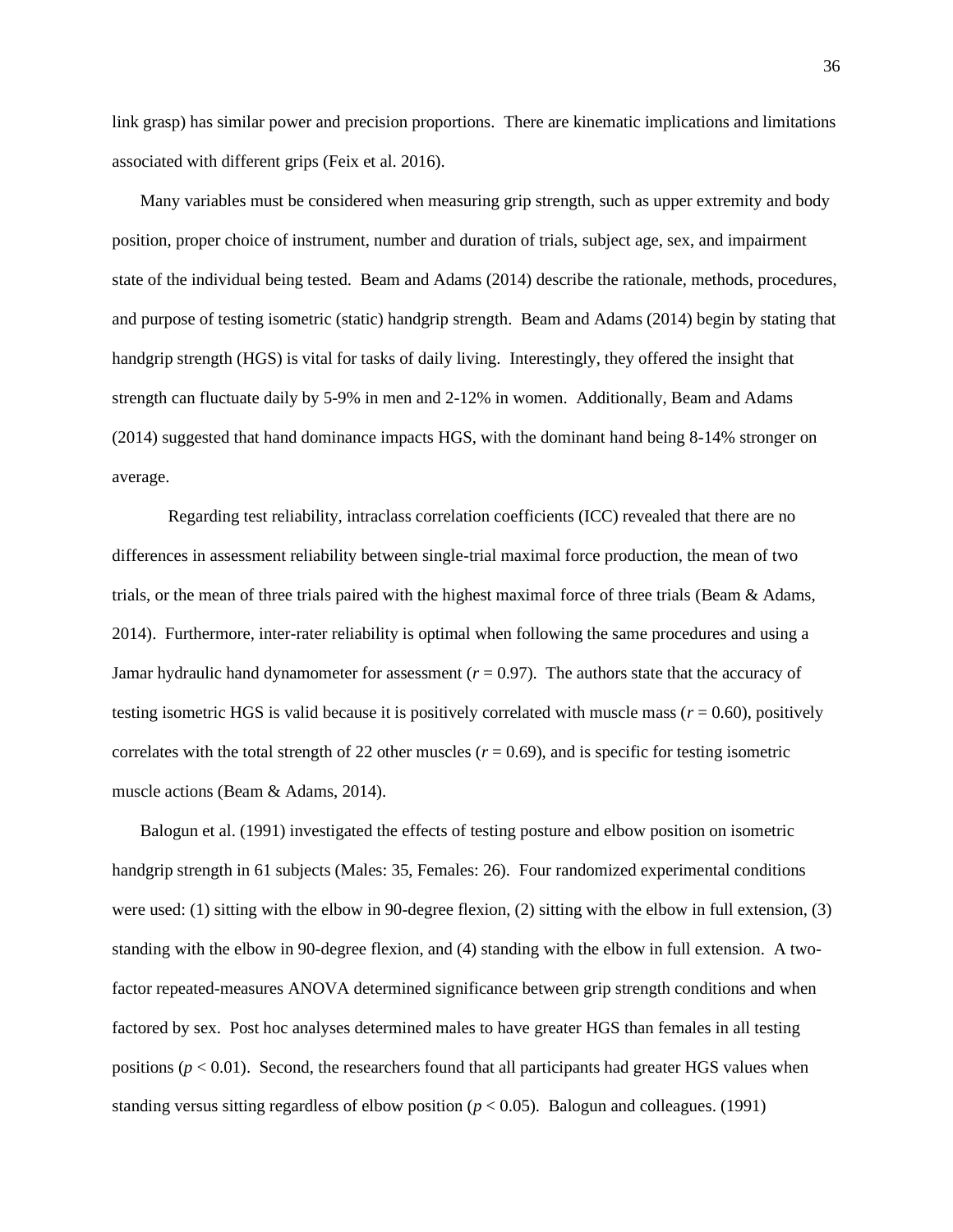link grasp) has similar power and precision proportions. There are kinematic implications and limitations associated with different grips (Feix et al. 2016).

Many variables must be considered when measuring grip strength, such as upper extremity and body position, proper choice of instrument, number and duration of trials, subject age, sex, and impairment state of the individual being tested. Beam and Adams (2014) describe the rationale, methods, procedures, and purpose of testing isometric (static) handgrip strength. Beam and Adams (2014) begin by stating that handgrip strength (HGS) is vital for tasks of daily living. Interestingly, they offered the insight that strength can fluctuate daily by 5-9% in men and 2-12% in women. Additionally, Beam and Adams (2014) suggested that hand dominance impacts HGS, with the dominant hand being 8-14% stronger on average.

Regarding test reliability, intraclass correlation coefficients (ICC) revealed that there are no differences in assessment reliability between single-trial maximal force production, the mean of two trials, or the mean of three trials paired with the highest maximal force of three trials (Beam & Adams, 2014). Furthermore, inter-rater reliability is optimal when following the same procedures and using a Jamar hydraulic hand dynamometer for assessment ($r = 0.97$). The authors state that the accuracy of testing isometric HGS is valid because it is positively correlated with muscle mass ($r = 0.60$), positively correlates with the total strength of 22 other muscles ($r = 0.69$), and is specific for testing isometric muscle actions (Beam & Adams, 2014).

Balogun et al. (1991) investigated the effects of testing posture and elbow position on isometric handgrip strength in 61 subjects (Males: 35, Females: 26). Four randomized experimental conditions were used: (1) sitting with the elbow in 90-degree flexion, (2) sitting with the elbow in full extension, (3) standing with the elbow in 90-degree flexion, and (4) standing with the elbow in full extension. A two-factor repeated-measures ANOVA determined significance between grip strength conditions and when factored by sex. Post hoc analyses determined males to have greater HGS than females in all testing positions ($p < 0.01$). Second, the researchers found that all participants had greater HGS values when standing versus sitting regardless of elbow position ($p < 0.05$). Balogun and colleagues. (1991)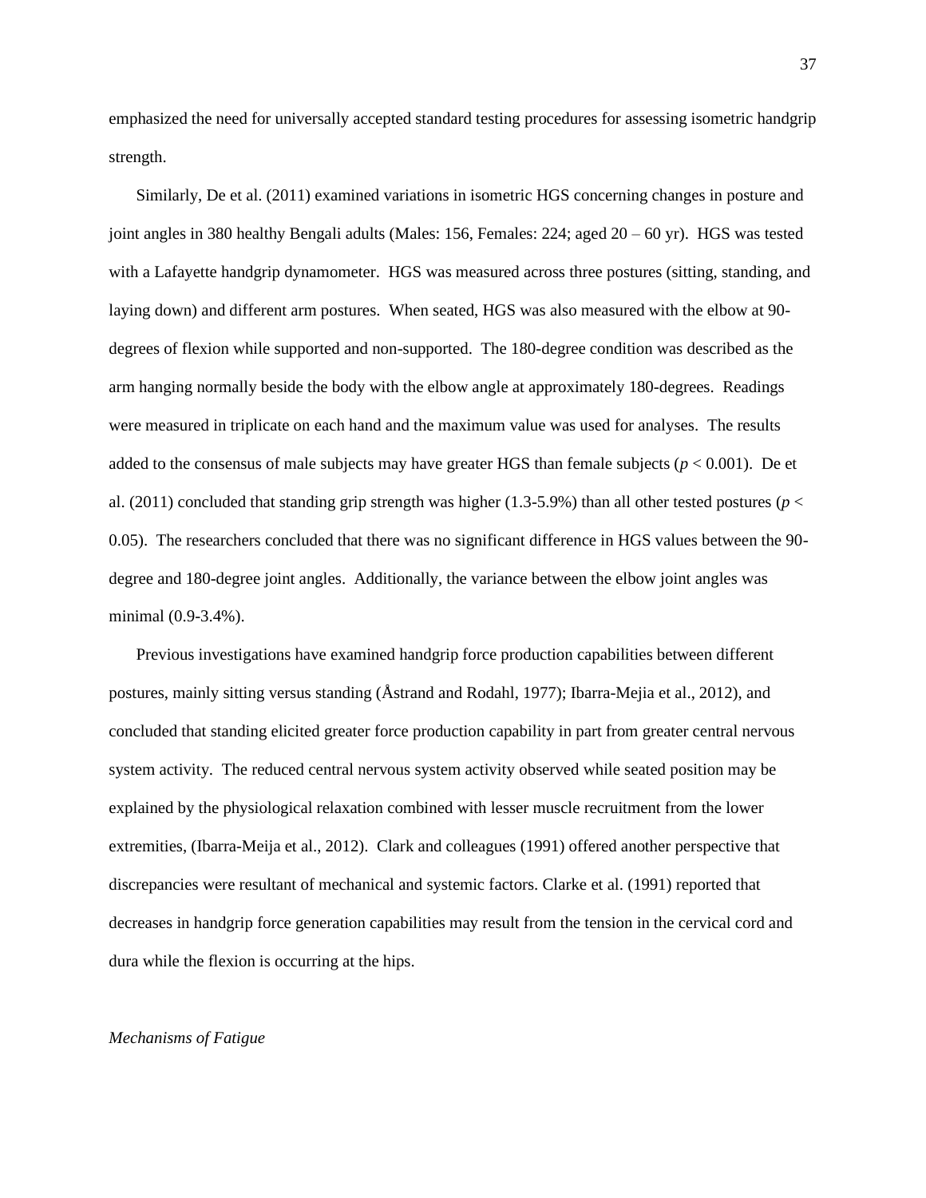emphasized the need for universally accepted standard testing procedures for assessing isometric handgrip strength.

Similarly, De et al. (2011) examined variations in isometric HGS concerning changes in posture and joint angles in 380 healthy Bengali adults (Males: 156, Females: 224; aged 20 – 60 yr). HGS was tested with a Lafayette handgrip dynamometer. HGS was measured across three postures (sitting, standing, and laying down) and different arm postures. When seated, HGS was also measured with the elbow at 90-degrees of flexion while supported and non-supported. The 180-degree condition was described as the arm hanging normally beside the body with the elbow angle at approximately 180-degrees. Readings were measured in triplicate on each hand and the maximum value was used for analyses. The results added to the consensus of male subjects may have greater HGS than female subjects ($p < 0.001$). De et al. (2011) concluded that standing grip strength was higher (1.3-5.9%) than all other tested postures ($p < 0.05$). The researchers concluded that there was no significant difference in HGS values between the 90-degree and 180-degree joint angles. Additionally, the variance between the elbow joint angles was minimal (0.9-3.4%).

Previous investigations have examined handgrip force production capabilities between different postures, mainly sitting versus standing (Åstrand and Rodahl, 1977); Ibarra-Mejia et al., 2012), and concluded that standing elicited greater force production capability in part from greater central nervous system activity. The reduced central nervous system activity observed while seated position may be explained by the physiological relaxation combined with lesser muscle recruitment from the lower extremities, (Ibarra-Meija et al., 2012). Clark and colleagues (1991) offered another perspective that discrepancies were resultant of mechanical and systemic factors. Clarke et al. (1991) reported that decreases in handgrip force generation capabilities may result from the tension in the cervical cord and dura while the flexion is occurring at the hips.

*Mechanisms of Fatigue*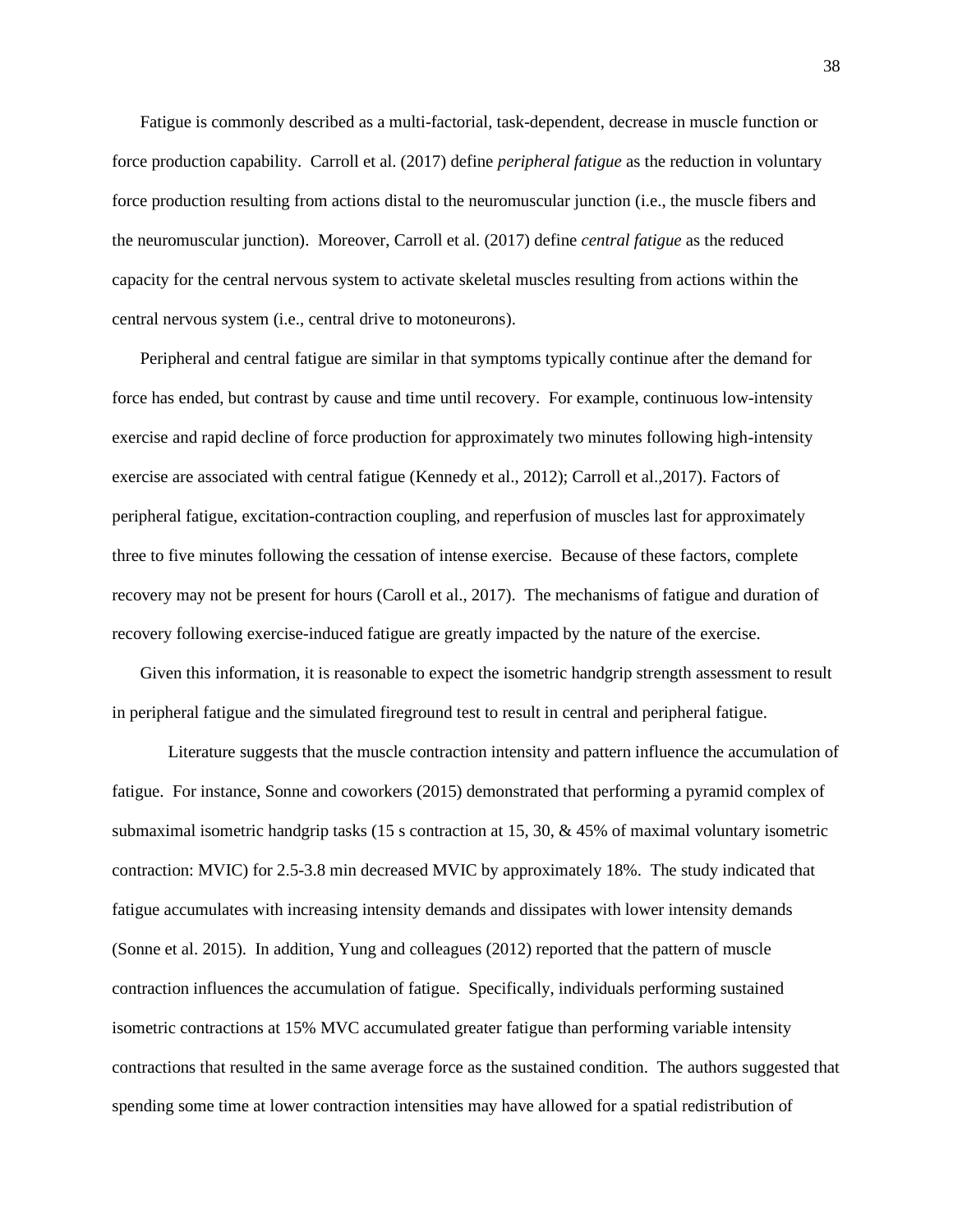Fatigue is commonly described as a multi-factorial, task-dependent, decrease in muscle function or force production capability. Carroll et al. (2017) define *peripheral fatigue* as the reduction in voluntary force production resulting from actions distal to the neuromuscular junction (i.e., the muscle fibers and the neuromuscular junction). Moreover, Carroll et al. (2017) define *central fatigue* as the reduced capacity for the central nervous system to activate skeletal muscles resulting from actions within the central nervous system (i.e., central drive to motoneurons).

Peripheral and central fatigue are similar in that symptoms typically continue after the demand for force has ended, but contrast by cause and time until recovery. For example, continuous low-intensity exercise and rapid decline of force production for approximately two minutes following high-intensity exercise are associated with central fatigue (Kennedy et al., 2012); Carroll et al.,2017). Factors of peripheral fatigue, excitation-contraction coupling, and reperfusion of muscles last for approximately three to five minutes following the cessation of intense exercise. Because of these factors, complete recovery may not be present for hours (Caroll et al., 2017). The mechanisms of fatigue and duration of recovery following exercise-induced fatigue are greatly impacted by the nature of the exercise.

Given this information, it is reasonable to expect the isometric handgrip strength assessment to result in peripheral fatigue and the simulated fireground test to result in central and peripheral fatigue.

Literature suggests that the muscle contraction intensity and pattern influence the accumulation of fatigue. For instance, Sonne and coworkers (2015) demonstrated that performing a pyramid complex of submaximal isometric handgrip tasks (15 s contraction at 15, 30, & 45% of maximal voluntary isometric contraction: MVIC) for 2.5-3.8 min decreased MVIC by approximately 18%. The study indicated that fatigue accumulates with increasing intensity demands and dissipates with lower intensity demands (Sonne et al. 2015). In addition, Yung and colleagues (2012) reported that the pattern of muscle contraction influences the accumulation of fatigue. Specifically, individuals performing sustained isometric contractions at 15% MVC accumulated greater fatigue than performing variable intensity contractions that resulted in the same average force as the sustained condition. The authors suggested that spending some time at lower contraction intensities may have allowed for a spatial redistribution of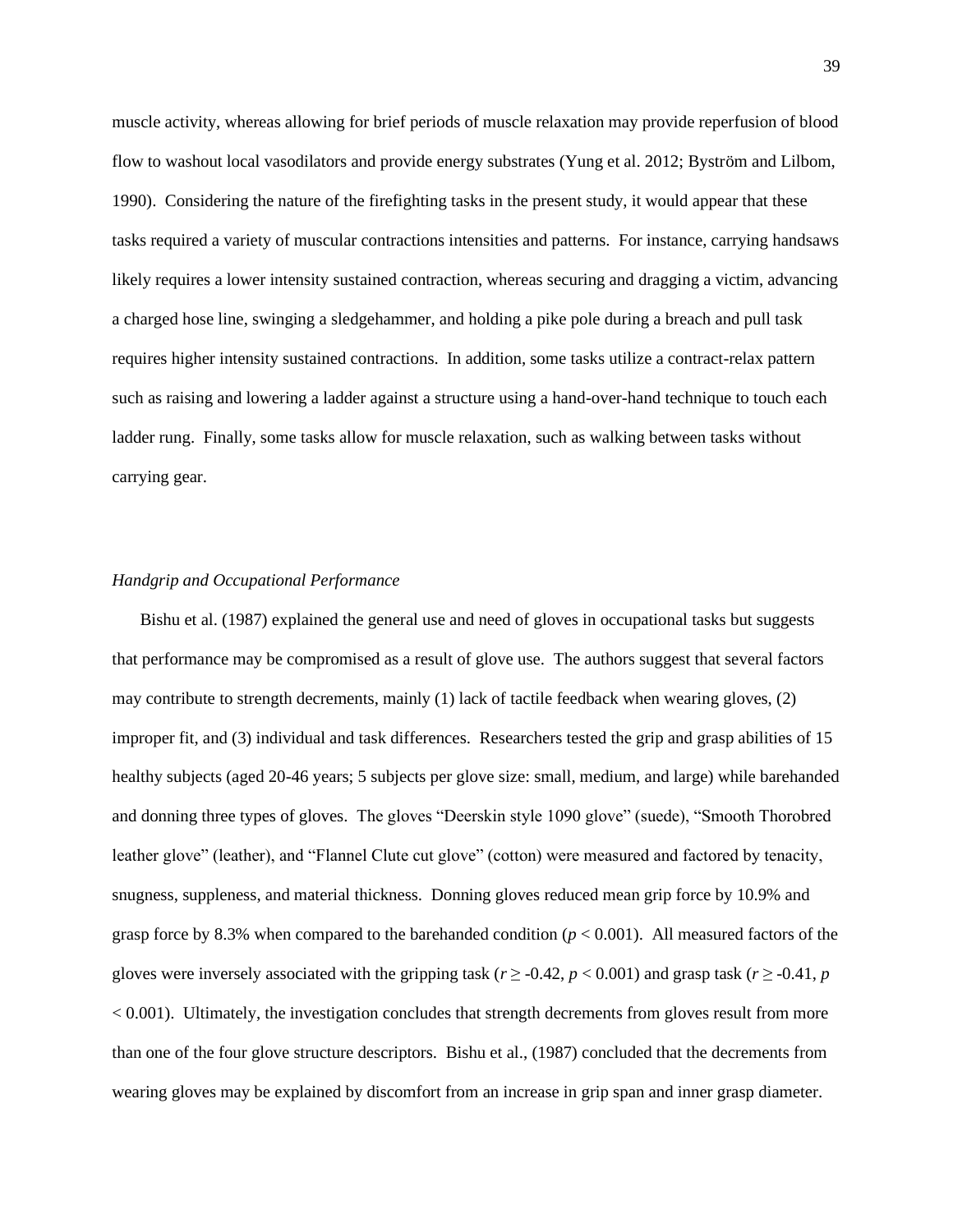muscle activity, whereas allowing for brief periods of muscle relaxation may provide reperfusion of blood flow to washout local vasodilators and provide energy substrates (Yung et al. 2012; Byström and Lilbom, 1990). Considering the nature of the firefighting tasks in the present study, it would appear that these tasks required a variety of muscular contractions intensities and patterns. For instance, carrying handsaws likely requires a lower intensity sustained contraction, whereas securing and dragging a victim, advancing a charged hose line, swinging a sledgehammer, and holding a pike pole during a breach and pull task requires higher intensity sustained contractions. In addition, some tasks utilize a contract-relax pattern such as raising and lowering a ladder against a structure using a hand-over-hand technique to touch each ladder rung. Finally, some tasks allow for muscle relaxation, such as walking between tasks without carrying gear.

*Handgrip and Occupational Performance*

Bishu et al. (1987) explained the general use and need of gloves in occupational tasks but suggests that performance may be compromised as a result of glove use. The authors suggest that several factors may contribute to strength decrements, mainly (1) lack of tactile feedback when wearing gloves, (2) improper fit, and (3) individual and task differences. Researchers tested the grip and grasp abilities of 15 healthy subjects (aged 20-46 years; 5 subjects per glove size: small, medium, and large) while barehanded and donning three types of gloves. The gloves "Deerskin style 1090 glove" (suede), "Smooth Thorobred leather glove" (leather), and "Flannel Clute cut glove" (cotton) were measured and factored by tenacity, snugness, suppleness, and material thickness. Donning gloves reduced mean grip force by 10.9% and grasp force by 8.3% when compared to the barehanded condition ($p < 0.001$). All measured factors of the gloves were inversely associated with the gripping task ($r \geq -0.42$, $p < 0.001$) and grasp task ($r \geq -0.41$, $p < 0.001$). Ultimately, the investigation concludes that strength decrements from gloves result from more than one of the four glove structure descriptors. Bishu et al., (1987) concluded that the decrements from wearing gloves may be explained by discomfort from an increase in grip span and inner grasp diameter.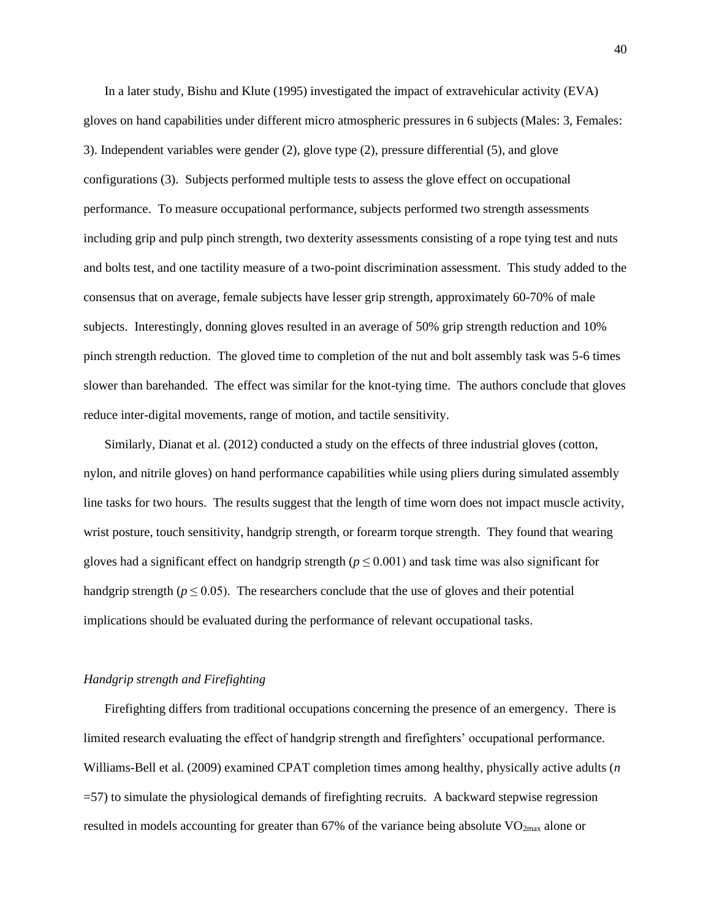In a later study, Bishu and Klute (1995) investigated the impact of extravehicular activity (EVA) gloves on hand capabilities under different micro atmospheric pressures in 6 subjects (Males: 3, Females: 3). Independent variables were gender (2), glove type (2), pressure differential (5), and glove configurations (3). Subjects performed multiple tests to assess the glove effect on occupational performance. To measure occupational performance, subjects performed two strength assessments including grip and pulp pinch strength, two dexterity assessments consisting of a rope tying test and nuts and bolts test, and one tactility measure of a two-point discrimination assessment. This study added to the consensus that on average, female subjects have lesser grip strength, approximately 60-70% of male subjects. Interestingly, donning gloves resulted in an average of 50% grip strength reduction and 10% pinch strength reduction. The gloved time to completion of the nut and bolt assembly task was 5-6 times slower than barehanded. The effect was similar for the knot-tying time. The authors conclude that gloves reduce inter-digital movements, range of motion, and tactile sensitivity.

Similarly, Dianat et al. (2012) conducted a study on the effects of three industrial gloves (cotton, nylon, and nitrile gloves) on hand performance capabilities while using pliers during simulated assembly line tasks for two hours. The results suggest that the length of time worn does not impact muscle activity, wrist posture, touch sensitivity, handgrip strength, or forearm torque strength. They found that wearing gloves had a significant effect on handgrip strength ($p \leq 0.001$) and task time was also significant for handgrip strength ($p \leq 0.05$). The researchers conclude that the use of gloves and their potential implications should be evaluated during the performance of relevant occupational tasks.

### *Handgrip strength and Firefighting*

Firefighting differs from traditional occupations concerning the presence of an emergency. There is limited research evaluating the effect of handgrip strength and firefighters' occupational performance. Williams-Bell et al. (2009) examined CPAT completion times among healthy, physically active adults ($n$ =57) to simulate the physiological demands of firefighting recruits. A backward stepwise regression resulted in models accounting for greater than 67% of the variance being absolute $VO_{2max}$ alone or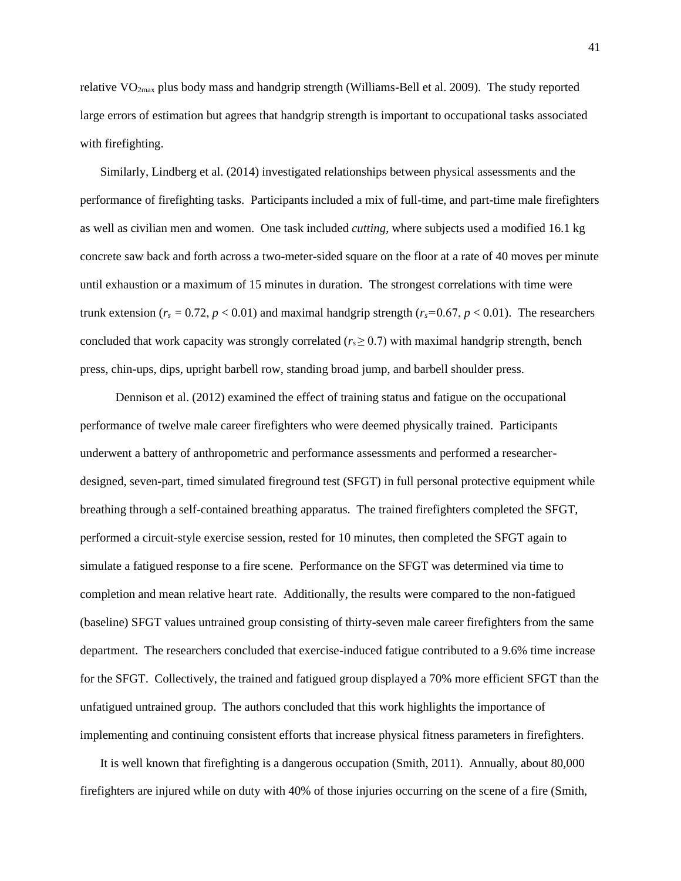relative $VO_{2max}$ plus body mass and handgrip strength (Williams-Bell et al. 2009). The study reported large errors of estimation but agrees that handgrip strength is important to occupational tasks associated with firefighting.

Similarly, Lindberg et al. (2014) investigated relationships between physical assessments and the performance of firefighting tasks. Participants included a mix of full-time, and part-time male firefighters as well as civilian men and women. One task included *cutting*, where subjects used a modified 16.1 kg concrete saw back and forth across a two-meter-sided square on the floor at a rate of 40 moves per minute until exhaustion or a maximum of 15 minutes in duration. The strongest correlations with time were trunk extension ($r_s$ = 0.72, $p$ < 0.01) and maximal handgrip strength ($r_s$=0.67, $p$ < 0.01). The researchers concluded that work capacity was strongly correlated ($r_s \geq 0.7$) with maximal handgrip strength, bench press, chin-ups, dips, upright barbell row, standing broad jump, and barbell shoulder press.

Dennison et al. (2012) examined the effect of training status and fatigue on the occupational performance of twelve male career firefighters who were deemed physically trained. Participants underwent a battery of anthropometric and performance assessments and performed a researcher-designed, seven-part, timed simulated fireground test (SFGT) in full personal protective equipment while breathing through a self-contained breathing apparatus. The trained firefighters completed the SFGT, performed a circuit-style exercise session, rested for 10 minutes, then completed the SFGT again to simulate a fatigued response to a fire scene. Performance on the SFGT was determined via time to completion and mean relative heart rate. Additionally, the results were compared to the non-fatigued (baseline) SFGT values untrained group consisting of thirty-seven male career firefighters from the same department. The researchers concluded that exercise-induced fatigue contributed to a 9.6% time increase for the SFGT. Collectively, the trained and fatigued group displayed a 70% more efficient SFGT than the unfatigued untrained group. The authors concluded that this work highlights the importance of implementing and continuing consistent efforts that increase physical fitness parameters in firefighters.

It is well known that firefighting is a dangerous occupation (Smith, 2011). Annually, about 80,000 firefighters are injured while on duty with 40% of those injuries occurring on the scene of a fire (Smith,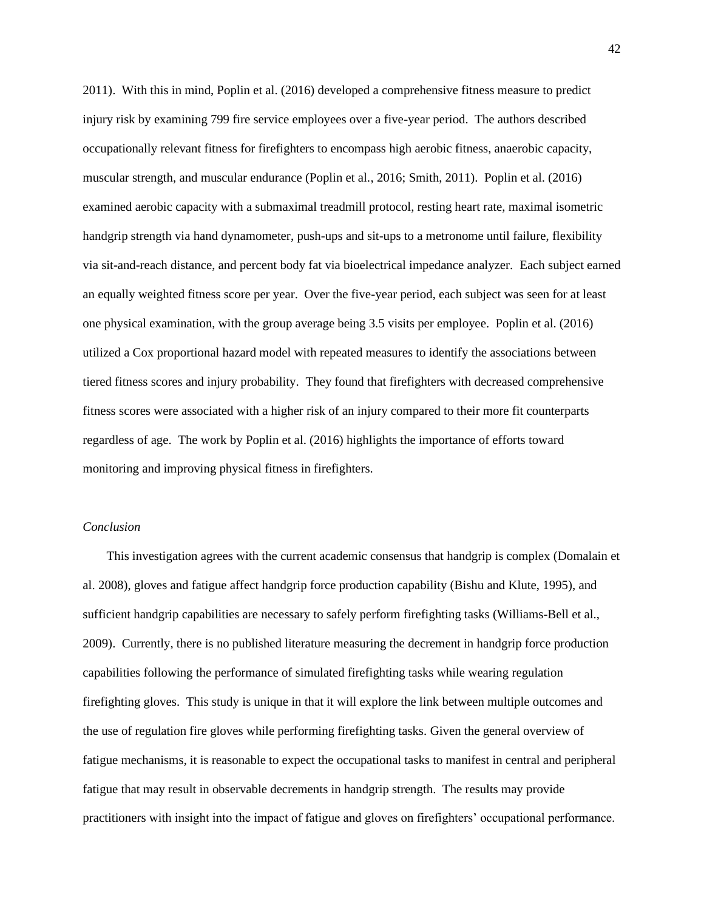2011). With this in mind, Poplin et al. (2016) developed a comprehensive fitness measure to predict injury risk by examining 799 fire service employees over a five-year period. The authors described occupationally relevant fitness for firefighters to encompass high aerobic fitness, anaerobic capacity, muscular strength, and muscular endurance (Poplin et al., 2016; Smith, 2011). Poplin et al. (2016) examined aerobic capacity with a submaximal treadmill protocol, resting heart rate, maximal isometric handgrip strength via hand dynamometer, push-ups and sit-ups to a metronome until failure, flexibility via sit-and-reach distance, and percent body fat via bioelectrical impedance analyzer. Each subject earned an equally weighted fitness score per year. Over the five-year period, each subject was seen for at least one physical examination, with the group average being 3.5 visits per employee. Poplin et al. (2016) utilized a Cox proportional hazard model with repeated measures to identify the associations between tiered fitness scores and injury probability. They found that firefighters with decreased comprehensive fitness scores were associated with a higher risk of an injury compared to their more fit counterparts regardless of age. The work by Poplin et al. (2016) highlights the importance of efforts toward monitoring and improving physical fitness in firefighters.

*Conclusion*

This investigation agrees with the current academic consensus that handgrip is complex (Domalain et al. 2008), gloves and fatigue affect handgrip force production capability (Bishu and Klute, 1995), and sufficient handgrip capabilities are necessary to safely perform firefighting tasks (Williams-Bell et al., 2009). Currently, there is no published literature measuring the decrement in handgrip force production capabilities following the performance of simulated firefighting tasks while wearing regulation firefighting gloves. This study is unique in that it will explore the link between multiple outcomes and the use of regulation fire gloves while performing firefighting tasks. Given the general overview of fatigue mechanisms, it is reasonable to expect the occupational tasks to manifest in central and peripheral fatigue that may result in observable decrements in handgrip strength. The results may provide practitioners with insight into the impact of fatigue and gloves on firefighters' occupational performance.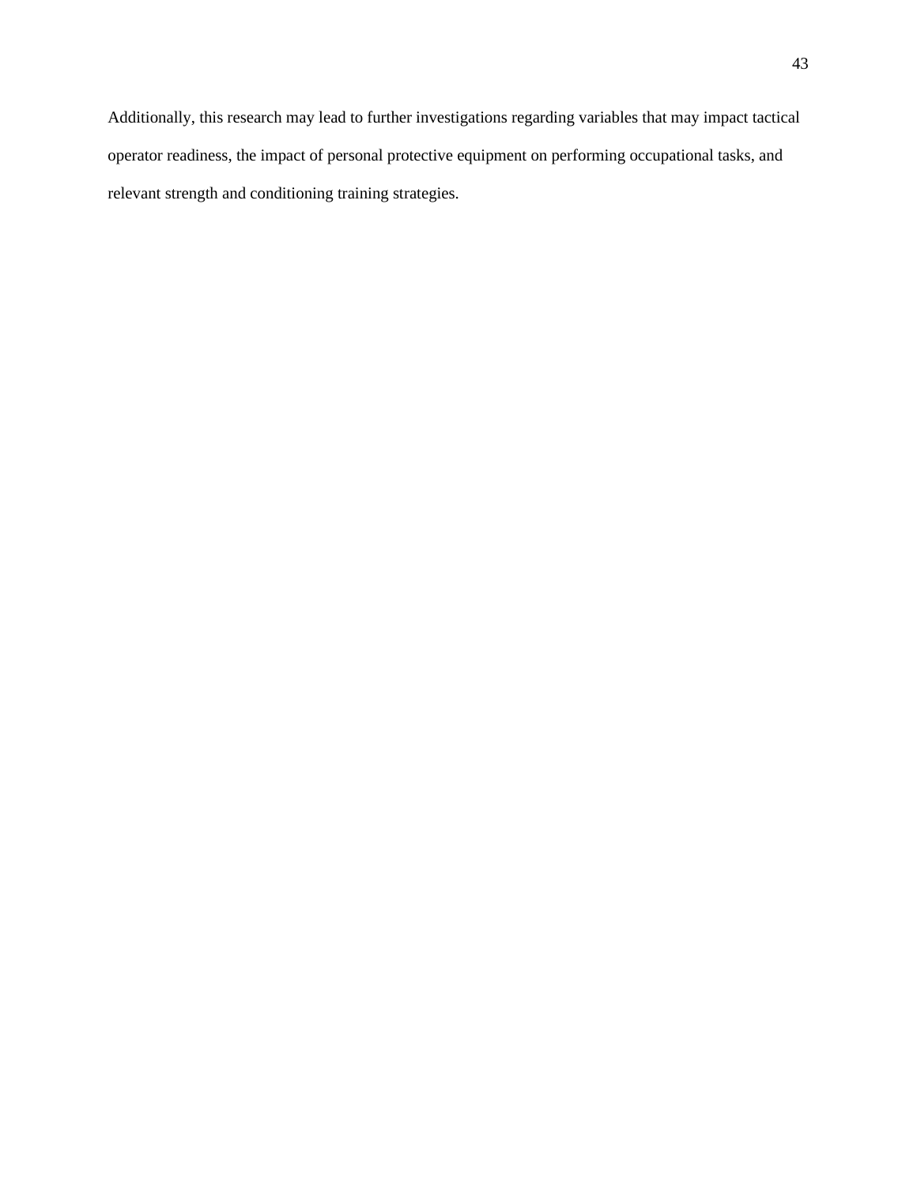Additionally, this research may lead to further investigations regarding variables that may impact tactical operator readiness, the impact of personal protective equipment on performing occupational tasks, and relevant strength and conditioning training strategies.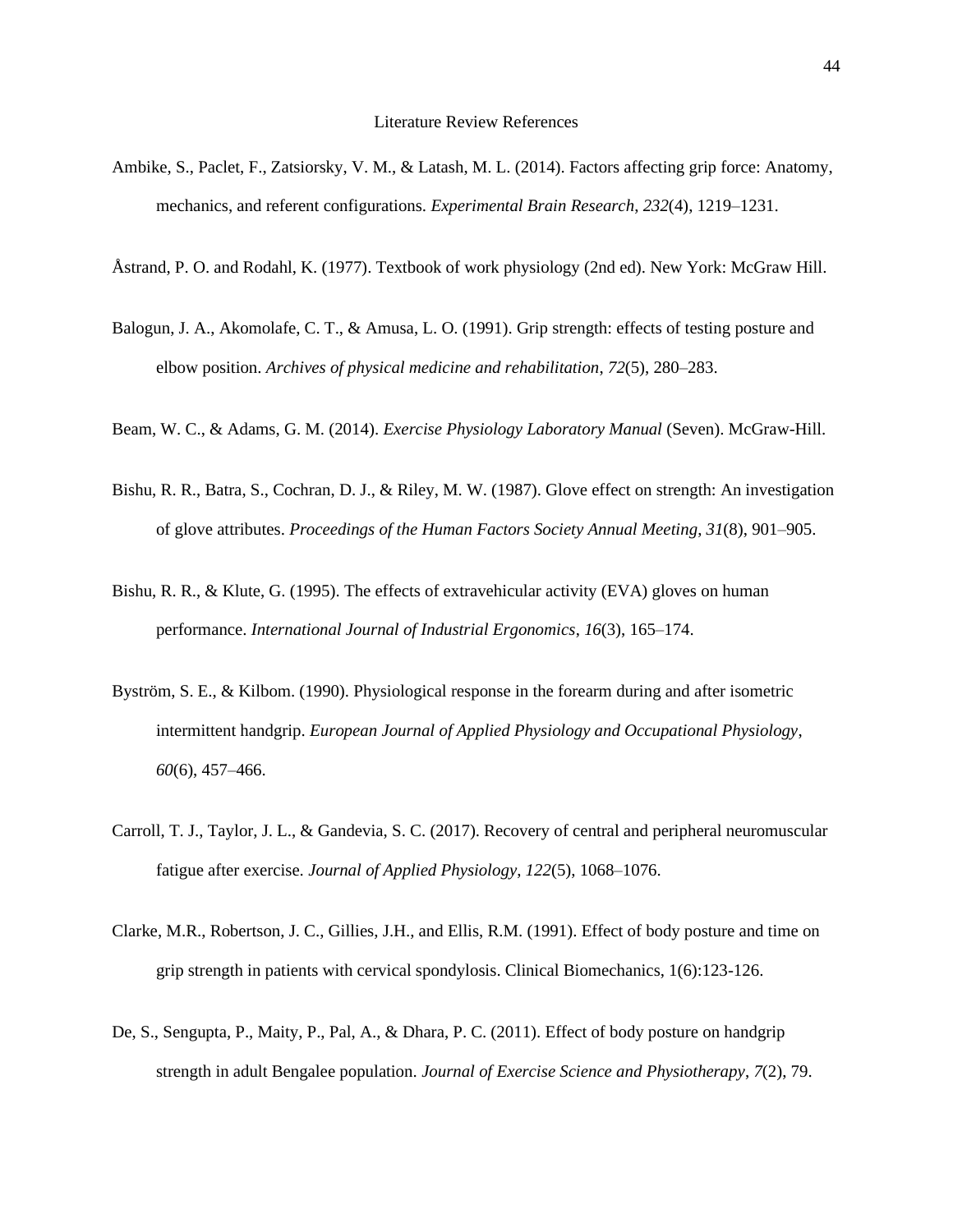# Literature Review References

Ambike, S., Paclet, F., Zatsiorsky, V. M., & Latash, M. L. (2014). Factors affecting grip force: Anatomy, mechanics, and referent configurations. *Experimental Brain Research*, *232*(4), 1219–1231.

Åstrand, P. O. and Rodahl, K. (1977). Textbook of work physiology (2nd ed). New York: McGraw Hill.

Balogun, J. A., Akomolafe, C. T., & Amusa, L. O. (1991). Grip strength: effects of testing posture and elbow position. *Archives of physical medicine and rehabilitation*, *72*(5), 280–283.

Beam, W. C., & Adams, G. M. (2014). *Exercise Physiology Laboratory Manual* (Seven). McGraw-Hill.

Bishu, R. R., Batra, S., Cochran, D. J., & Riley, M. W. (1987). Glove effect on strength: An investigation of glove attributes. *Proceedings of the Human Factors Society Annual Meeting*, *31*(8), 901–905.

Bishu, R. R., & Klute, G. (1995). The effects of extravehicular activity (EVA) gloves on human performance. *International Journal of Industrial Ergonomics*, *16*(3), 165–174.

Byström, S. E., & Kilbom. (1990). Physiological response in the forearm during and after isometric intermittent handgrip. *European Journal of Applied Physiology and Occupational Physiology*, *60*(6), 457–466.

Carroll, T. J., Taylor, J. L., & Gandevia, S. C. (2017). Recovery of central and peripheral neuromuscular fatigue after exercise. *Journal of Applied Physiology*, *122*(5), 1068–1076.

Clarke, M.R., Robertson, J. C., Gillies, J.H., and Ellis, R.M. (1991). Effect of body posture and time on grip strength in patients with cervical spondylosis. Clinical Biomechanics, 1(6):123-126.

De, S., Sengupta, P., Maity, P., Pal, A., & Dhara, P. C. (2011). Effect of body posture on handgrip strength in adult Bengalee population. *Journal of Exercise Science and Physiotherapy*, *7*(2), 79.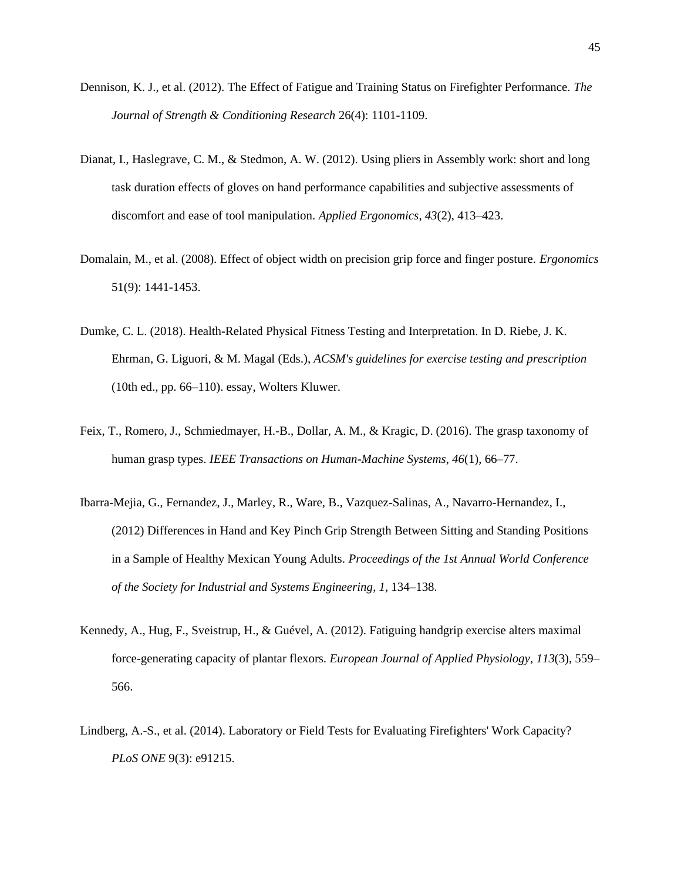Dennison, K. J., et al. (2012). The Effect of Fatigue and Training Status on Firefighter Performance. *The Journal of Strength & Conditioning Research* 26(4): 1101-1109.

Dianat, I., Haslegrave, C. M., & Stedmon, A. W. (2012). Using pliers in Assembly work: short and long task duration effects of gloves on hand performance capabilities and subjective assessments of discomfort and ease of tool manipulation. *Applied Ergonomics*, *43*(2), 413–423.

Domalain, M., et al. (2008). Effect of object width on precision grip force and finger posture. *Ergonomics* 51(9): 1441-1453.

Dumke, C. L. (2018). Health-Related Physical Fitness Testing and Interpretation. In D. Riebe, J. K. Ehrman, G. Liguori, & M. Magal (Eds.), *ACSM's guidelines for exercise testing and prescription* (10th ed., pp. 66–110). essay, Wolters Kluwer.

Feix, T., Romero, J., Schmiedmayer, H.-B., Dollar, A. M., & Kragic, D. (2016). The grasp taxonomy of human grasp types. *IEEE Transactions on Human-Machine Systems*, *46*(1), 66–77.

Ibarra-Mejia, G., Fernandez, J., Marley, R., Ware, B., Vazquez-Salinas, A., Navarro-Hernandez, I., (2012) Differences in Hand and Key Pinch Grip Strength Between Sitting and Standing Positions in a Sample of Healthy Mexican Young Adults. *Proceedings of the 1st Annual World Conference of the Society for Industrial and Systems Engineering*, *1*, 134–138.

Kennedy, A., Hug, F., Sveistrup, H., & Guével, A. (2012). Fatiguing handgrip exercise alters maximal force-generating capacity of plantar flexors. *European Journal of Applied Physiology*, *113*(3), 559–566.

Lindberg, A.-S., et al. (2014). Laboratory or Field Tests for Evaluating Firefighters' Work Capacity? *PLoS ONE* 9(3): e91215.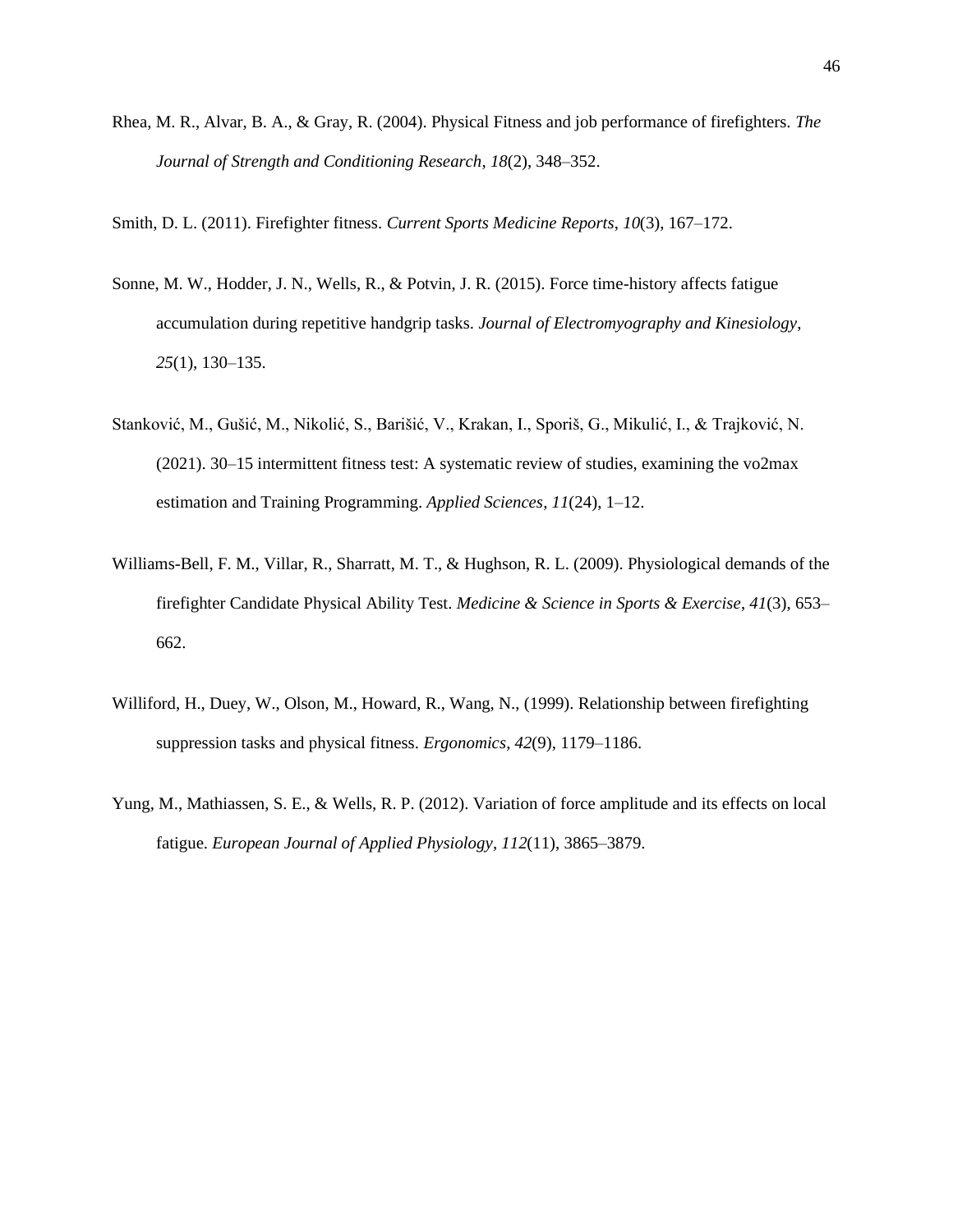Rhea, M. R., Alvar, B. A., & Gray, R. (2004). Physical Fitness and job performance of firefighters. *The Journal of Strength and Conditioning Research*, *18*(2), 348–352.

Smith, D. L. (2011). Firefighter fitness. *Current Sports Medicine Reports*, *10*(3), 167–172.

Sonne, M. W., Hodder, J. N., Wells, R., & Potvin, J. R. (2015). Force time-history affects fatigue accumulation during repetitive handgrip tasks. *Journal of Electromyography and Kinesiology*, *25*(1), 130–135.

Stanković, M., Gušić, M., Nikolić, S., Barišić, V., Krakan, I., Sporiš, G., Mikulić, I., & Trajković, N. (2021). 30–15 intermittent fitness test: A systematic review of studies, examining the vo2max estimation and Training Programming. *Applied Sciences*, *11*(24), 1–12.

Williams-Bell, F. M., Villar, R., Sharratt, M. T., & Hughson, R. L. (2009). Physiological demands of the firefighter Candidate Physical Ability Test. *Medicine & Science in Sports & Exercise*, *41*(3), 653–662.

Williford, H., Duey, W., Olson, M., Howard, R., Wang, N., (1999). Relationship between firefighting suppression tasks and physical fitness. *Ergonomics*, *42*(9), 1179–1186.

Yung, M., Mathiassen, S. E., & Wells, R. P. (2012). Variation of force amplitude and its effects on local fatigue. *European Journal of Applied Physiology*, *112*(11), 3865–3879.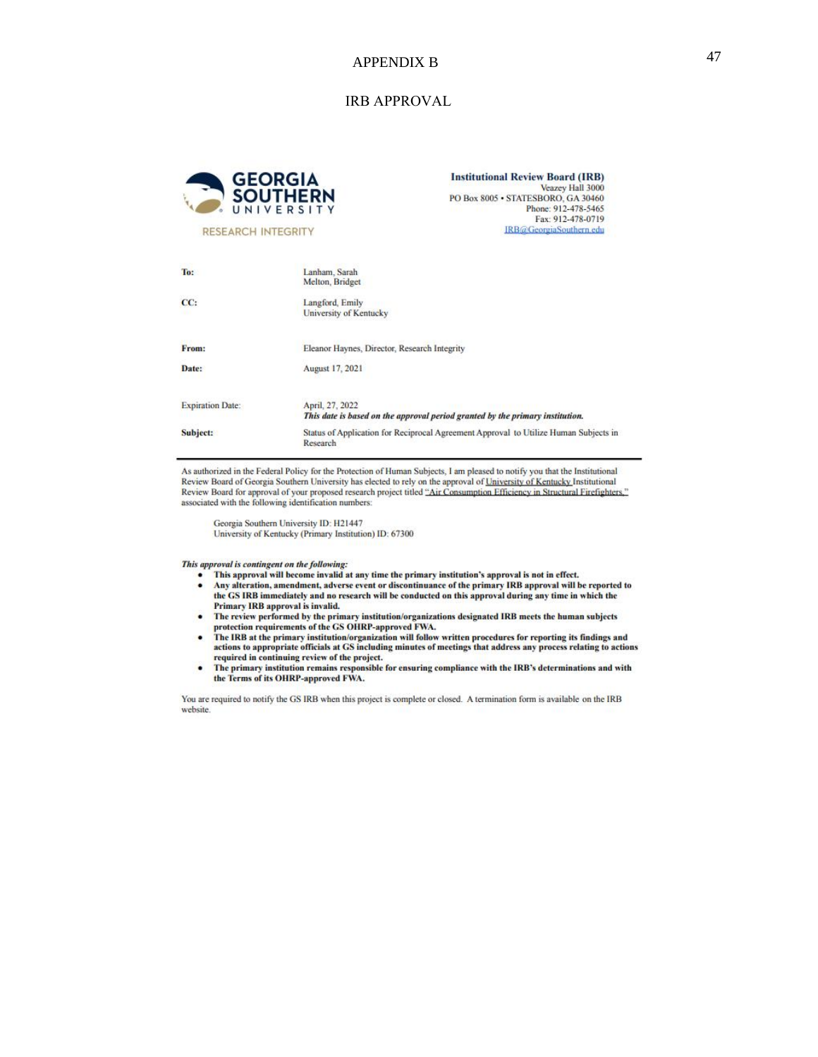# APPENDIX B

## IRB APPROVAL

**GEORGIA SOUTHERN UNIVERSITY**
RESEARCH INTEGRITY

**Institutional Review Board (IRB)**
Veazey Hall 3000
PO Box 8005 • STATESBORO, GA 30460
Phone: 912-478-5465
Fax: 912-478-0719
IRB@GeorgiaSouthern.edu

| | |
|---|---|
| **To:** | Lanham, Sarah<br>Melton, Bridget |
| **CC:** | Langford, Emily<br>University of Kentucky |
| **From:** | Eleanor Haynes, Director, Research Integrity |
| **Date:** | August 17, 2021 |
| Expiration Date: | April, 27, 2022<br>***This date is based on the approval period granted by the primary institution.*** |
| **Subject:** | Status of Application for Reciprocal Agreement Approval to Utilize Human Subjects in Research |

As authorized in the Federal Policy for the Protection of Human Subjects, I am pleased to notify you that the Institutional Review Board of Georgia Southern University has elected to rely on the approval of University of Kentucky Institutional Review Board for approval of your proposed research project titled "Air Consumption Efficiency in Structural Firefighters," associated with the following identification numbers:

Georgia Southern University ID: H21447
University of Kentucky (Primary Institution) ID: 67300

***This approval is contingent on the following:***

- **This approval will become invalid at any time the primary institution's approval is not in effect.**
- **Any alteration, amendment, adverse event or discontinuance of the primary IRB approval will be reported to the GS IRB immediately and no research will be conducted on this approval during any time in which the Primary IRB approval is invalid.**
- **The review performed by the primary institution/organizations designated IRB meets the human subjects protection requirements of the GS OHRP-approved FWA.**
- **The IRB at the primary institution/organization will follow written procedures for reporting its findings and actions to appropriate officials at GS including minutes of meetings that address any process relating to actions required in continuing review of the project.**
- **The primary institution remains responsible for ensuring compliance with the IRB's determinations and with the Terms of its OHRP-approved FWA.**

You are required to notify the GS IRB when this project is complete or closed. A termination form is available on the IRB website.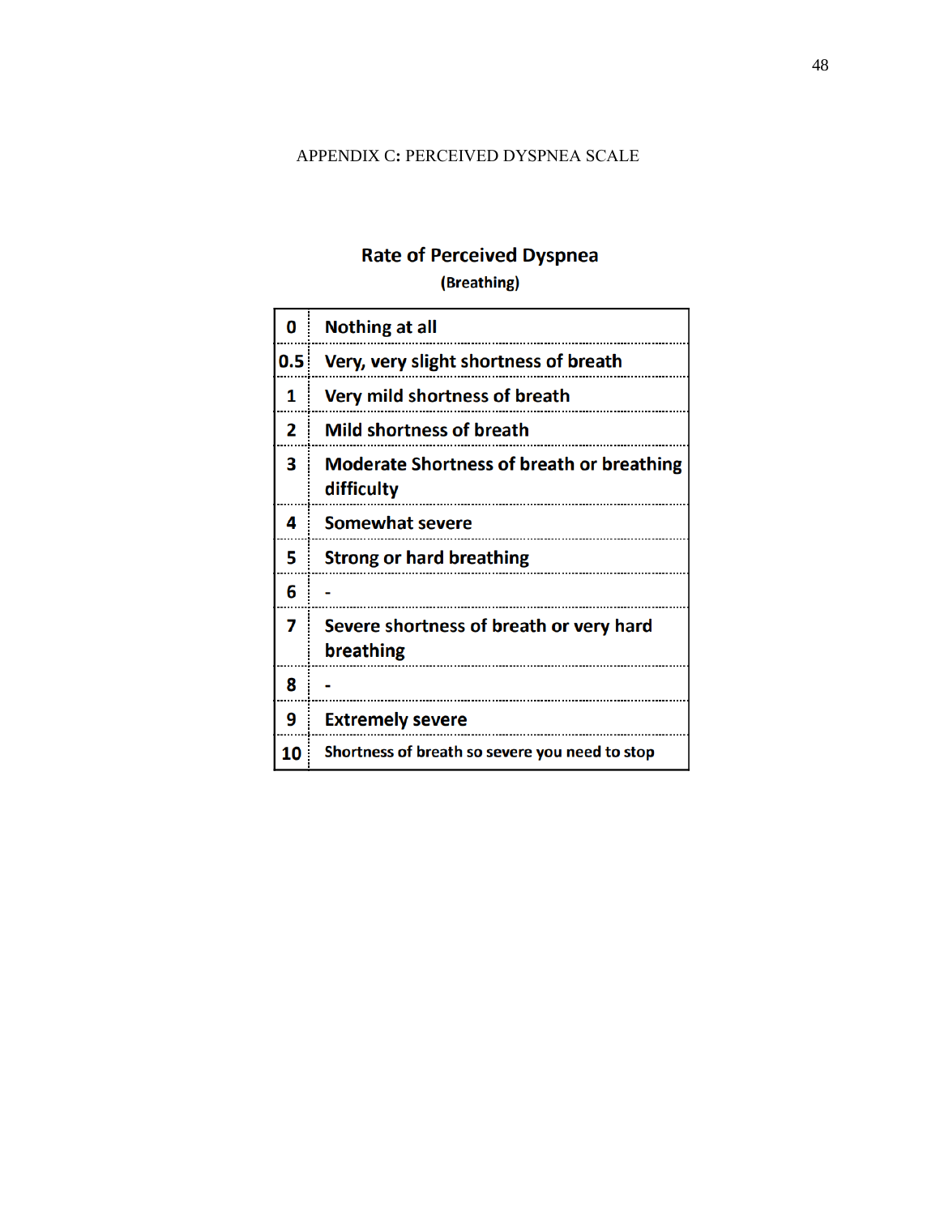APPENDIX C: PERCEIVED DYSPNEA SCALE

**Rate of Perceived Dyspnea**

**(Breathing)**

| | |
|---|---|
| **0** | **Nothing at all** |
| **0.5** | **Very, very slight shortness of breath** |
| **1** | **Very mild shortness of breath** |
| **2** | **Mild shortness of breath** |
| **3** | **Moderate Shortness of breath or breathing difficulty** |
| **4** | **Somewhat severe** |
| **5** | **Strong or hard breathing** |
| **6** | **-** |
| **7** | **Severe shortness of breath or very hard breathing** |
| **8** | **-** |
| **9** | **Extremely severe** |
| **10** | **Shortness of breath so severe you need to stop** |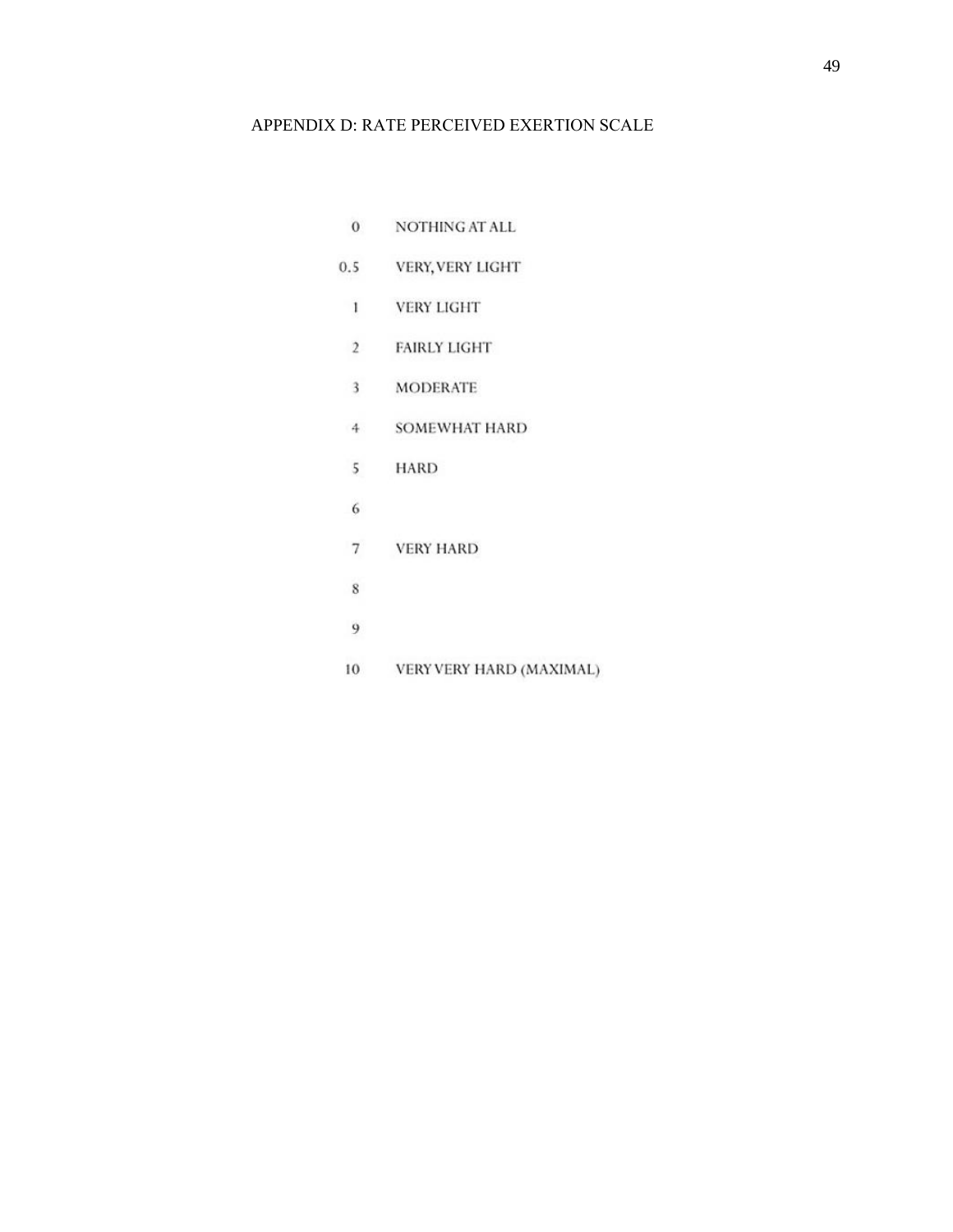# APPENDIX D: RATE PERCEIVED EXERTION SCALE

| | |
|---|---|
| 0 | NOTHING AT ALL |
| 0.5 | VERY, VERY LIGHT |
| 1 | VERY LIGHT |
| 2 | FAIRLY LIGHT |
| 3 | MODERATE |
| 4 | SOMEWHAT HARD |
| 5 | HARD |
| 6 | |
| 7 | VERY HARD |
| 8 | |
| 9 | |
| 10 | VERY VERY HARD (MAXIMAL) |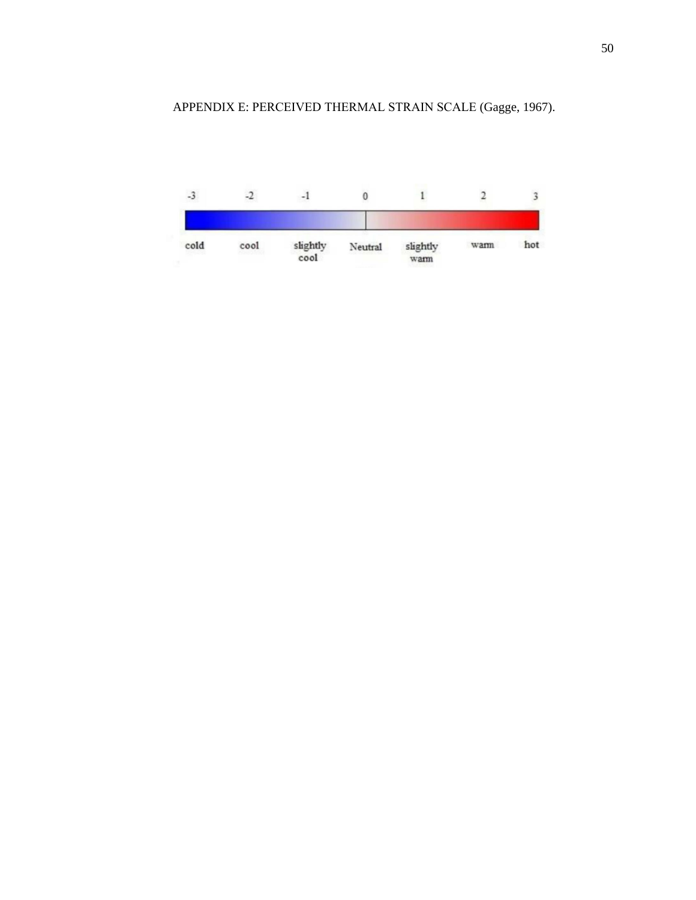APPENDIX E: PERCEIVED THERMAL STRAIN SCALE (Gagge, 1967).

-3 -2 -1 0 1 2 3

cold cool slightly cool Neutral slightly warm warm hot